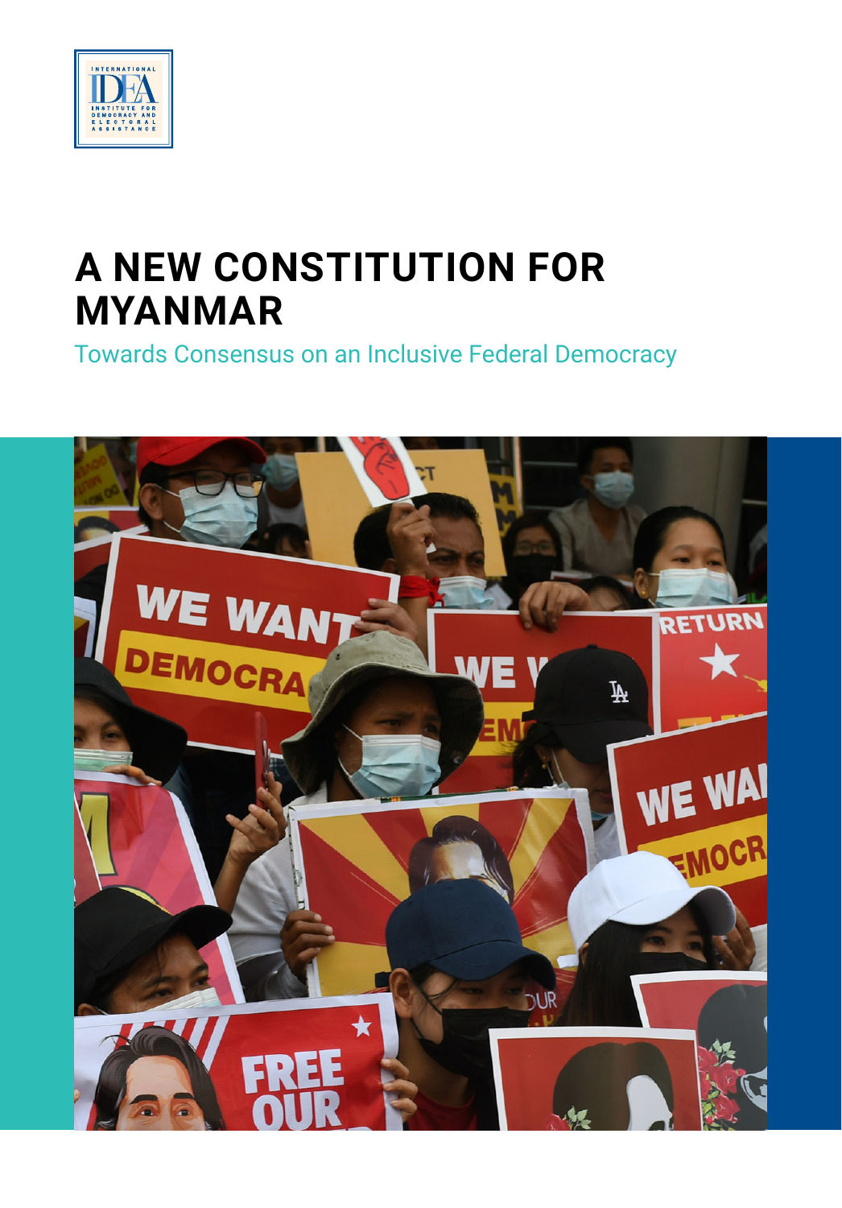# A NEW CONSTITUTION FOR MYANMAR

## Towards Consensus on an Inclusive Federal Democracy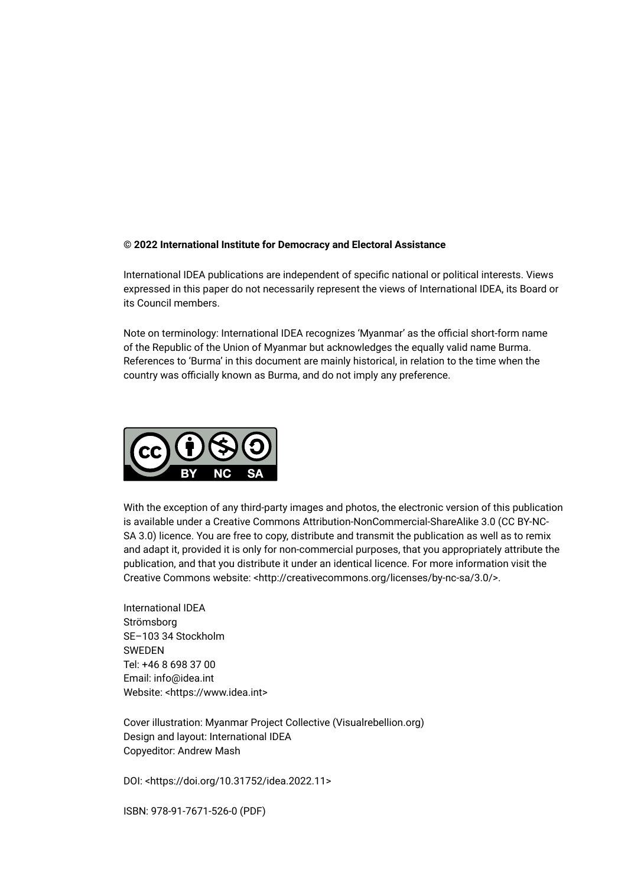**© 2022 International Institute for Democracy and Electoral Assistance**

International IDEA publications are independent of specific national or political interests. Views expressed in this paper do not necessarily represent the views of International IDEA, its Board or its Council members.

Note on terminology: International IDEA recognizes ‘Myanmar’ as the official short-form name of the Republic of the Union of Myanmar but acknowledges the equally valid name Burma. References to ‘Burma’ in this document are mainly historical, in relation to the time when the country was officially known as Burma, and do not imply any preference.

With the exception of any third-party images and photos, the electronic version of this publication is available under a Creative Commons Attribution-NonCommercial-ShareAlike 3.0 (CC BY-NC-SA 3.0) licence. You are free to copy, distribute and transmit the publication as well as to remix and adapt it, provided it is only for non-commercial purposes, that you appropriately attribute the publication, and that you distribute it under an identical licence. For more information visit the Creative Commons website: <http://creativecommons.org/licenses/by-nc-sa/3.0/>.

International IDEA
Strömsborg
SE–103 34 Stockholm
SWEDEN
Tel: +46 8 698 37 00
Email: info@idea.int
Website: <https://www.idea.int>

Cover illustration: Myanmar Project Collective (Visualrebellion.org)
Design and layout: International IDEA
Copyeditor: Andrew Mash

DOI: <https://doi.org/10.31752/idea.2022.11>

ISBN: 978-91-7671-526-0 (PDF)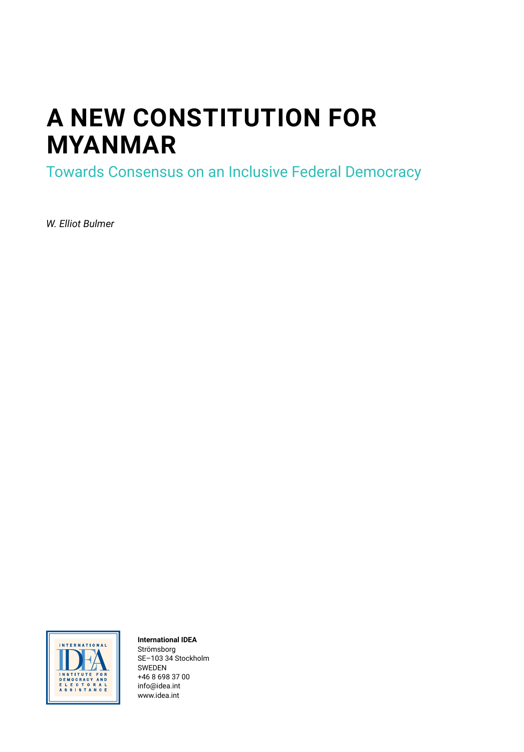# A NEW CONSTITUTION FOR MYANMAR

## Towards Consensus on an Inclusive Federal Democracy

*W. Elliot Bulmer*

INTERNATIONAL IDEA
INSTITUTE FOR DEMOCRACY AND ELECTORAL ASSISTANCE

**International IDEA**
Strömsborg
SE–103 34 Stockholm
SWEDEN
+46 8 698 37 00
info@idea.int
www.idea.int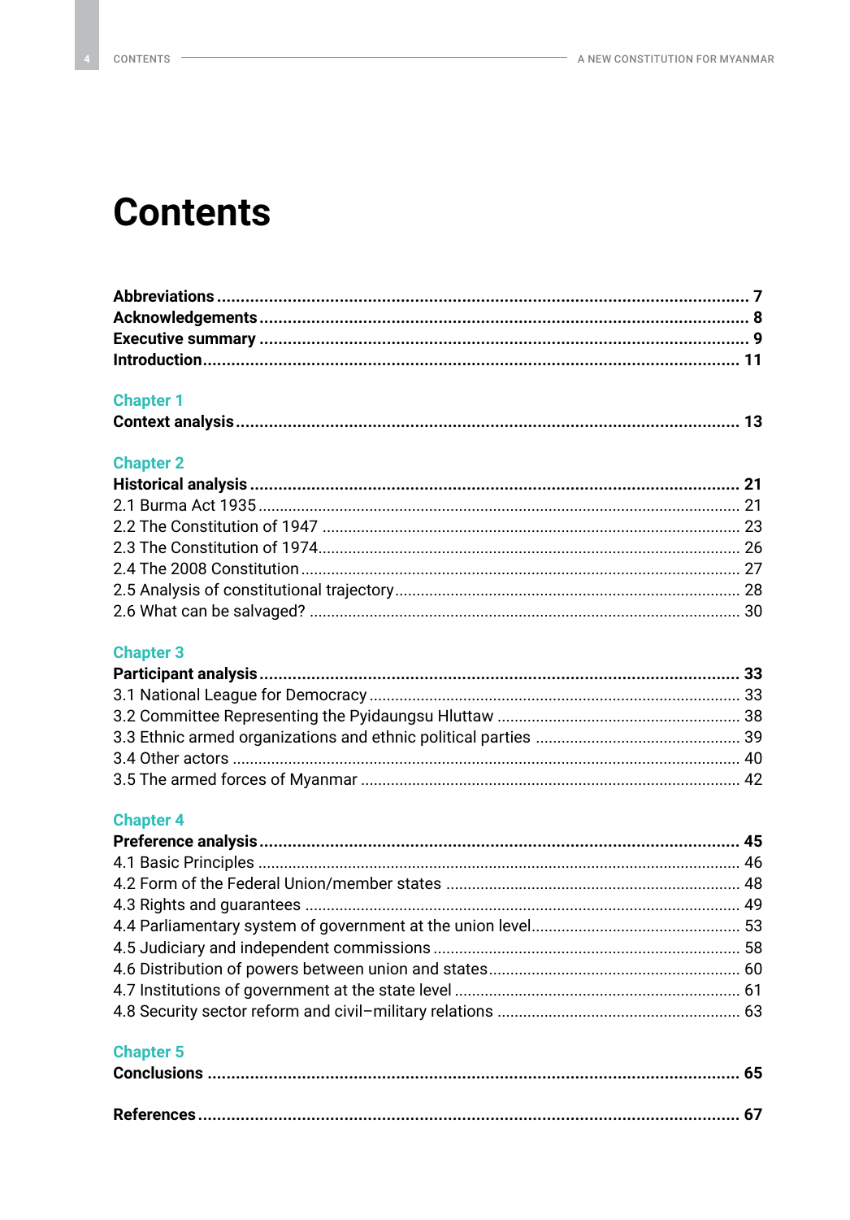# Contents

**Abbreviations** ... **7**
**Acknowledgements** ... **8**
**Executive summary** ... **9**
**Introduction** ... **11**

## Chapter 1

**Context analysis** ... **13**

## Chapter 2

**Historical analysis** ... **21**
2.1 Burma Act 1935 ... 21
2.2 The Constitution of 1947 ... 23
2.3 The Constitution of 1974 ... 26
2.4 The 2008 Constitution ... 27
2.5 Analysis of constitutional trajectory ... 28
2.6 What can be salvaged? ... 30

## Chapter 3

**Participant analysis** ... **33**
3.1 National League for Democracy ... 33
3.2 Committee Representing the Pyidaungsu Hluttaw ... 38
3.3 Ethnic armed organizations and ethnic political parties ... 39
3.4 Other actors ... 40
3.5 The armed forces of Myanmar ... 42

## Chapter 4

**Preference analysis** ... **45**
4.1 Basic Principles ... 46
4.2 Form of the Federal Union/member states ... 48
4.3 Rights and guarantees ... 49
4.4 Parliamentary system of government at the union level ... 53
4.5 Judiciary and independent commissions ... 58
4.6 Distribution of powers between union and states ... 60
4.7 Institutions of government at the state level ... 61
4.8 Security sector reform and civil–military relations ... 63

## Chapter 5

**Conclusions** ... **65**

**References** ... **67**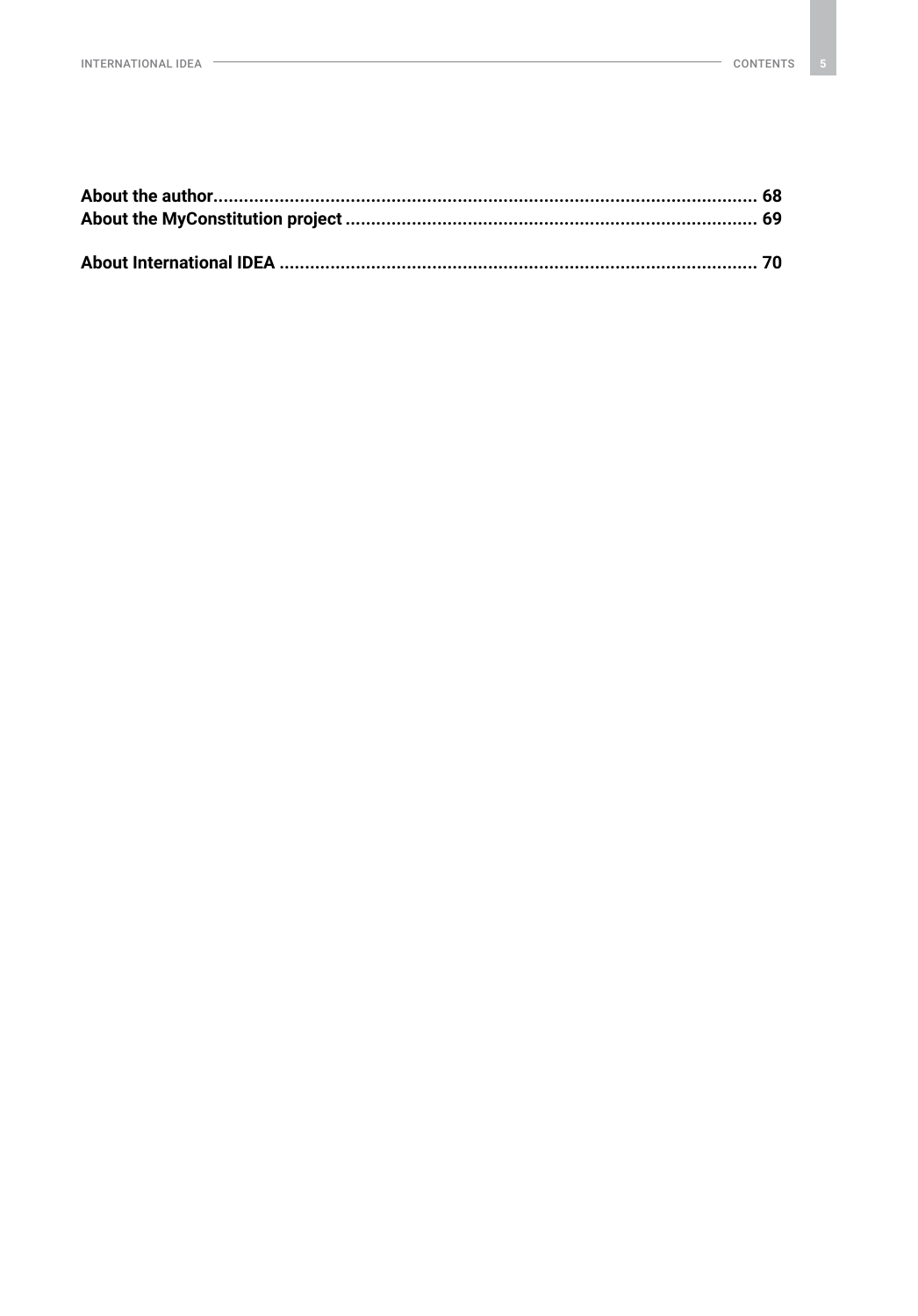**About the author** .......................................................................................................... **68**
**About the MyConstitution project** ................................................................................ **69**

**About International IDEA** ............................................................................................ **70**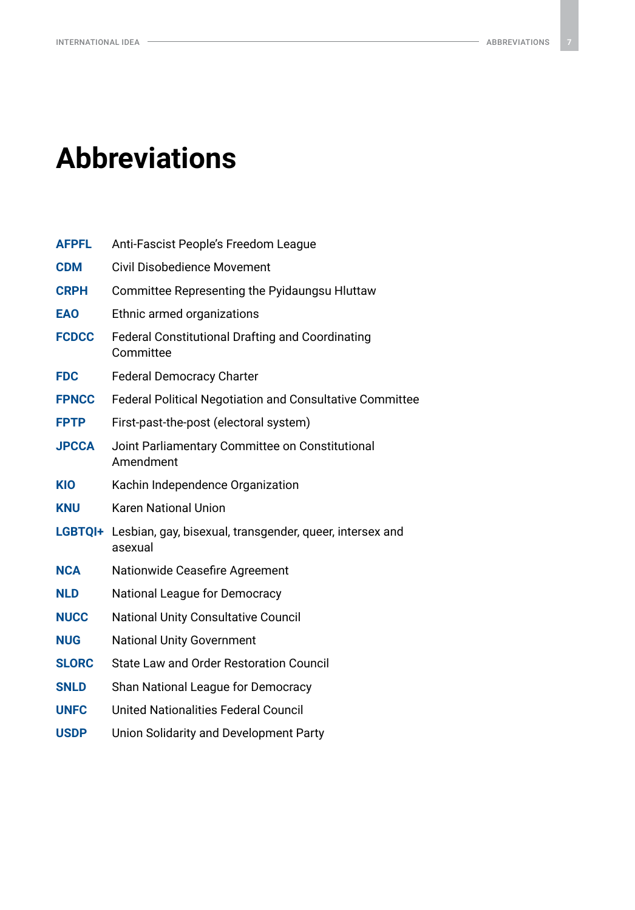# Abbreviations

| | |
|---|---|
| **AFPFL** | Anti-Fascist People's Freedom League |
| **CDM** | Civil Disobedience Movement |
| **CRPH** | Committee Representing the Pyidaungsu Hluttaw |
| **EAO** | Ethnic armed organizations |
| **FCDCC** | Federal Constitutional Drafting and Coordinating Committee |
| **FDC** | Federal Democracy Charter |
| **FPNCC** | Federal Political Negotiation and Consultative Committee |
| **FPTP** | First-past-the-post (electoral system) |
| **JPCCA** | Joint Parliamentary Committee on Constitutional Amendment |
| **KIO** | Kachin Independence Organization |
| **KNU** | Karen National Union |
| **LGBTQI+** | Lesbian, gay, bisexual, transgender, queer, intersex and asexual |
| **NCA** | Nationwide Ceasefire Agreement |
| **NLD** | National League for Democracy |
| **NUCC** | National Unity Consultative Council |
| **NUG** | National Unity Government |
| **SLORC** | State Law and Order Restoration Council |
| **SNLD** | Shan National League for Democracy |
| **UNFC** | United Nationalities Federal Council |
| **USDP** | Union Solidarity and Development Party |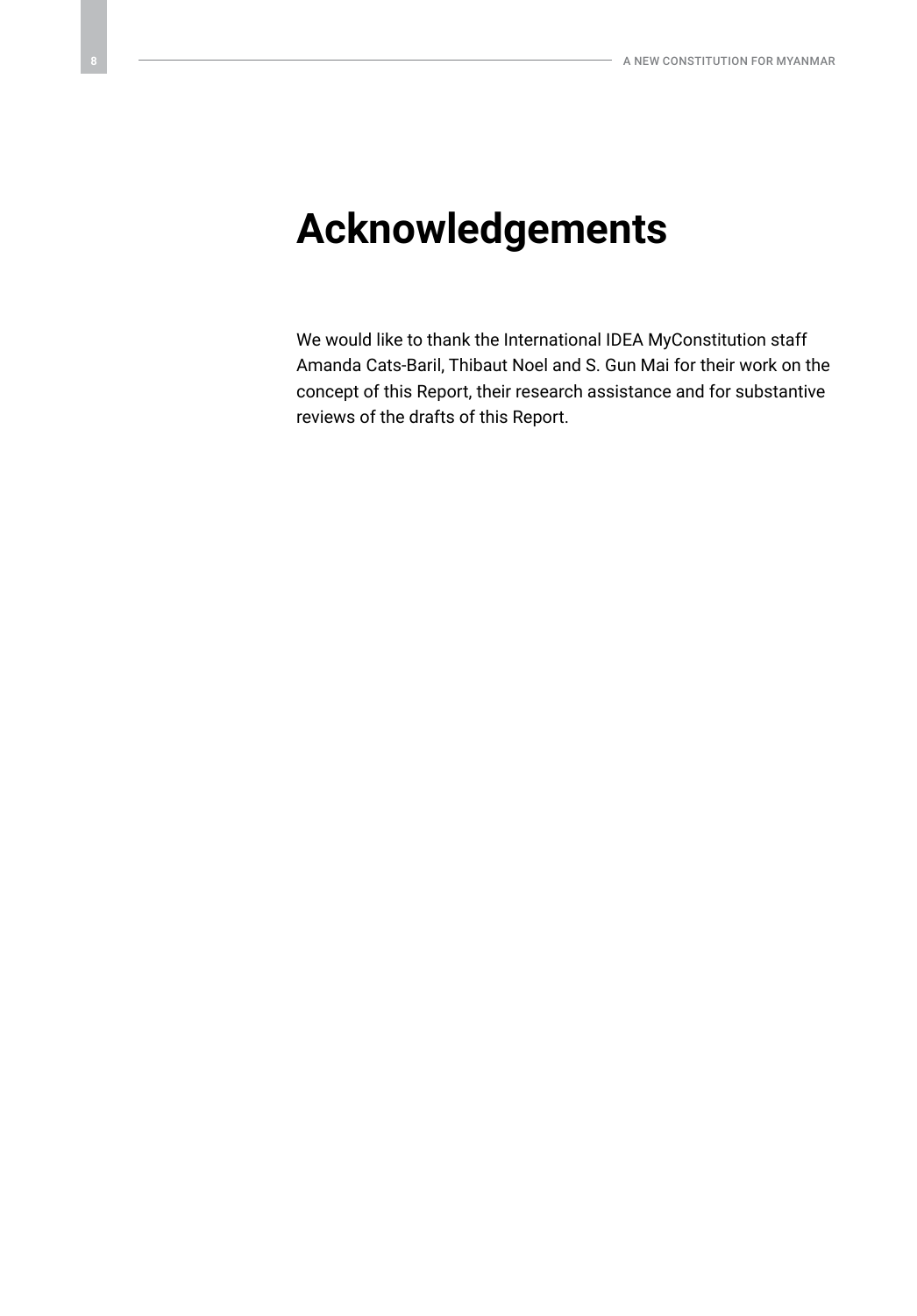# Acknowledgements

We would like to thank the International IDEA MyConstitution staff Amanda Cats-Baril, Thibaut Noel and S. Gun Mai for their work on the concept of this Report, their research assistance and for substantive reviews of the drafts of this Report.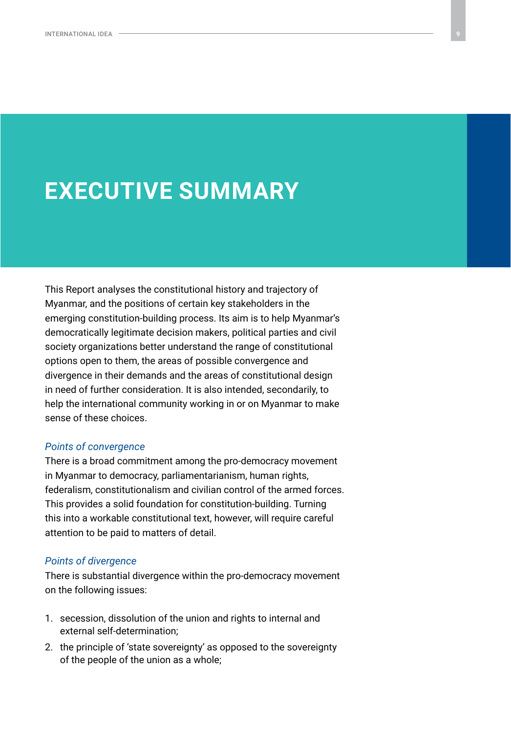# EXECUTIVE SUMMARY

This Report analyses the constitutional history and trajectory of Myanmar, and the positions of certain key stakeholders in the emerging constitution-building process. Its aim is to help Myanmar's democratically legitimate decision makers, political parties and civil society organizations better understand the range of constitutional options open to them, the areas of possible convergence and divergence in their demands and the areas of constitutional design in need of further consideration. It is also intended, secondarily, to help the international community working in or on Myanmar to make sense of these choices.

*Points of convergence*

There is a broad commitment among the pro-democracy movement in Myanmar to democracy, parliamentarianism, human rights, federalism, constitutionalism and civilian control of the armed forces. This provides a solid foundation for constitution-building. Turning this into a workable constitutional text, however, will require careful attention to be paid to matters of detail.

*Points of divergence*

There is substantial divergence within the pro-democracy movement on the following issues:

1. secession, dissolution of the union and rights to internal and external self-determination;
2. the principle of 'state sovereignty' as opposed to the sovereignty of the people of the union as a whole;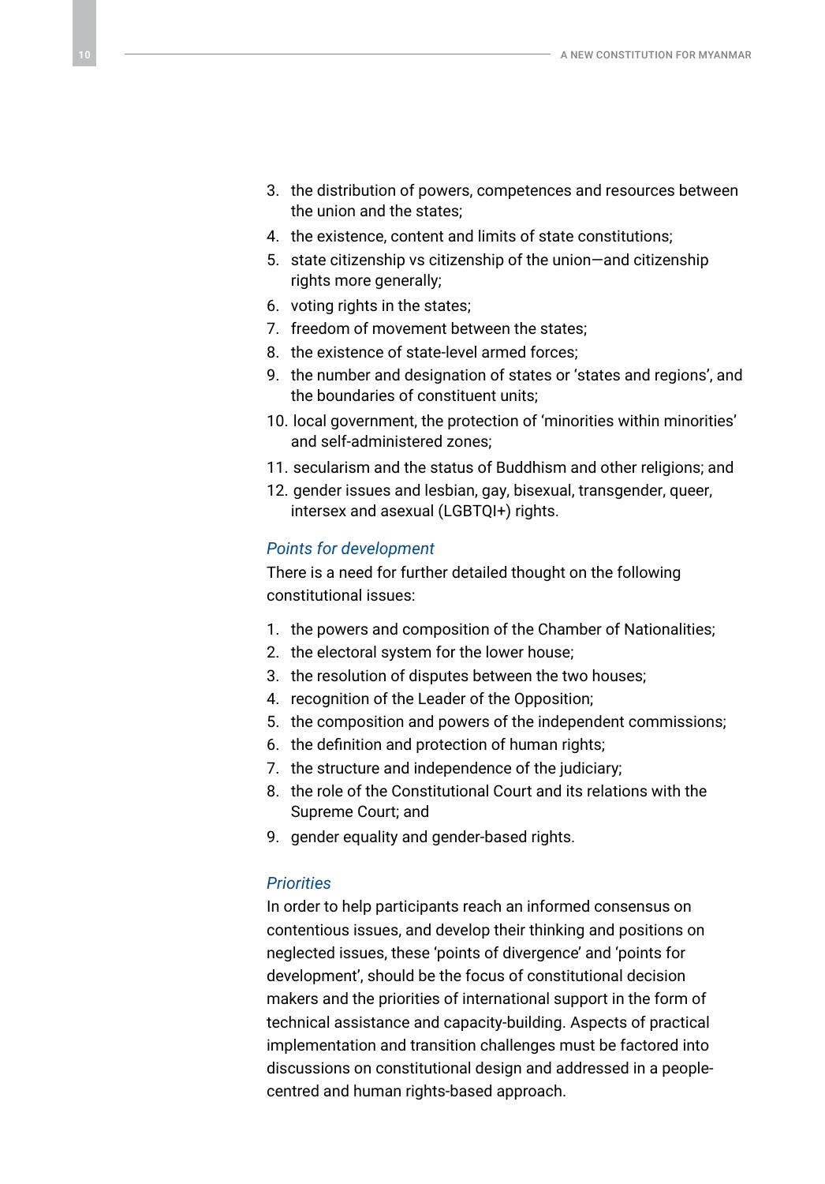3. the distribution of powers, competences and resources between the union and the states;
4. the existence, content and limits of state constitutions;
5. state citizenship vs citizenship of the union—and citizenship rights more generally;
6. voting rights in the states;
7. freedom of movement between the states;
8. the existence of state-level armed forces;
9. the number and designation of states or 'states and regions', and the boundaries of constituent units;
10. local government, the protection of 'minorities within minorities' and self-administered zones;
11. secularism and the status of Buddhism and other religions; and
12. gender issues and lesbian, gay, bisexual, transgender, queer, intersex and asexual (LGBTQI+) rights.

### *Points for development*

There is a need for further detailed thought on the following constitutional issues:

1. the powers and composition of the Chamber of Nationalities;
2. the electoral system for the lower house;
3. the resolution of disputes between the two houses;
4. recognition of the Leader of the Opposition;
5. the composition and powers of the independent commissions;
6. the definition and protection of human rights;
7. the structure and independence of the judiciary;
8. the role of the Constitutional Court and its relations with the Supreme Court; and
9. gender equality and gender-based rights.

### *Priorities*

In order to help participants reach an informed consensus on contentious issues, and develop their thinking and positions on neglected issues, these 'points of divergence' and 'points for development', should be the focus of constitutional decision makers and the priorities of international support in the form of technical assistance and capacity-building. Aspects of practical implementation and transition challenges must be factored into discussions on constitutional design and addressed in a people-centred and human rights-based approach.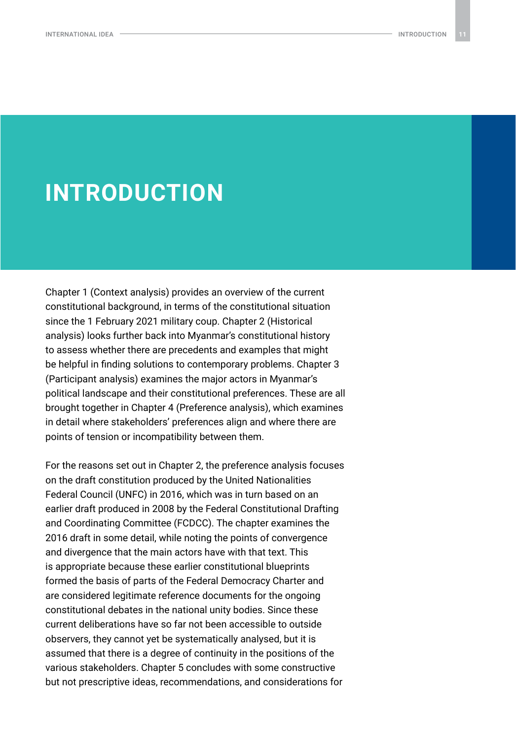# INTRODUCTION

Chapter 1 (Context analysis) provides an overview of the current constitutional background, in terms of the constitutional situation since the 1 February 2021 military coup. Chapter 2 (Historical analysis) looks further back into Myanmar's constitutional history to assess whether there are precedents and examples that might be helpful in finding solutions to contemporary problems. Chapter 3 (Participant analysis) examines the major actors in Myanmar's political landscape and their constitutional preferences. These are all brought together in Chapter 4 (Preference analysis), which examines in detail where stakeholders' preferences align and where there are points of tension or incompatibility between them.

For the reasons set out in Chapter 2, the preference analysis focuses on the draft constitution produced by the United Nationalities Federal Council (UNFC) in 2016, which was in turn based on an earlier draft produced in 2008 by the Federal Constitutional Drafting and Coordinating Committee (FCDCC). The chapter examines the 2016 draft in some detail, while noting the points of convergence and divergence that the main actors have with that text. This is appropriate because these earlier constitutional blueprints formed the basis of parts of the Federal Democracy Charter and are considered legitimate reference documents for the ongoing constitutional debates in the national unity bodies. Since these current deliberations have so far not been accessible to outside observers, they cannot yet be systematically analysed, but it is assumed that there is a degree of continuity in the positions of the various stakeholders. Chapter 5 concludes with some constructive but not prescriptive ideas, recommendations, and considerations for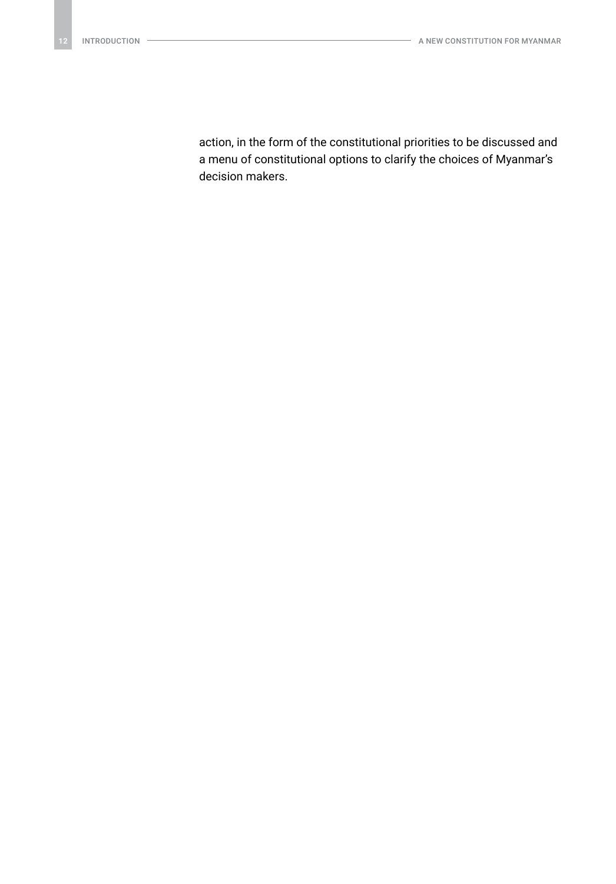action, in the form of the constitutional priorities to be discussed and a menu of constitutional options to clarify the choices of Myanmar's decision makers.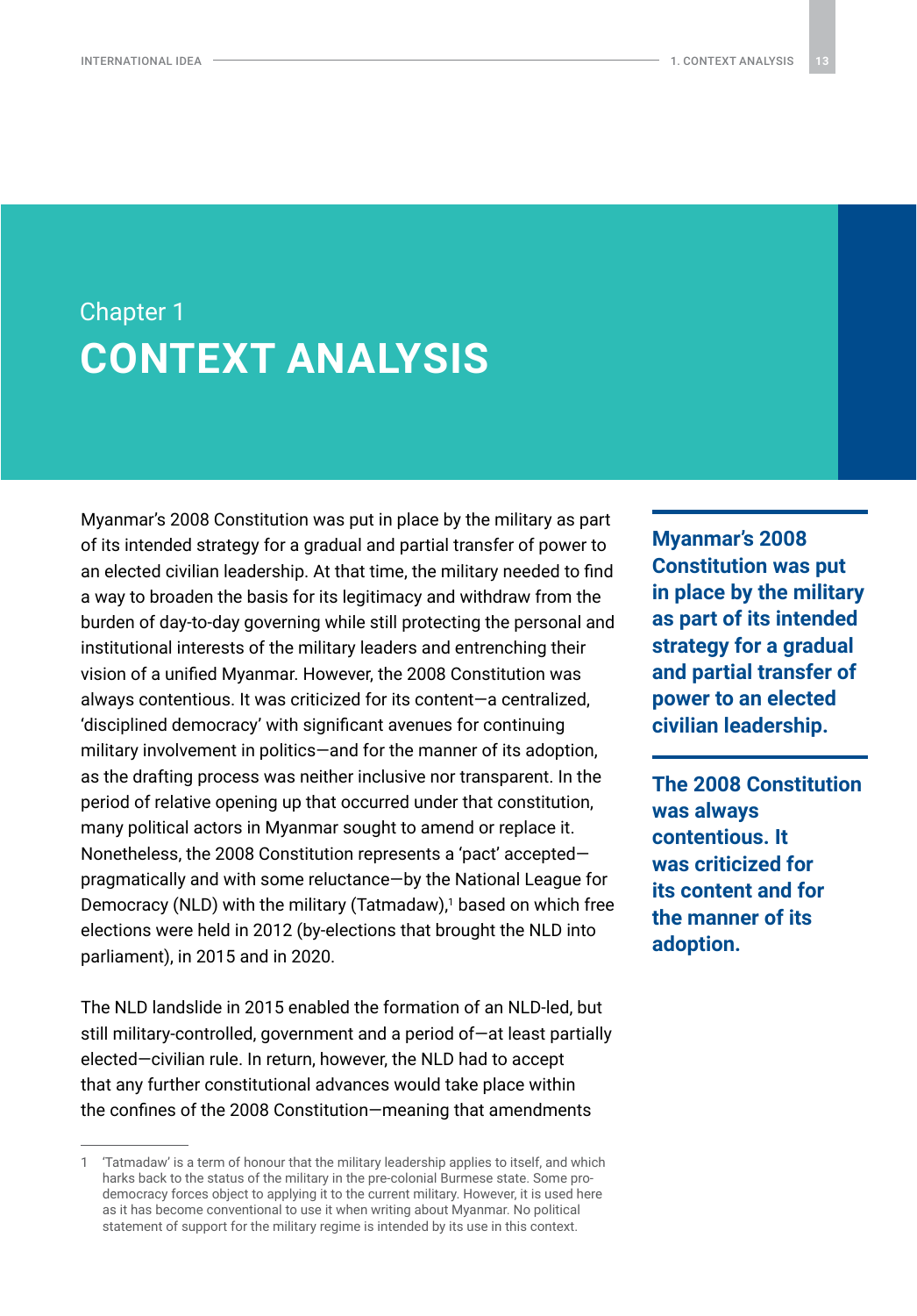# Chapter 1
# CONTEXT ANALYSIS

Myanmar's 2008 Constitution was put in place by the military as part of its intended strategy for a gradual and partial transfer of power to an elected civilian leadership. At that time, the military needed to find a way to broaden the basis for its legitimacy and withdraw from the burden of day-to-day governing while still protecting the personal and institutional interests of the military leaders and entrenching their vision of a unified Myanmar. However, the 2008 Constitution was always contentious. It was criticized for its content—a centralized, 'disciplined democracy' with significant avenues for continuing military involvement in politics—and for the manner of its adoption, as the drafting process was neither inclusive nor transparent. In the period of relative opening up that occurred under that constitution, many political actors in Myanmar sought to amend or replace it. Nonetheless, the 2008 Constitution represents a 'pact' accepted—pragmatically and with some reluctance—by the National League for Democracy (NLD) with the military (Tatmadaw),[1] based on which free elections were held in 2012 (by-elections that brought the NLD into parliament), in 2015 and in 2020.

**Myanmar's 2008 Constitution was put in place by the military as part of its intended strategy for a gradual and partial transfer of power to an elected civilian leadership.**

**The 2008 Constitution was always contentious. It was criticized for its content and for the manner of its adoption.**

The NLD landslide in 2015 enabled the formation of an NLD-led, but still military-controlled, government and a period of—at least partially elected—civilian rule. In return, however, the NLD had to accept that any further constitutional advances would take place within the confines of the 2008 Constitution—meaning that amendments

1 'Tatmadaw' is a term of honour that the military leadership applies to itself, and which harks back to the status of the military in the pre-colonial Burmese state. Some pro-democracy forces object to applying it to the current military. However, it is used here as it has become conventional to use it when writing about Myanmar. No political statement of support for the military regime is intended by its use in this context.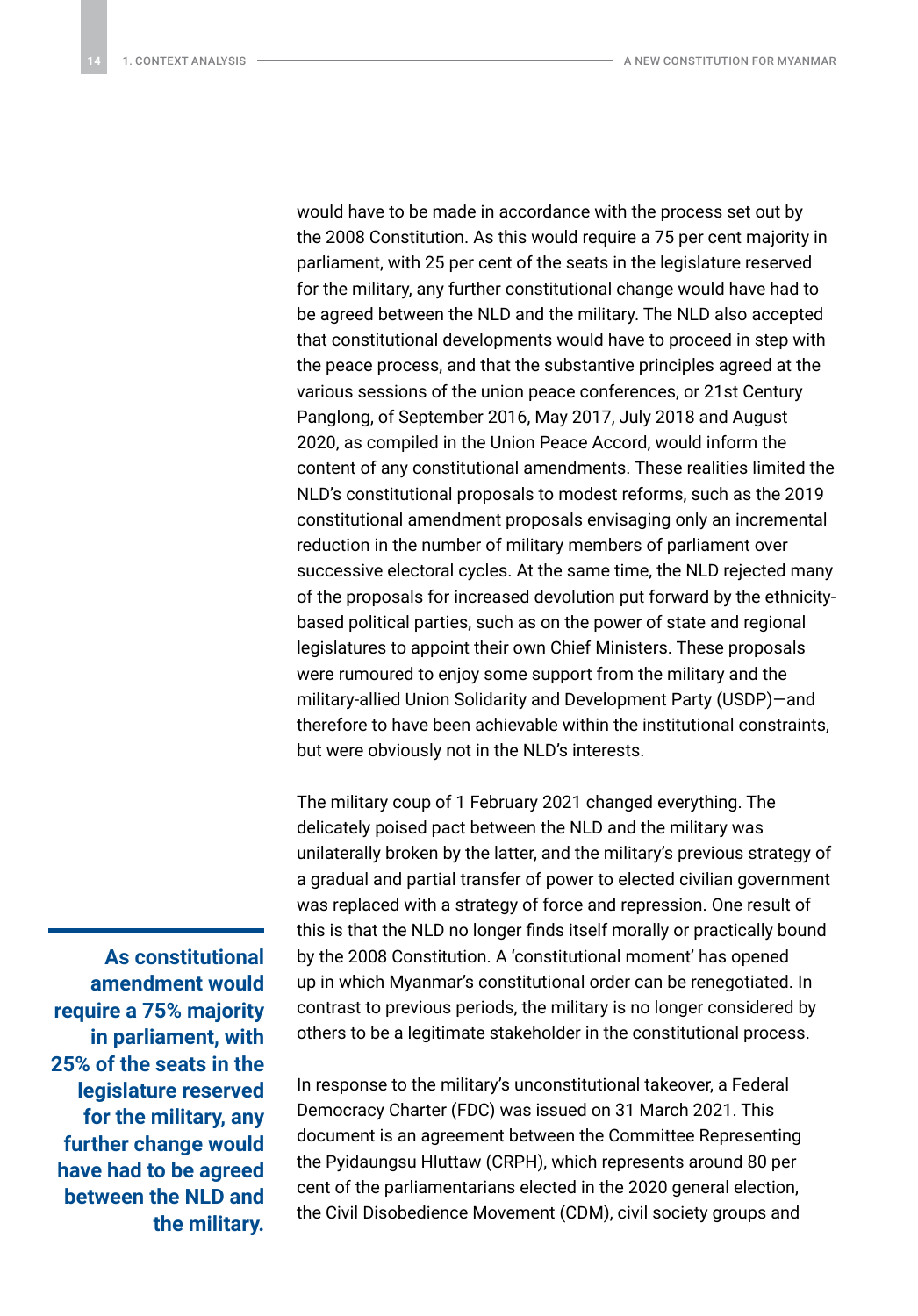would have to be made in accordance with the process set out by the 2008 Constitution. As this would require a 75 per cent majority in parliament, with 25 per cent of the seats in the legislature reserved for the military, any further constitutional change would have had to be agreed between the NLD and the military. The NLD also accepted that constitutional developments would have to proceed in step with the peace process, and that the substantive principles agreed at the various sessions of the union peace conferences, or 21st Century Panglong, of September 2016, May 2017, July 2018 and August 2020, as compiled in the Union Peace Accord, would inform the content of any constitutional amendments. These realities limited the NLD's constitutional proposals to modest reforms, such as the 2019 constitutional amendment proposals envisaging only an incremental reduction in the number of military members of parliament over successive electoral cycles. At the same time, the NLD rejected many of the proposals for increased devolution put forward by the ethnicity-based political parties, such as on the power of state and regional legislatures to appoint their own Chief Ministers. These proposals were rumoured to enjoy some support from the military and the military-allied Union Solidarity and Development Party (USDP)—and therefore to have been achievable within the institutional constraints, but were obviously not in the NLD's interests.

The military coup of 1 February 2021 changed everything. The delicately poised pact between the NLD and the military was unilaterally broken by the latter, and the military's previous strategy of a gradual and partial transfer of power to elected civilian government was replaced with a strategy of force and repression. One result of this is that the NLD no longer finds itself morally or practically bound by the 2008 Constitution. A 'constitutional moment' has opened up in which Myanmar's constitutional order can be renegotiated. In contrast to previous periods, the military is no longer considered by others to be a legitimate stakeholder in the constitutional process.

**As constitutional amendment would require a 75% majority in parliament, with 25% of the seats in the legislature reserved for the military, any further change would have had to be agreed between the NLD and the military.**

In response to the military's unconstitutional takeover, a Federal Democracy Charter (FDC) was issued on 31 March 2021. This document is an agreement between the Committee Representing the Pyidaungsu Hluttaw (CRPH), which represents around 80 per cent of the parliamentarians elected in the 2020 general election, the Civil Disobedience Movement (CDM), civil society groups and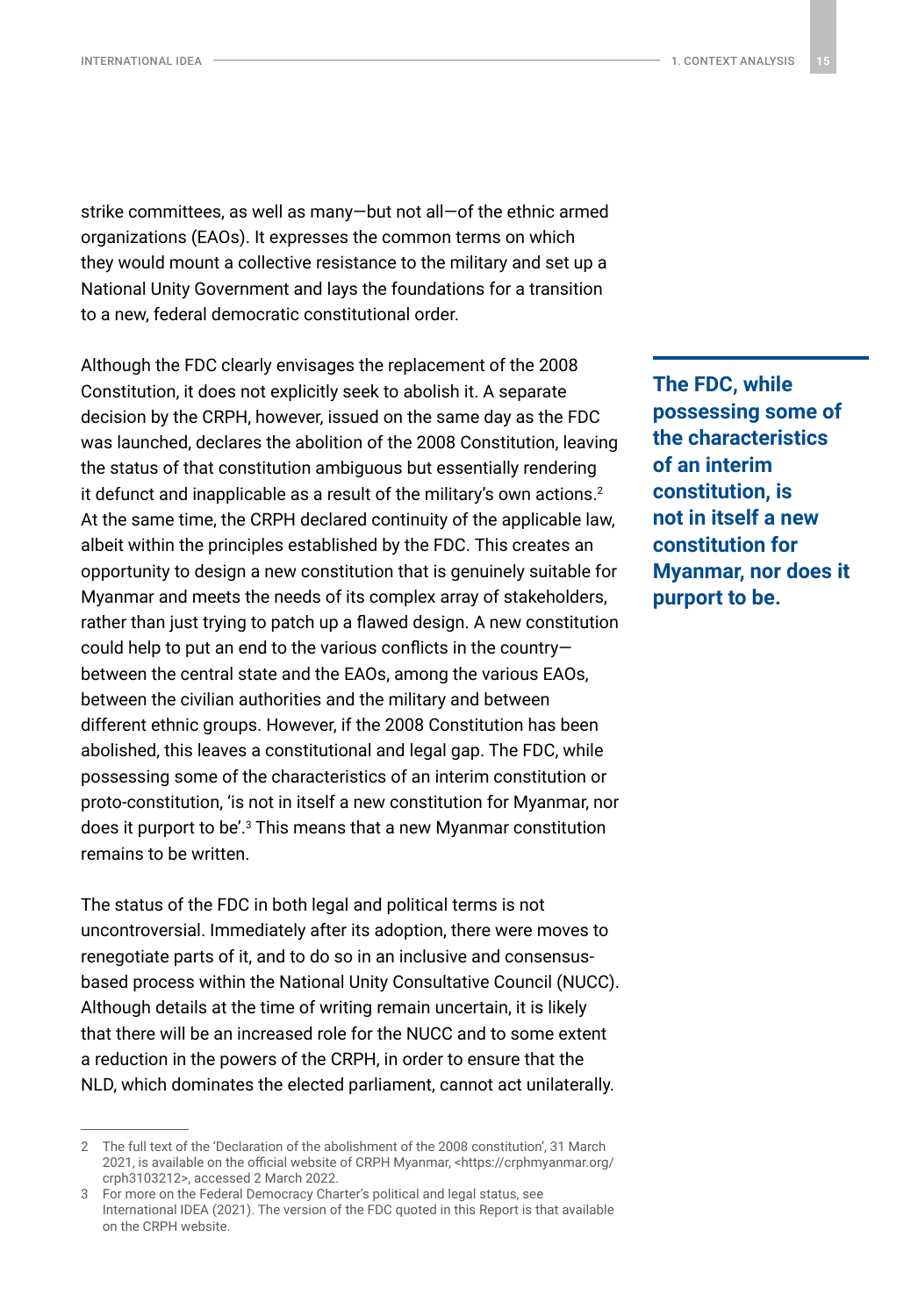strike committees, as well as many—but not all—of the ethnic armed organizations (EAOs). It expresses the common terms on which they would mount a collective resistance to the military and set up a National Unity Government and lays the foundations for a transition to a new, federal democratic constitutional order.

Although the FDC clearly envisages the replacement of the 2008 Constitution, it does not explicitly seek to abolish it. A separate decision by the CRPH, however, issued on the same day as the FDC was launched, declares the abolition of the 2008 Constitution, leaving the status of that constitution ambiguous but essentially rendering it defunct and inapplicable as a result of the military's own actions.[2] At the same time, the CRPH declared continuity of the applicable law, albeit within the principles established by the FDC. This creates an opportunity to design a new constitution that is genuinely suitable for Myanmar and meets the needs of its complex array of stakeholders, rather than just trying to patch up a flawed design. A new constitution could help to put an end to the various conflicts in the country—between the central state and the EAOs, among the various EAOs, between the civilian authorities and the military and between different ethnic groups. However, if the 2008 Constitution has been abolished, this leaves a constitutional and legal gap. The FDC, while possessing some of the characteristics of an interim constitution or proto-constitution, 'is not in itself a new constitution for Myanmar, nor does it purport to be'.[3] This means that a new Myanmar constitution remains to be written.

**The FDC, while possessing some of the characteristics of an interim constitution, is not in itself a new constitution for Myanmar, nor does it purport to be.**

The status of the FDC in both legal and political terms is not uncontroversial. Immediately after its adoption, there were moves to renegotiate parts of it, and to do so in an inclusive and consensus-based process within the National Unity Consultative Council (NUCC). Although details at the time of writing remain uncertain, it is likely that there will be an increased role for the NUCC and to some extent a reduction in the powers of the CRPH, in order to ensure that the NLD, which dominates the elected parliament, cannot act unilaterally.

---

2 The full text of the 'Declaration of the abolishment of the 2008 constitution', 31 March 2021, is available on the official website of CRPH Myanmar, <https://crphmyanmar.org/crph3103212>, accessed 2 March 2022.

3 For more on the Federal Democracy Charter's political and legal status, see International IDEA (2021). The version of the FDC quoted in this Report is that available on the CRPH website.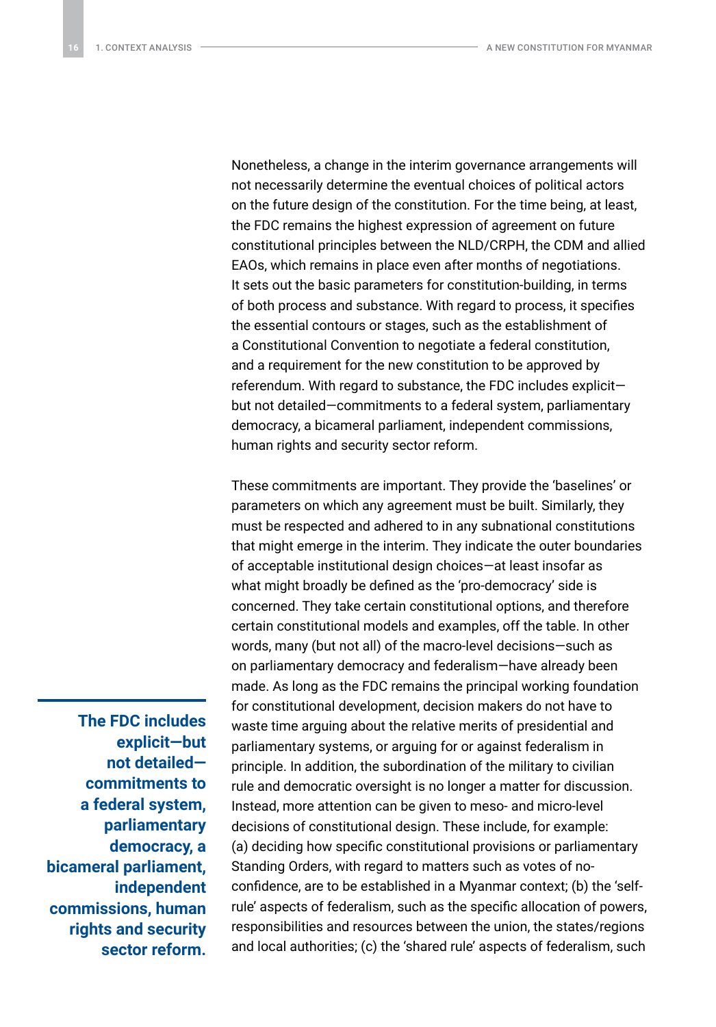Nonetheless, a change in the interim governance arrangements will not necessarily determine the eventual choices of political actors on the future design of the constitution. For the time being, at least, the FDC remains the highest expression of agreement on future constitutional principles between the NLD/CRPH, the CDM and allied EAOs, which remains in place even after months of negotiations. It sets out the basic parameters for constitution-building, in terms of both process and substance. With regard to process, it specifies the essential contours or stages, such as the establishment of a Constitutional Convention to negotiate a federal constitution, and a requirement for the new constitution to be approved by referendum. With regard to substance, the FDC includes explicit—but not detailed—commitments to a federal system, parliamentary democracy, a bicameral parliament, independent commissions, human rights and security sector reform.

**The FDC includes explicit—but not detailed—commitments to a federal system, parliamentary democracy, a bicameral parliament, independent commissions, human rights and security sector reform.**

These commitments are important. They provide the 'baselines' or parameters on which any agreement must be built. Similarly, they must be respected and adhered to in any subnational constitutions that might emerge in the interim. They indicate the outer boundaries of acceptable institutional design choices—at least insofar as what might broadly be defined as the 'pro-democracy' side is concerned. They take certain constitutional options, and therefore certain constitutional models and examples, off the table. In other words, many (but not all) of the macro-level decisions—such as on parliamentary democracy and federalism—have already been made. As long as the FDC remains the principal working foundation for constitutional development, decision makers do not have to waste time arguing about the relative merits of presidential and parliamentary systems, or arguing for or against federalism in principle. In addition, the subordination of the military to civilian rule and democratic oversight is no longer a matter for discussion. Instead, more attention can be given to meso- and micro-level decisions of constitutional design. These include, for example: (a) deciding how specific constitutional provisions or parliamentary Standing Orders, with regard to matters such as votes of no-confidence, are to be established in a Myanmar context; (b) the 'self-rule' aspects of federalism, such as the specific allocation of powers, responsibilities and resources between the union, the states/regions and local authorities; (c) the 'shared rule' aspects of federalism, such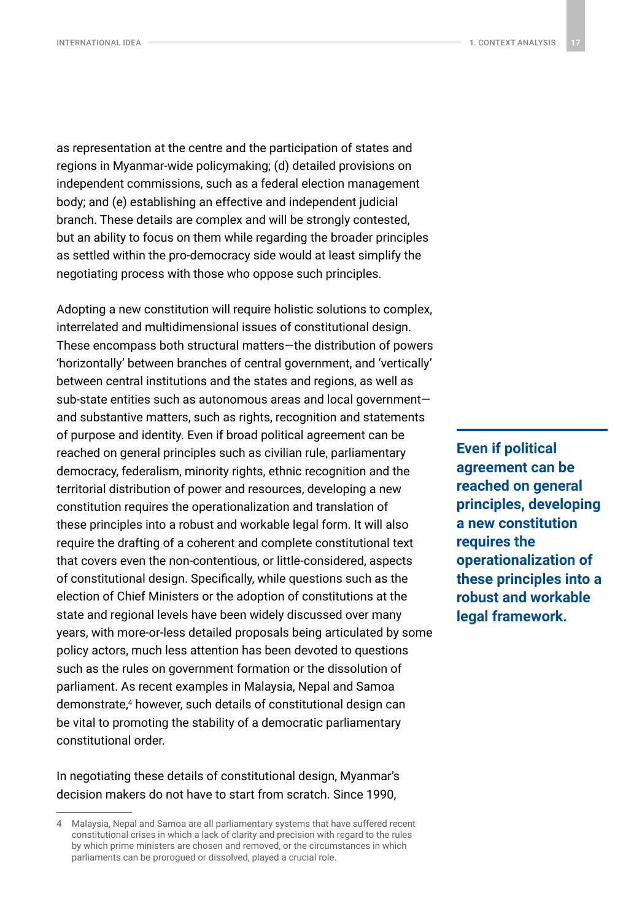as representation at the centre and the participation of states and regions in Myanmar-wide policymaking; (d) detailed provisions on independent commissions, such as a federal election management body; and (e) establishing an effective and independent judicial branch. These details are complex and will be strongly contested, but an ability to focus on them while regarding the broader principles as settled within the pro-democracy side would at least simplify the negotiating process with those who oppose such principles.

Adopting a new constitution will require holistic solutions to complex, interrelated and multidimensional issues of constitutional design. These encompass both structural matters—the distribution of powers 'horizontally' between branches of central government, and 'vertically' between central institutions and the states and regions, as well as sub-state entities such as autonomous areas and local government—and substantive matters, such as rights, recognition and statements of purpose and identity. Even if broad political agreement can be reached on general principles such as civilian rule, parliamentary democracy, federalism, minority rights, ethnic recognition and the territorial distribution of power and resources, developing a new constitution requires the operationalization and translation of these principles into a robust and workable legal form. It will also require the drafting of a coherent and complete constitutional text that covers even the non-contentious, or little-considered, aspects of constitutional design. Specifically, while questions such as the election of Chief Ministers or the adoption of constitutions at the state and regional levels have been widely discussed over many years, with more-or-less detailed proposals being articulated by some policy actors, much less attention has been devoted to questions such as the rules on government formation or the dissolution of parliament. As recent examples in Malaysia, Nepal and Samoa demonstrate,[4] however, such details of constitutional design can be vital to promoting the stability of a democratic parliamentary constitutional order.

**Even if political agreement can be reached on general principles, developing a new constitution requires the operationalization of these principles into a robust and workable legal framework.**

In negotiating these details of constitutional design, Myanmar's decision makers do not have to start from scratch. Since 1990,

4 Malaysia, Nepal and Samoa are all parliamentary systems that have suffered recent constitutional crises in which a lack of clarity and precision with regard to the rules by which prime ministers are chosen and removed, or the circumstances in which parliaments can be prorogued or dissolved, played a crucial role.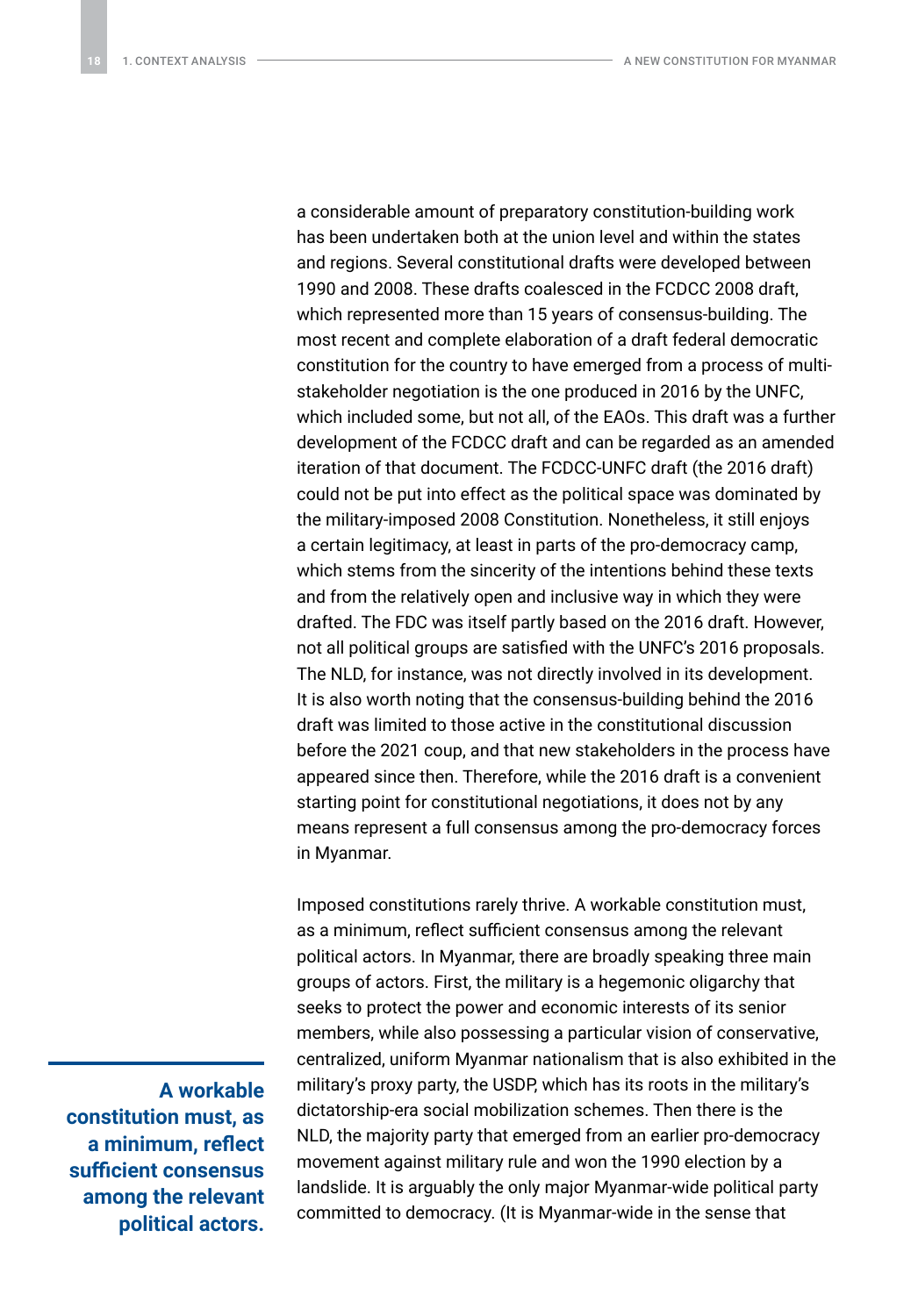a considerable amount of preparatory constitution-building work has been undertaken both at the union level and within the states and regions. Several constitutional drafts were developed between 1990 and 2008. These drafts coalesced in the FCDCC 2008 draft, which represented more than 15 years of consensus-building. The most recent and complete elaboration of a draft federal democratic constitution for the country to have emerged from a process of multi-stakeholder negotiation is the one produced in 2016 by the UNFC, which included some, but not all, of the EAOs. This draft was a further development of the FCDCC draft and can be regarded as an amended iteration of that document. The FCDCC-UNFC draft (the 2016 draft) could not be put into effect as the political space was dominated by the military-imposed 2008 Constitution. Nonetheless, it still enjoys a certain legitimacy, at least in parts of the pro-democracy camp, which stems from the sincerity of the intentions behind these texts and from the relatively open and inclusive way in which they were drafted. The FDC was itself partly based on the 2016 draft. However, not all political groups are satisfied with the UNFC's 2016 proposals. The NLD, for instance, was not directly involved in its development. It is also worth noting that the consensus-building behind the 2016 draft was limited to those active in the constitutional discussion before the 2021 coup, and that new stakeholders in the process have appeared since then. Therefore, while the 2016 draft is a convenient starting point for constitutional negotiations, it does not by any means represent a full consensus among the pro-democracy forces in Myanmar.

**A workable constitution must, as a minimum, reflect sufficient consensus among the relevant political actors.**

Imposed constitutions rarely thrive. A workable constitution must, as a minimum, reflect sufficient consensus among the relevant political actors. In Myanmar, there are broadly speaking three main groups of actors. First, the military is a hegemonic oligarchy that seeks to protect the power and economic interests of its senior members, while also possessing a particular vision of conservative, centralized, uniform Myanmar nationalism that is also exhibited in the military's proxy party, the USDP, which has its roots in the military's dictatorship-era social mobilization schemes. Then there is the NLD, the majority party that emerged from an earlier pro-democracy movement against military rule and won the 1990 election by a landslide. It is arguably the only major Myanmar-wide political party committed to democracy. (It is Myanmar-wide in the sense that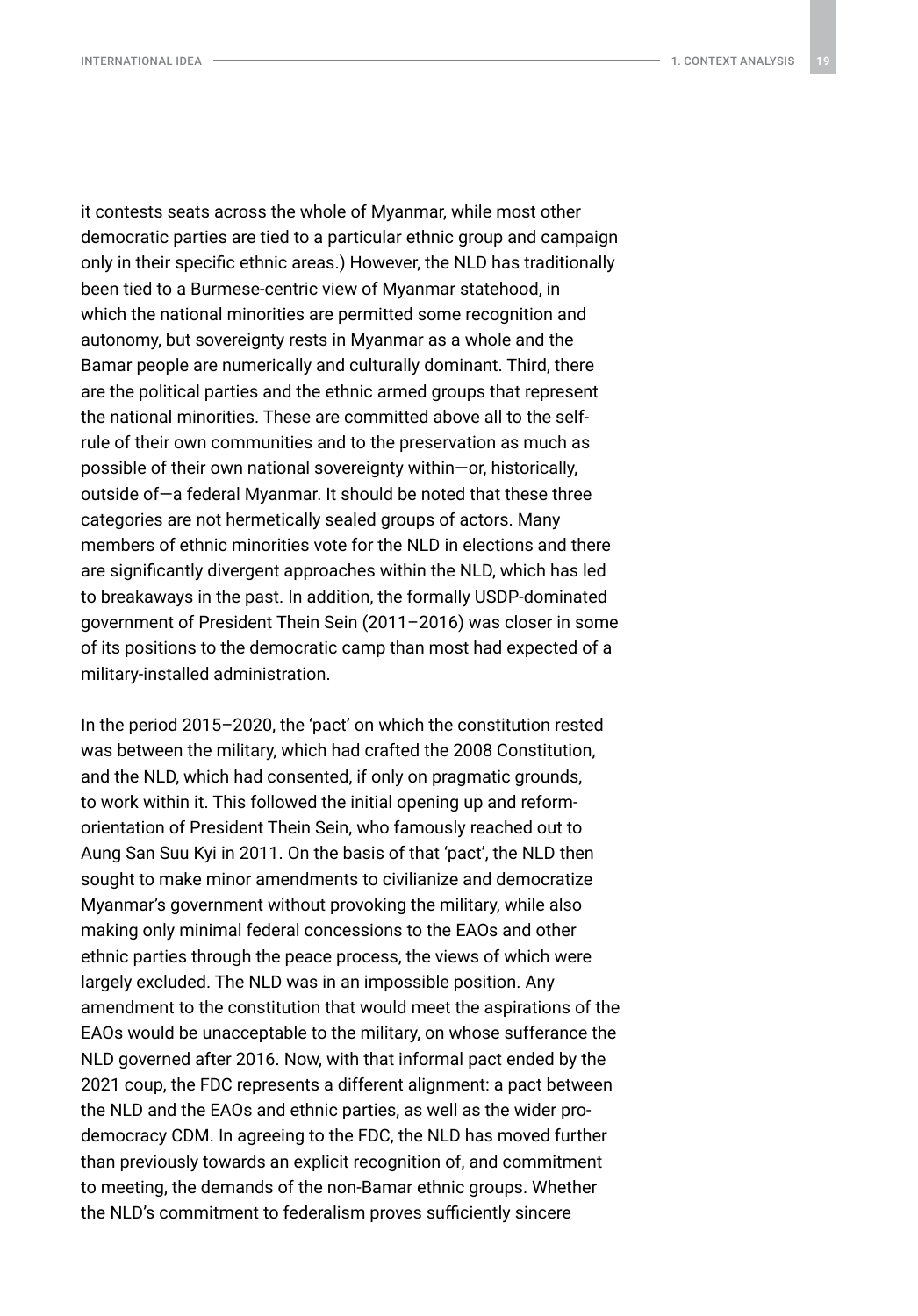it contests seats across the whole of Myanmar, while most other democratic parties are tied to a particular ethnic group and campaign only in their specific ethnic areas.) However, the NLD has traditionally been tied to a Burmese-centric view of Myanmar statehood, in which the national minorities are permitted some recognition and autonomy, but sovereignty rests in Myanmar as a whole and the Bamar people are numerically and culturally dominant. Third, there are the political parties and the ethnic armed groups that represent the national minorities. These are committed above all to the self-rule of their own communities and to the preservation as much as possible of their own national sovereignty within—or, historically, outside of—a federal Myanmar. It should be noted that these three categories are not hermetically sealed groups of actors. Many members of ethnic minorities vote for the NLD in elections and there are significantly divergent approaches within the NLD, which has led to breakaways in the past. In addition, the formally USDP-dominated government of President Thein Sein (2011–2016) was closer in some of its positions to the democratic camp than most had expected of a military-installed administration.

In the period 2015–2020, the 'pact' on which the constitution rested was between the military, which had crafted the 2008 Constitution, and the NLD, which had consented, if only on pragmatic grounds, to work within it. This followed the initial opening up and reform-orientation of President Thein Sein, who famously reached out to Aung San Suu Kyi in 2011. On the basis of that 'pact', the NLD then sought to make minor amendments to civilianize and democratize Myanmar's government without provoking the military, while also making only minimal federal concessions to the EAOs and other ethnic parties through the peace process, the views of which were largely excluded. The NLD was in an impossible position. Any amendment to the constitution that would meet the aspirations of the EAOs would be unacceptable to the military, on whose sufferance the NLD governed after 2016. Now, with that informal pact ended by the 2021 coup, the FDC represents a different alignment: a pact between the NLD and the EAOs and ethnic parties, as well as the wider pro-democracy CDM. In agreeing to the FDC, the NLD has moved further than previously towards an explicit recognition of, and commitment to meeting, the demands of the non-Bamar ethnic groups. Whether the NLD's commitment to federalism proves sufficiently sincere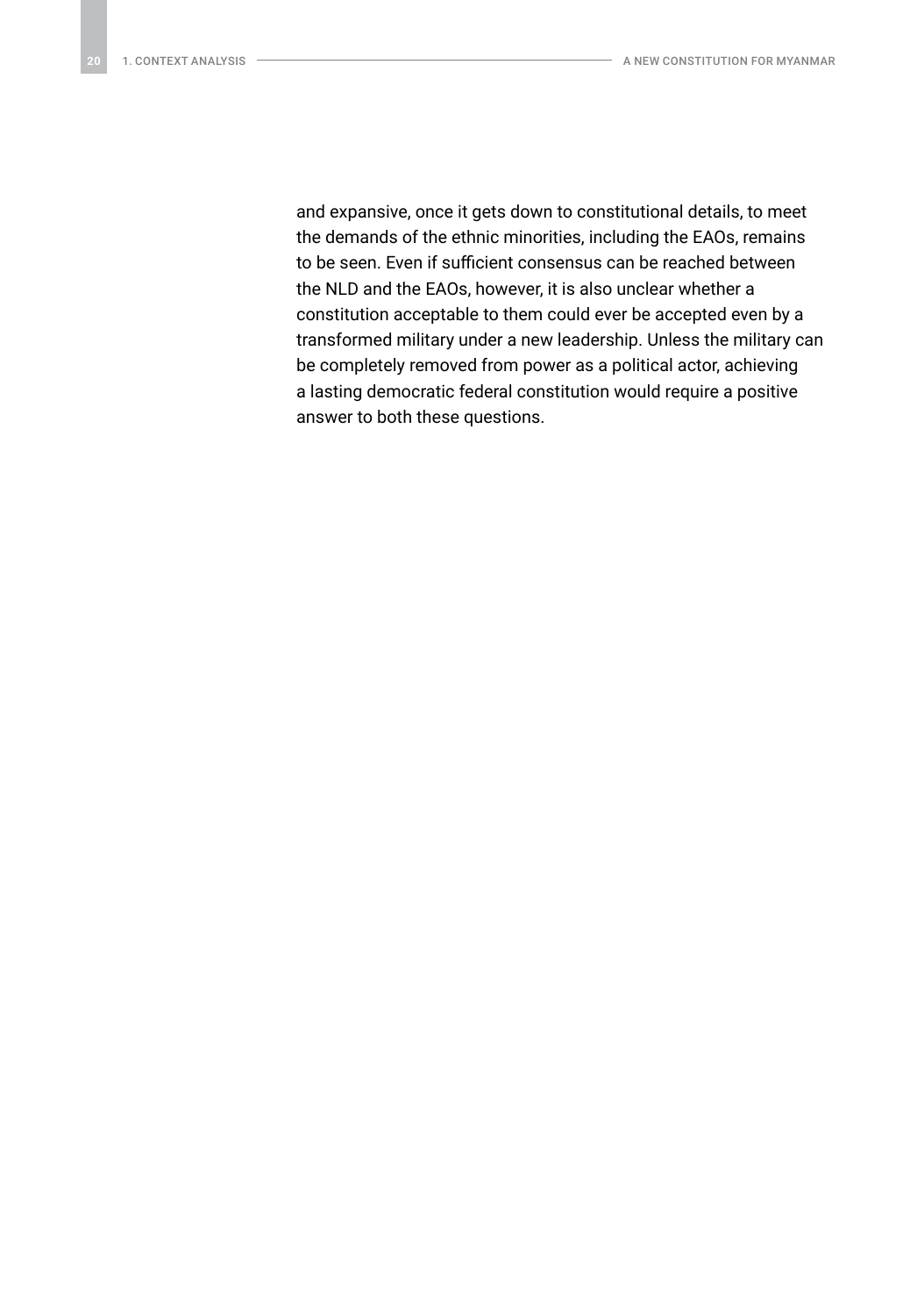and expansive, once it gets down to constitutional details, to meet the demands of the ethnic minorities, including the EAOs, remains to be seen. Even if sufficient consensus can be reached between the NLD and the EAOs, however, it is also unclear whether a constitution acceptable to them could ever be accepted even by a transformed military under a new leadership. Unless the military can be completely removed from power as a political actor, achieving a lasting democratic federal constitution would require a positive answer to both these questions.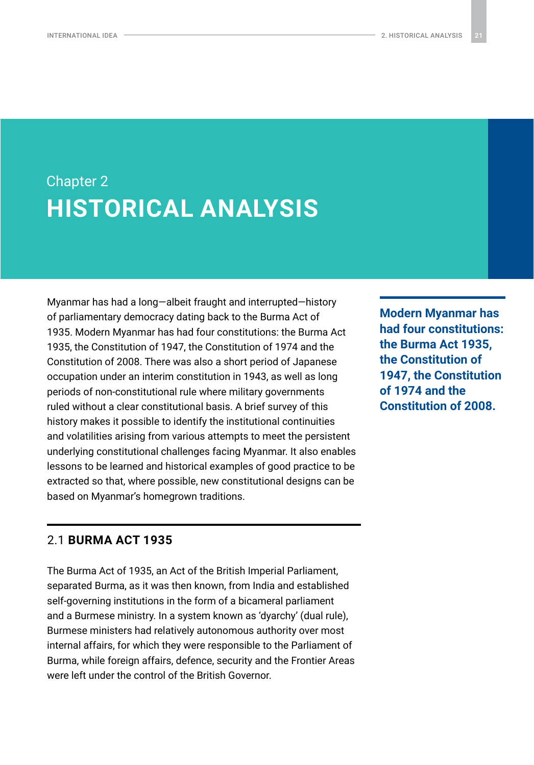Chapter 2

# HISTORICAL ANALYSIS

Myanmar has had a long—albeit fraught and interrupted—history of parliamentary democracy dating back to the Burma Act of 1935. Modern Myanmar has had four constitutions: the Burma Act 1935, the Constitution of 1947, the Constitution of 1974 and the Constitution of 2008. There was also a short period of Japanese occupation under an interim constitution in 1943, as well as long periods of non-constitutional rule where military governments ruled without a clear constitutional basis. A brief survey of this history makes it possible to identify the institutional continuities and volatilities arising from various attempts to meet the persistent underlying constitutional challenges facing Myanmar. It also enables lessons to be learned and historical examples of good practice to be extracted so that, where possible, new constitutional designs can be based on Myanmar's homegrown traditions.

**Modern Myanmar has had four constitutions: the Burma Act 1935, the Constitution of 1947, the Constitution of 1974 and the Constitution of 2008.**

## 2.1 BURMA ACT 1935

The Burma Act of 1935, an Act of the British Imperial Parliament, separated Burma, as it was then known, from India and established self-governing institutions in the form of a bicameral parliament and a Burmese ministry. In a system known as 'dyarchy' (dual rule), Burmese ministers had relatively autonomous authority over most internal affairs, for which they were responsible to the Parliament of Burma, while foreign affairs, defence, security and the Frontier Areas were left under the control of the British Governor.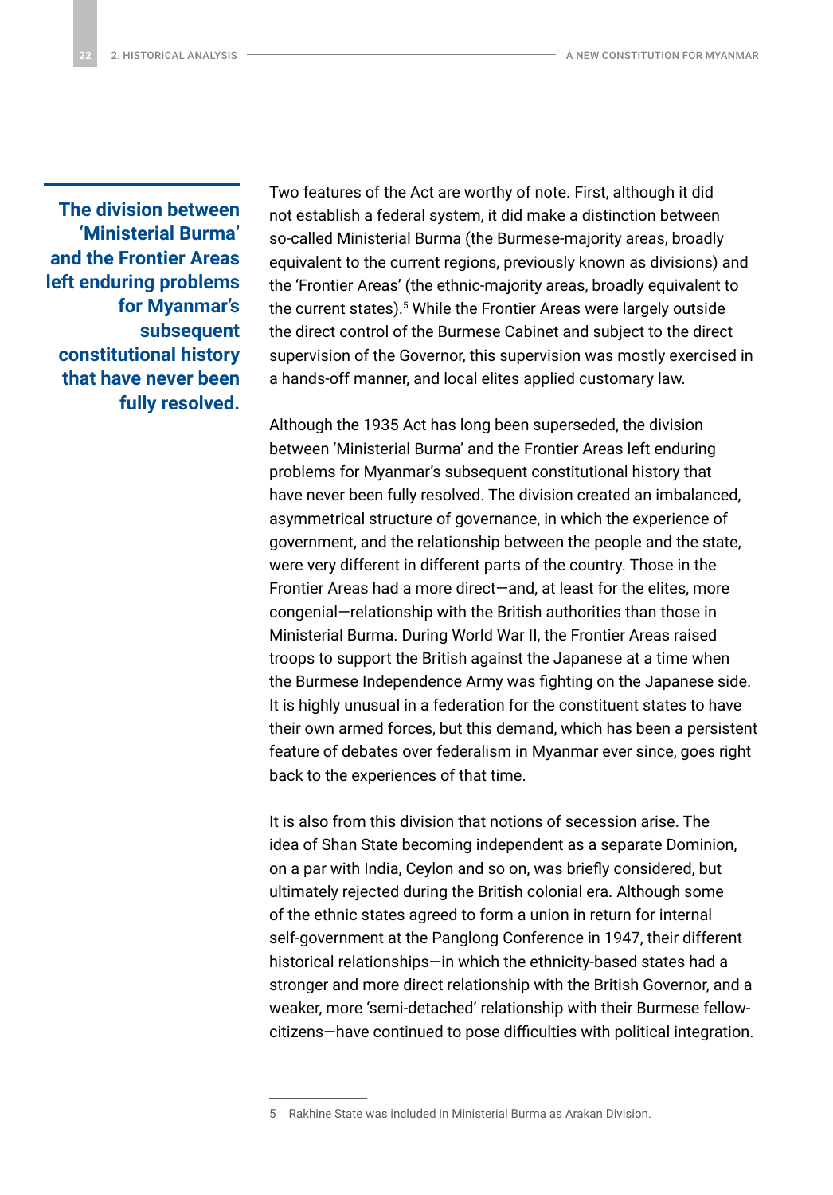**The division between 'Ministerial Burma' and the Frontier Areas left enduring problems for Myanmar's subsequent constitutional history that have never been fully resolved.**

Two features of the Act are worthy of note. First, although it did not establish a federal system, it did make a distinction between so-called Ministerial Burma (the Burmese-majority areas, broadly equivalent to the current regions, previously known as divisions) and the 'Frontier Areas' (the ethnic-majority areas, broadly equivalent to the current states).[5] While the Frontier Areas were largely outside the direct control of the Burmese Cabinet and subject to the direct supervision of the Governor, this supervision was mostly exercised in a hands-off manner, and local elites applied customary law.

Although the 1935 Act has long been superseded, the division between 'Ministerial Burma' and the Frontier Areas left enduring problems for Myanmar's subsequent constitutional history that have never been fully resolved. The division created an imbalanced, asymmetrical structure of governance, in which the experience of government, and the relationship between the people and the state, were very different in different parts of the country. Those in the Frontier Areas had a more direct—and, at least for the elites, more congenial—relationship with the British authorities than those in Ministerial Burma. During World War II, the Frontier Areas raised troops to support the British against the Japanese at a time when the Burmese Independence Army was fighting on the Japanese side. It is highly unusual in a federation for the constituent states to have their own armed forces, but this demand, which has been a persistent feature of debates over federalism in Myanmar ever since, goes right back to the experiences of that time.

It is also from this division that notions of secession arise. The idea of Shan State becoming independent as a separate Dominion, on a par with India, Ceylon and so on, was briefly considered, but ultimately rejected during the British colonial era. Although some of the ethnic states agreed to form a union in return for internal self-government at the Panglong Conference in 1947, their different historical relationships—in which the ethnicity-based states had a stronger and more direct relationship with the British Governor, and a weaker, more 'semi-detached' relationship with their Burmese fellow-citizens—have continued to pose difficulties with political integration.

---

5 Rakhine State was included in Ministerial Burma as Arakan Division.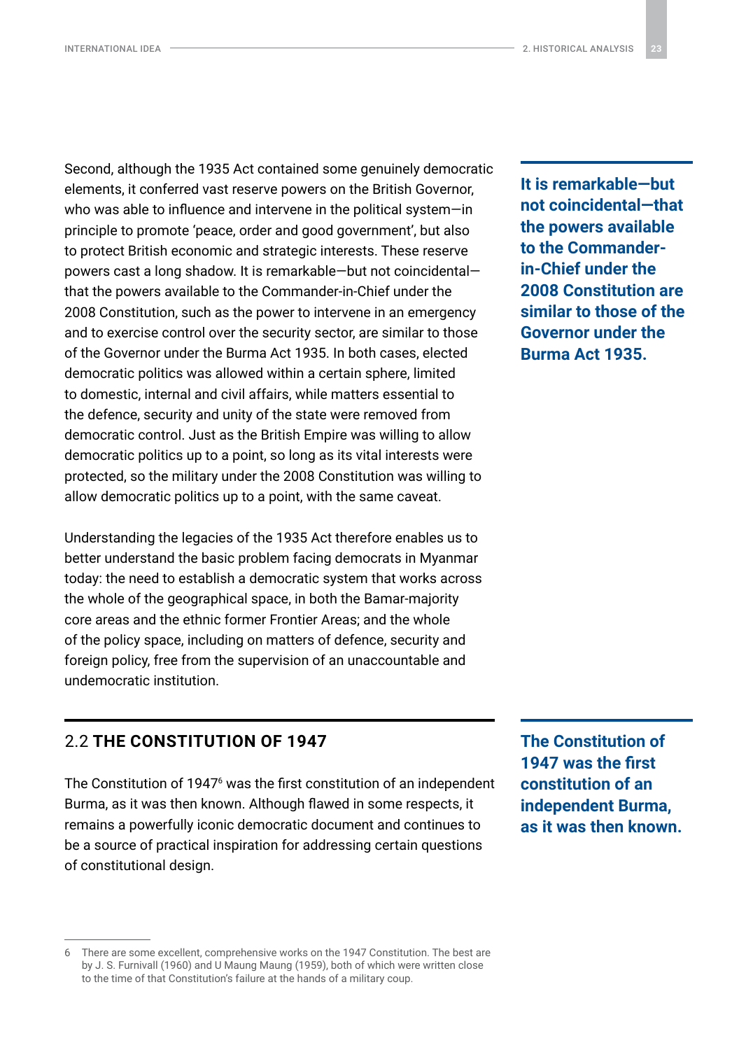Second, although the 1935 Act contained some genuinely democratic elements, it conferred vast reserve powers on the British Governor, who was able to influence and intervene in the political system—in principle to promote 'peace, order and good government', but also to protect British economic and strategic interests. These reserve powers cast a long shadow. It is remarkable—but not coincidental—that the powers available to the Commander-in-Chief under the 2008 Constitution, such as the power to intervene in an emergency and to exercise control over the security sector, are similar to those of the Governor under the Burma Act 1935. In both cases, elected democratic politics was allowed within a certain sphere, limited to domestic, internal and civil affairs, while matters essential to the defence, security and unity of the state were removed from democratic control. Just as the British Empire was willing to allow democratic politics up to a point, so long as its vital interests were protected, so the military under the 2008 Constitution was willing to allow democratic politics up to a point, with the same caveat.

**It is remarkable—but not coincidental—that the powers available to the Commander-in-Chief under the 2008 Constitution are similar to those of the Governor under the Burma Act 1935.**

Understanding the legacies of the 1935 Act therefore enables us to better understand the basic problem facing democrats in Myanmar today: the need to establish a democratic system that works across the whole of the geographical space, in both the Bamar-majority core areas and the ethnic former Frontier Areas; and the whole of the policy space, including on matters of defence, security and foreign policy, free from the supervision of an unaccountable and undemocratic institution.

## 2.2 THE CONSTITUTION OF 1947

The Constitution of 1947[6] was the first constitution of an independent Burma, as it was then known. Although flawed in some respects, it remains a powerfully iconic democratic document and continues to be a source of practical inspiration for addressing certain questions of constitutional design.

**The Constitution of 1947 was the first constitution of an independent Burma, as it was then known.**

6 There are some excellent, comprehensive works on the 1947 Constitution. The best are by J. S. Furnivall (1960) and U Maung Maung (1959), both of which were written close to the time of that Constitution's failure at the hands of a military coup.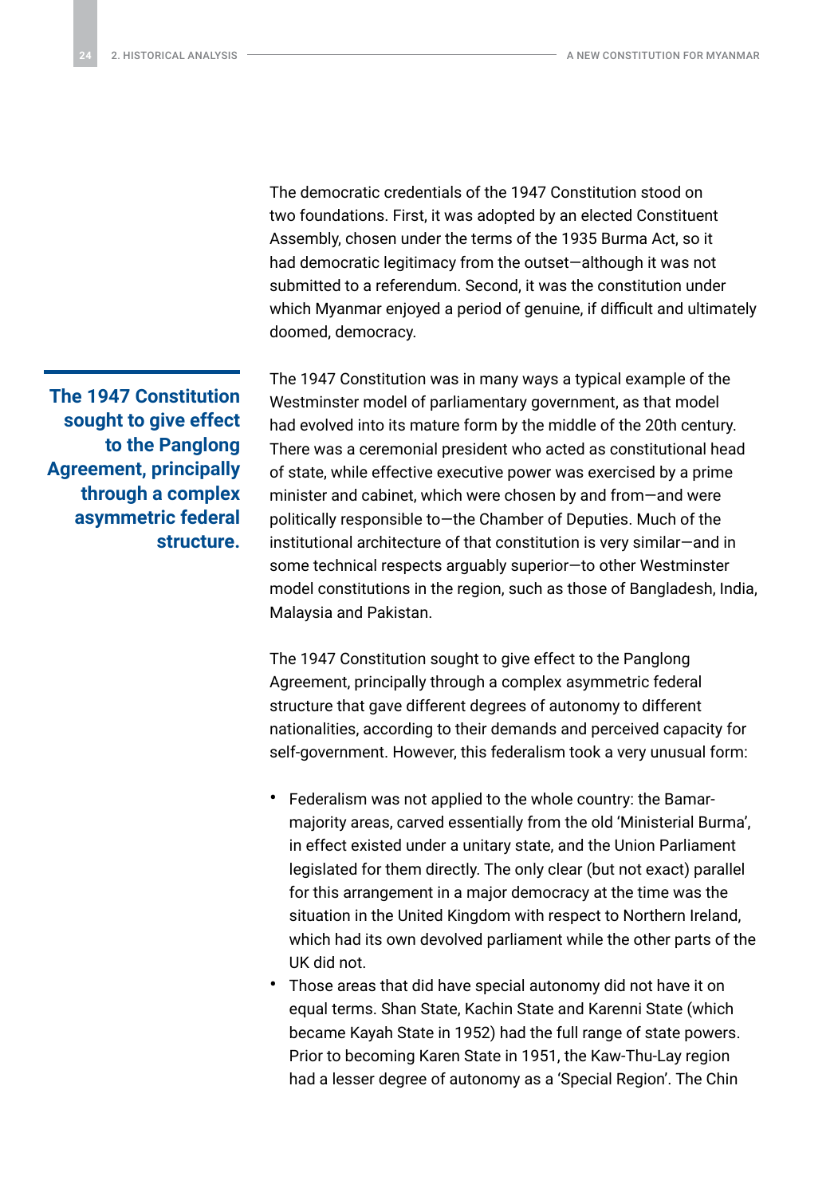The democratic credentials of the 1947 Constitution stood on two foundations. First, it was adopted by an elected Constituent Assembly, chosen under the terms of the 1935 Burma Act, so it had democratic legitimacy from the outset—although it was not submitted to a referendum. Second, it was the constitution under which Myanmar enjoyed a period of genuine, if difficult and ultimately doomed, democracy.

**The 1947 Constitution sought to give effect to the Panglong Agreement, principally through a complex asymmetric federal structure.**

The 1947 Constitution was in many ways a typical example of the Westminster model of parliamentary government, as that model had evolved into its mature form by the middle of the 20th century. There was a ceremonial president who acted as constitutional head of state, while effective executive power was exercised by a prime minister and cabinet, which were chosen by and from—and were politically responsible to—the Chamber of Deputies. Much of the institutional architecture of that constitution is very similar—and in some technical respects arguably superior—to other Westminster model constitutions in the region, such as those of Bangladesh, India, Malaysia and Pakistan.

The 1947 Constitution sought to give effect to the Panglong Agreement, principally through a complex asymmetric federal structure that gave different degrees of autonomy to different nationalities, according to their demands and perceived capacity for self-government. However, this federalism took a very unusual form:

- Federalism was not applied to the whole country: the Bamar-majority areas, carved essentially from the old 'Ministerial Burma', in effect existed under a unitary state, and the Union Parliament legislated for them directly. The only clear (but not exact) parallel for this arrangement in a major democracy at the time was the situation in the United Kingdom with respect to Northern Ireland, which had its own devolved parliament while the other parts of the UK did not.
- Those areas that did have special autonomy did not have it on equal terms. Shan State, Kachin State and Karenni State (which became Kayah State in 1952) had the full range of state powers. Prior to becoming Karen State in 1951, the Kaw-Thu-Lay region had a lesser degree of autonomy as a 'Special Region'. The Chin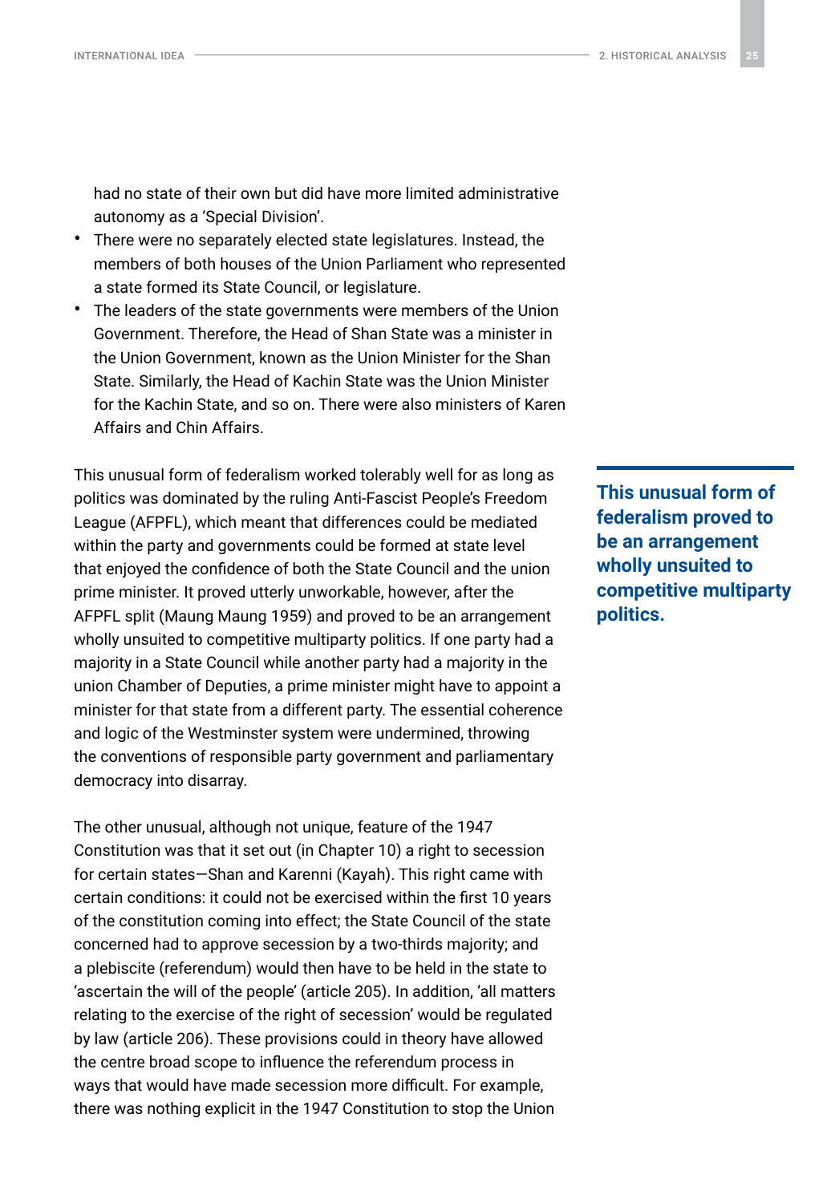had no state of their own but did have more limited administrative autonomy as a 'Special Division'.

- There were no separately elected state legislatures. Instead, the members of both houses of the Union Parliament who represented a state formed its State Council, or legislature.
- The leaders of the state governments were members of the Union Government. Therefore, the Head of Shan State was a minister in the Union Government, known as the Union Minister for the Shan State. Similarly, the Head of Kachin State was the Union Minister for the Kachin State, and so on. There were also ministers of Karen Affairs and Chin Affairs.

This unusual form of federalism worked tolerably well for as long as politics was dominated by the ruling Anti-Fascist People's Freedom League (AFPFL), which meant that differences could be mediated within the party and governments could be formed at state level that enjoyed the confidence of both the State Council and the union prime minister. It proved utterly unworkable, however, after the AFPFL split (Maung Maung 1959) and proved to be an arrangement wholly unsuited to competitive multiparty politics. If one party had a majority in a State Council while another party had a majority in the union Chamber of Deputies, a prime minister might have to appoint a minister for that state from a different party. The essential coherence and logic of the Westminster system were undermined, throwing the conventions of responsible party government and parliamentary democracy into disarray.

**This unusual form of federalism proved to be an arrangement wholly unsuited to competitive multiparty politics.**

The other unusual, although not unique, feature of the 1947 Constitution was that it set out (in Chapter 10) a right to secession for certain states—Shan and Karenni (Kayah). This right came with certain conditions: it could not be exercised within the first 10 years of the constitution coming into effect; the State Council of the state concerned had to approve secession by a two-thirds majority; and a plebiscite (referendum) would then have to be held in the state to 'ascertain the will of the people' (article 205). In addition, 'all matters relating to the exercise of the right of secession' would be regulated by law (article 206). These provisions could in theory have allowed the centre broad scope to influence the referendum process in ways that would have made secession more difficult. For example, there was nothing explicit in the 1947 Constitution to stop the Union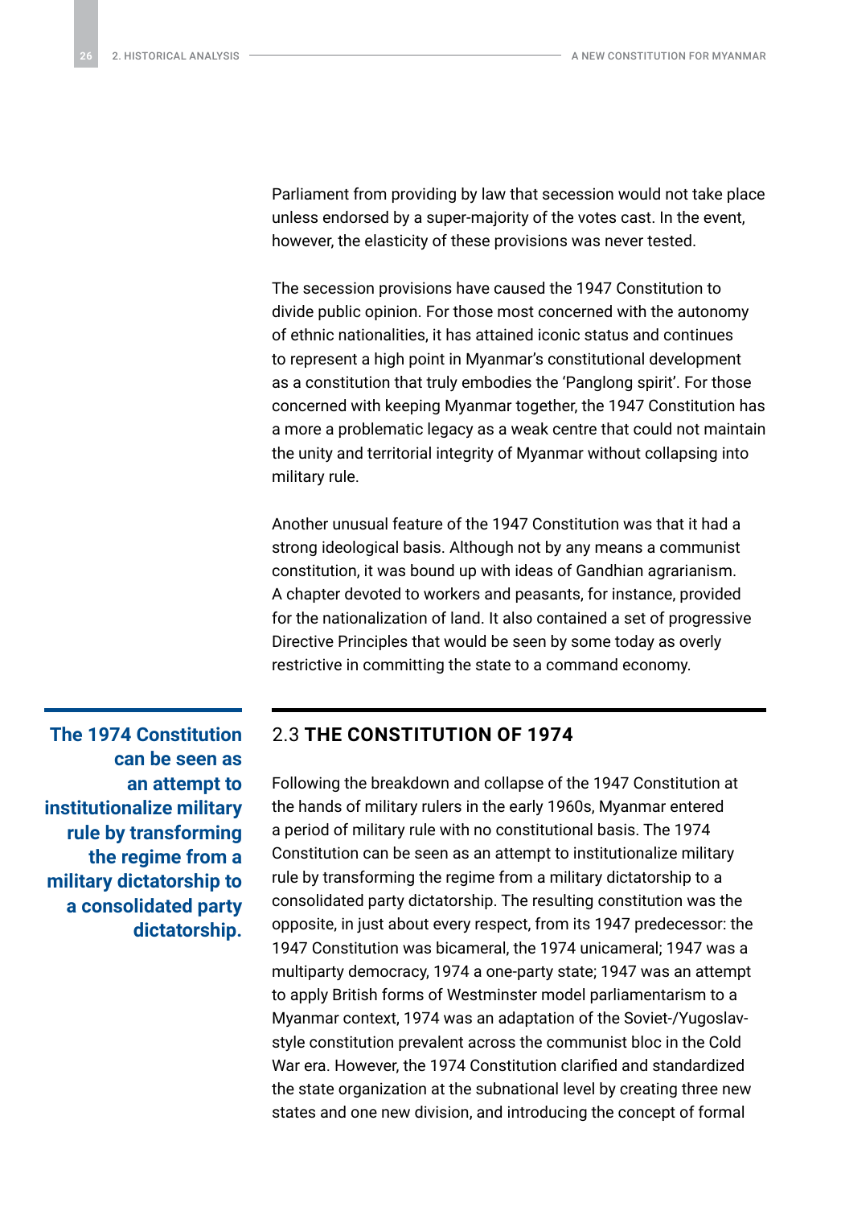Parliament from providing by law that secession would not take place unless endorsed by a super-majority of the votes cast. In the event, however, the elasticity of these provisions was never tested.

The secession provisions have caused the 1947 Constitution to divide public opinion. For those most concerned with the autonomy of ethnic nationalities, it has attained iconic status and continues to represent a high point in Myanmar's constitutional development as a constitution that truly embodies the 'Panglong spirit'. For those concerned with keeping Myanmar together, the 1947 Constitution has a more a problematic legacy as a weak centre that could not maintain the unity and territorial integrity of Myanmar without collapsing into military rule.

Another unusual feature of the 1947 Constitution was that it had a strong ideological basis. Although not by any means a communist constitution, it was bound up with ideas of Gandhian agrarianism. A chapter devoted to workers and peasants, for instance, provided for the nationalization of land. It also contained a set of progressive Directive Principles that would be seen by some today as overly restrictive in committing the state to a command economy.

**The 1974 Constitution can be seen as an attempt to institutionalize military rule by transforming the regime from a military dictatorship to a consolidated party dictatorship.**

## 2.3 THE CONSTITUTION OF 1974

Following the breakdown and collapse of the 1947 Constitution at the hands of military rulers in the early 1960s, Myanmar entered a period of military rule with no constitutional basis. The 1974 Constitution can be seen as an attempt to institutionalize military rule by transforming the regime from a military dictatorship to a consolidated party dictatorship. The resulting constitution was the opposite, in just about every respect, from its 1947 predecessor: the 1947 Constitution was bicameral, the 1974 unicameral; 1947 was a multiparty democracy, 1974 a one-party state; 1947 was an attempt to apply British forms of Westminster model parliamentarism to a Myanmar context, 1974 was an adaptation of the Soviet-/Yugoslav-style constitution prevalent across the communist bloc in the Cold War era. However, the 1974 Constitution clarified and standardized the state organization at the subnational level by creating three new states and one new division, and introducing the concept of formal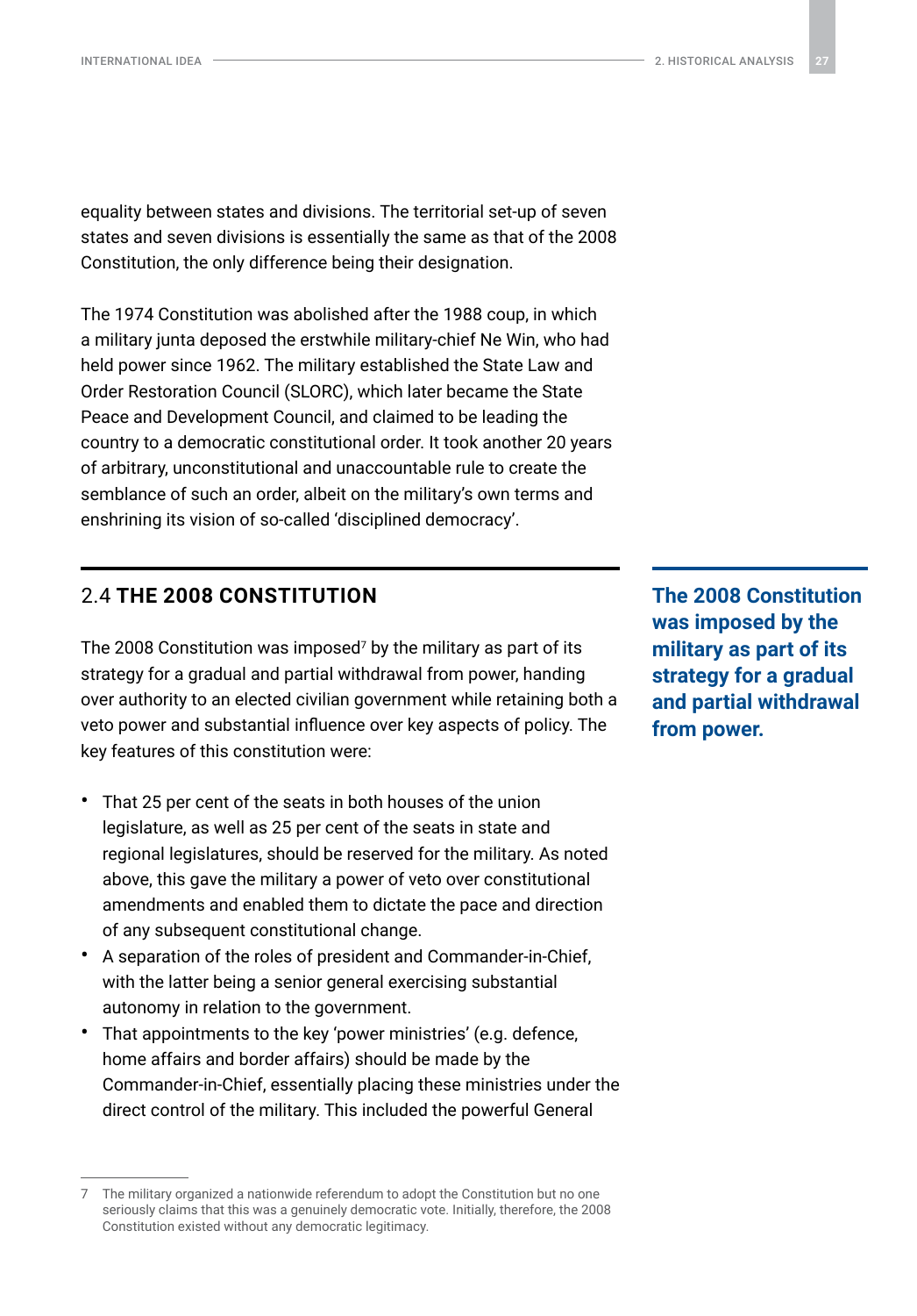equality between states and divisions. The territorial set-up of seven states and seven divisions is essentially the same as that of the 2008 Constitution, the only difference being their designation.

The 1974 Constitution was abolished after the 1988 coup, in which a military junta deposed the erstwhile military-chief Ne Win, who had held power since 1962. The military established the State Law and Order Restoration Council (SLORC), which later became the State Peace and Development Council, and claimed to be leading the country to a democratic constitutional order. It took another 20 years of arbitrary, unconstitutional and unaccountable rule to create the semblance of such an order, albeit on the military's own terms and enshrining its vision of so-called 'disciplined democracy'.

## 2.4 THE 2008 CONSTITUTION

The 2008 Constitution was imposed[7] by the military as part of its strategy for a gradual and partial withdrawal from power, handing over authority to an elected civilian government while retaining both a veto power and substantial influence over key aspects of policy. The key features of this constitution were:

**The 2008 Constitution was imposed by the military as part of its strategy for a gradual and partial withdrawal from power.**

- That 25 per cent of the seats in both houses of the union legislature, as well as 25 per cent of the seats in state and regional legislatures, should be reserved for the military. As noted above, this gave the military a power of veto over constitutional amendments and enabled them to dictate the pace and direction of any subsequent constitutional change.
- A separation of the roles of president and Commander-in-Chief, with the latter being a senior general exercising substantial autonomy in relation to the government.
- That appointments to the key 'power ministries' (e.g. defence, home affairs and border affairs) should be made by the Commander-in-Chief, essentially placing these ministries under the direct control of the military. This included the powerful General

7 The military organized a nationwide referendum to adopt the Constitution but no one seriously claims that this was a genuinely democratic vote. Initially, therefore, the 2008 Constitution existed without any democratic legitimacy.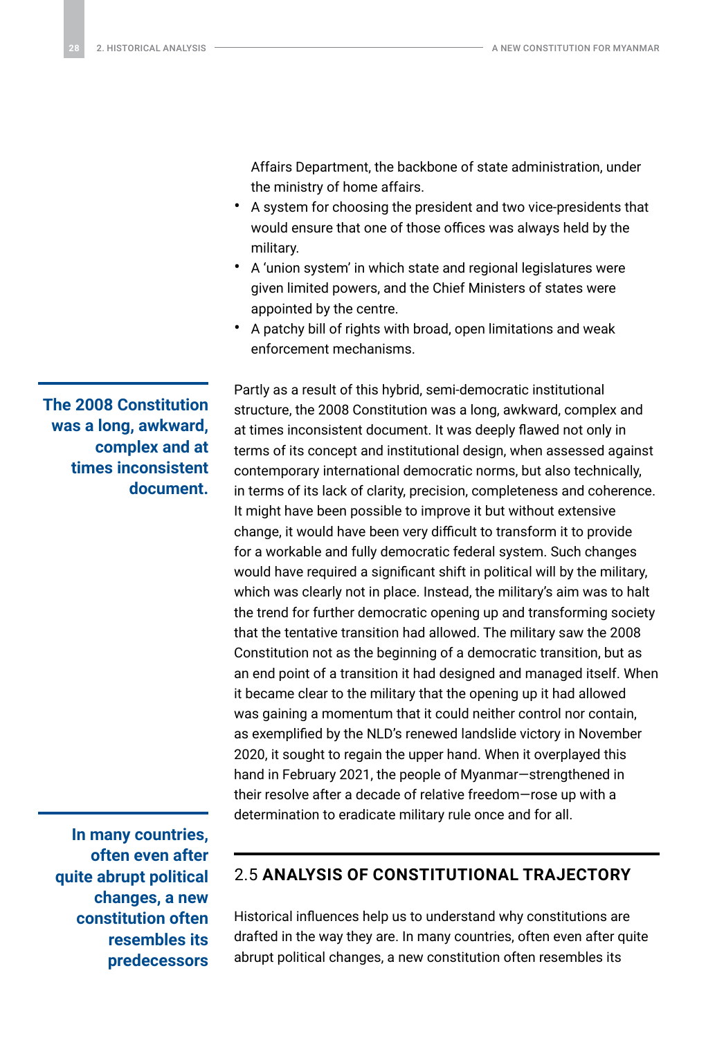Affairs Department, the backbone of state administration, under the ministry of home affairs.

- A system for choosing the president and two vice-presidents that would ensure that one of those offices was always held by the military.
- A 'union system' in which state and regional legislatures were given limited powers, and the Chief Ministers of states were appointed by the centre.
- A patchy bill of rights with broad, open limitations and weak enforcement mechanisms.

**The 2008 Constitution was a long, awkward, complex and at times inconsistent document.**

Partly as a result of this hybrid, semi-democratic institutional structure, the 2008 Constitution was a long, awkward, complex and at times inconsistent document. It was deeply flawed not only in terms of its concept and institutional design, when assessed against contemporary international democratic norms, but also technically, in terms of its lack of clarity, precision, completeness and coherence. It might have been possible to improve it but without extensive change, it would have been very difficult to transform it to provide for a workable and fully democratic federal system. Such changes would have required a significant shift in political will by the military, which was clearly not in place. Instead, the military's aim was to halt the trend for further democratic opening up and transforming society that the tentative transition had allowed. The military saw the 2008 Constitution not as the beginning of a democratic transition, but as an end point of a transition it had designed and managed itself. When it became clear to the military that the opening up it had allowed was gaining a momentum that it could neither control nor contain, as exemplified by the NLD's renewed landslide victory in November 2020, it sought to regain the upper hand. When it overplayed this hand in February 2021, the people of Myanmar—strengthened in their resolve after a decade of relative freedom—rose up with a determination to eradicate military rule once and for all.

## 2.5 ANALYSIS OF CONSTITUTIONAL TRAJECTORY

**In many countries, often even after quite abrupt political changes, a new constitution often resembles its predecessors**

Historical influences help us to understand why constitutions are drafted in the way they are. In many countries, often even after quite abrupt political changes, a new constitution often resembles its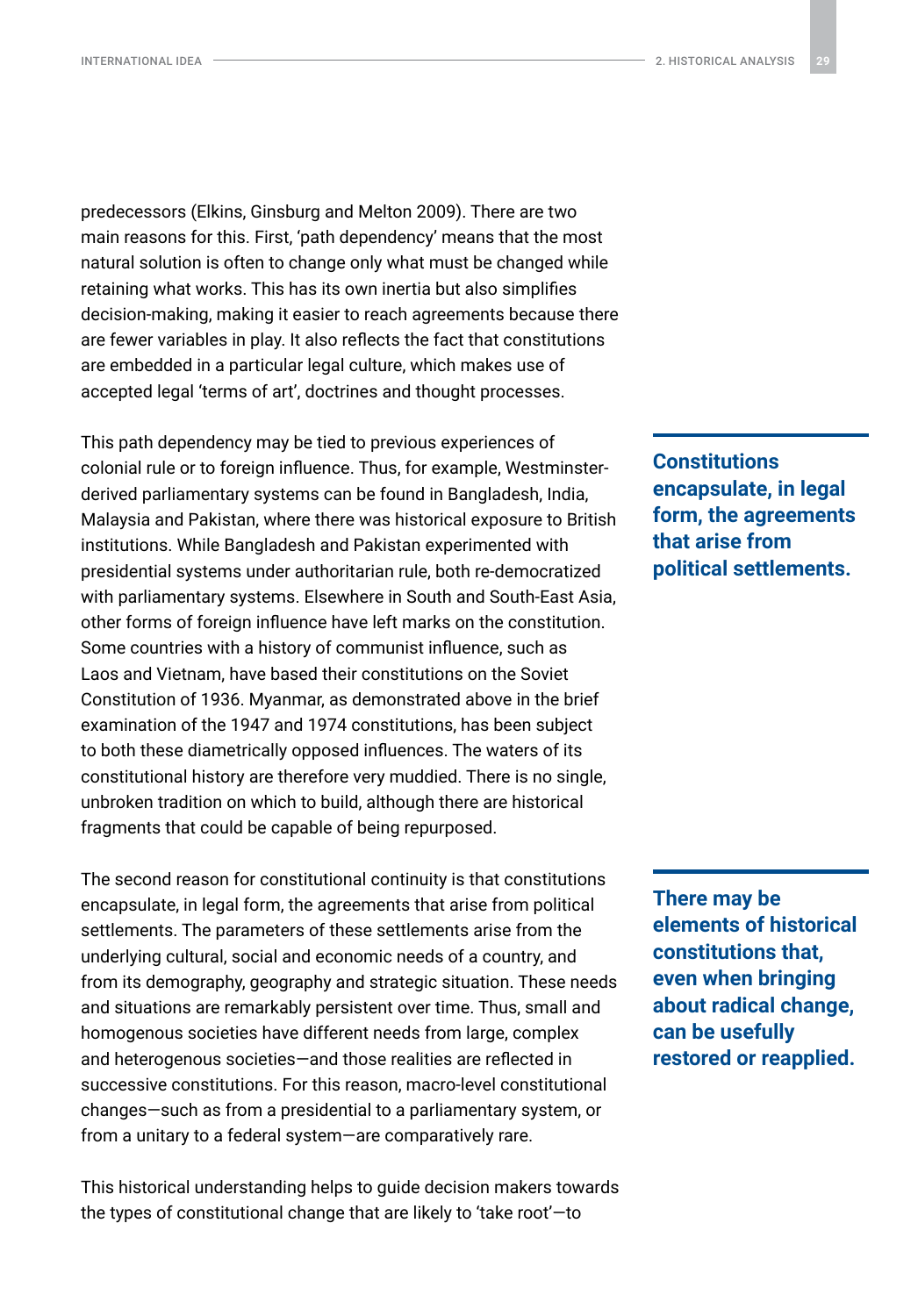predecessors (Elkins, Ginsburg and Melton 2009). There are two main reasons for this. First, 'path dependency' means that the most natural solution is often to change only what must be changed while retaining what works. This has its own inertia but also simplifies decision-making, making it easier to reach agreements because there are fewer variables in play. It also reflects the fact that constitutions are embedded in a particular legal culture, which makes use of accepted legal 'terms of art', doctrines and thought processes.

This path dependency may be tied to previous experiences of colonial rule or to foreign influence. Thus, for example, Westminster-derived parliamentary systems can be found in Bangladesh, India, Malaysia and Pakistan, where there was historical exposure to British institutions. While Bangladesh and Pakistan experimented with presidential systems under authoritarian rule, both re-democratized with parliamentary systems. Elsewhere in South and South-East Asia, other forms of foreign influence have left marks on the constitution. Some countries with a history of communist influence, such as Laos and Vietnam, have based their constitutions on the Soviet Constitution of 1936. Myanmar, as demonstrated above in the brief examination of the 1947 and 1974 constitutions, has been subject to both these diametrically opposed influences. The waters of its constitutional history are therefore very muddied. There is no single, unbroken tradition on which to build, although there are historical fragments that could be capable of being repurposed.

**Constitutions encapsulate, in legal form, the agreements that arise from political settlements.**

The second reason for constitutional continuity is that constitutions encapsulate, in legal form, the agreements that arise from political settlements. The parameters of these settlements arise from the underlying cultural, social and economic needs of a country, and from its demography, geography and strategic situation. These needs and situations are remarkably persistent over time. Thus, small and homogenous societies have different needs from large, complex and heterogenous societies—and those realities are reflected in successive constitutions. For this reason, macro-level constitutional changes—such as from a presidential to a parliamentary system, or from a unitary to a federal system—are comparatively rare.

**There may be elements of historical constitutions that, even when bringing about radical change, can be usefully restored or reapplied.**

This historical understanding helps to guide decision makers towards the types of constitutional change that are likely to 'take root'—to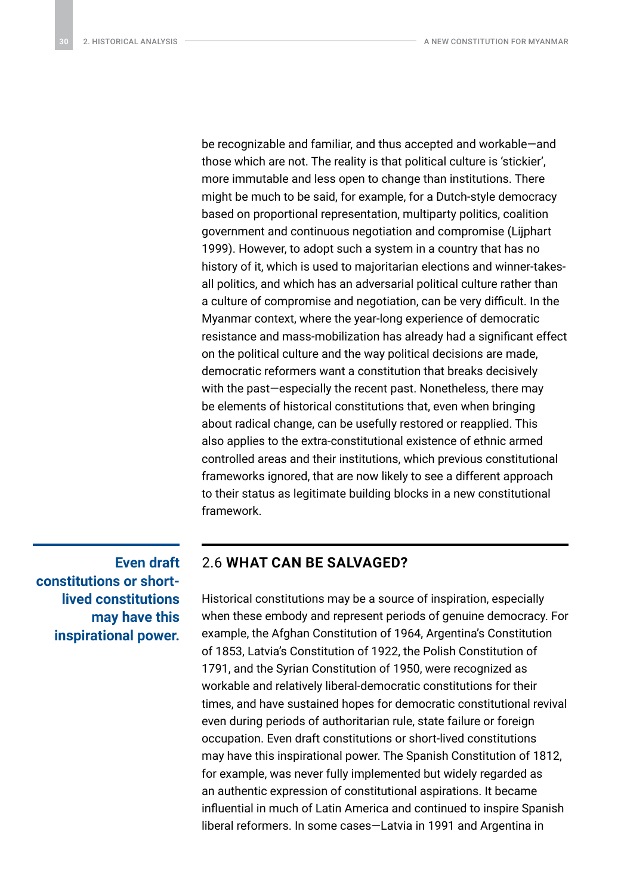be recognizable and familiar, and thus accepted and workable—and those which are not. The reality is that political culture is 'stickier', more immutable and less open to change than institutions. There might be much to be said, for example, for a Dutch-style democracy based on proportional representation, multiparty politics, coalition government and continuous negotiation and compromise (Lijphart 1999). However, to adopt such a system in a country that has no history of it, which is used to majoritarian elections and winner-takes-all politics, and which has an adversarial political culture rather than a culture of compromise and negotiation, can be very difficult. In the Myanmar context, where the year-long experience of democratic resistance and mass-mobilization has already had a significant effect on the political culture and the way political decisions are made, democratic reformers want a constitution that breaks decisively with the past—especially the recent past. Nonetheless, there may be elements of historical constitutions that, even when bringing about radical change, can be usefully restored or reapplied. This also applies to the extra-constitutional existence of ethnic armed controlled areas and their institutions, which previous constitutional frameworks ignored, that are now likely to see a different approach to their status as legitimate building blocks in a new constitutional framework.

## 2.6 WHAT CAN BE SALVAGED?

**Even draft constitutions or short-lived constitutions may have this inspirational power.**

Historical constitutions may be a source of inspiration, especially when these embody and represent periods of genuine democracy. For example, the Afghan Constitution of 1964, Argentina's Constitution of 1853, Latvia's Constitution of 1922, the Polish Constitution of 1791, and the Syrian Constitution of 1950, were recognized as workable and relatively liberal-democratic constitutions for their times, and have sustained hopes for democratic constitutional revival even during periods of authoritarian rule, state failure or foreign occupation. Even draft constitutions or short-lived constitutions may have this inspirational power. The Spanish Constitution of 1812, for example, was never fully implemented but widely regarded as an authentic expression of constitutional aspirations. It became influential in much of Latin America and continued to inspire Spanish liberal reformers. In some cases—Latvia in 1991 and Argentina in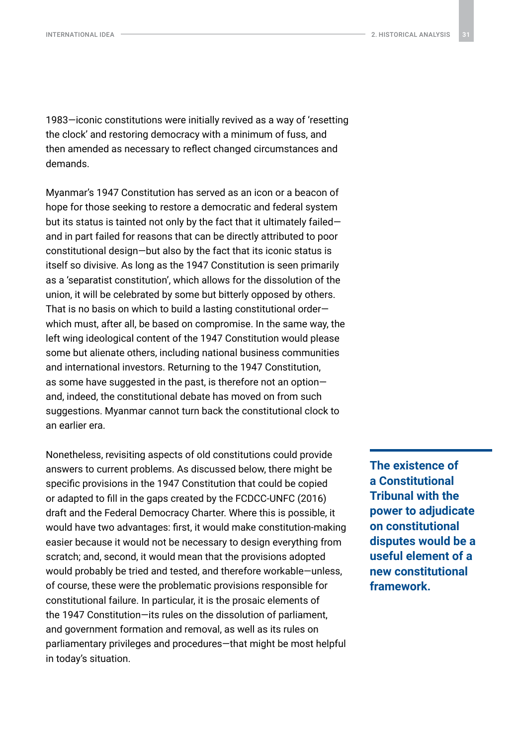1983—iconic constitutions were initially revived as a way of 'resetting the clock' and restoring democracy with a minimum of fuss, and then amended as necessary to reflect changed circumstances and demands.

Myanmar's 1947 Constitution has served as an icon or a beacon of hope for those seeking to restore a democratic and federal system but its status is tainted not only by the fact that it ultimately failed—and in part failed for reasons that can be directly attributed to poor constitutional design—but also by the fact that its iconic status is itself so divisive. As long as the 1947 Constitution is seen primarily as a 'separatist constitution', which allows for the dissolution of the union, it will be celebrated by some but bitterly opposed by others. That is no basis on which to build a lasting constitutional order—which must, after all, be based on compromise. In the same way, the left wing ideological content of the 1947 Constitution would please some but alienate others, including national business communities and international investors. Returning to the 1947 Constitution, as some have suggested in the past, is therefore not an option—and, indeed, the constitutional debate has moved on from such suggestions. Myanmar cannot turn back the constitutional clock to an earlier era.

Nonetheless, revisiting aspects of old constitutions could provide answers to current problems. As discussed below, there might be specific provisions in the 1947 Constitution that could be copied or adapted to fill in the gaps created by the FCDCC-UNFC (2016) draft and the Federal Democracy Charter. Where this is possible, it would have two advantages: first, it would make constitution-making easier because it would not be necessary to design everything from scratch; and, second, it would mean that the provisions adopted would probably be tried and tested, and therefore workable—unless, of course, these were the problematic provisions responsible for constitutional failure. In particular, it is the prosaic elements of the 1947 Constitution—its rules on the dissolution of parliament, and government formation and removal, as well as its rules on parliamentary privileges and procedures—that might be most helpful in today's situation.

**The existence of a Constitutional Tribunal with the power to adjudicate on constitutional disputes would be a useful element of a new constitutional framework.**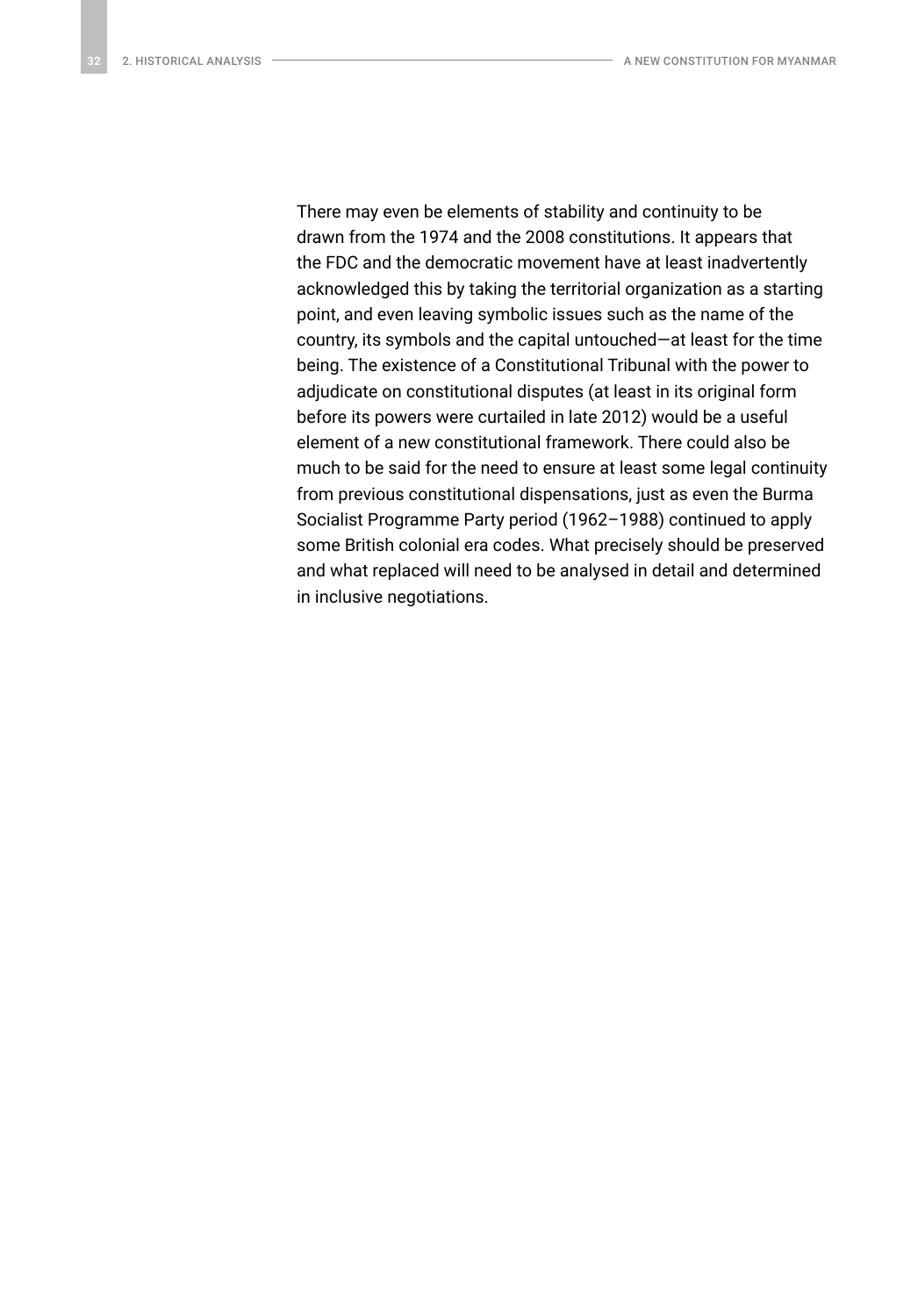There may even be elements of stability and continuity to be drawn from the 1974 and the 2008 constitutions. It appears that the FDC and the democratic movement have at least inadvertently acknowledged this by taking the territorial organization as a starting point, and even leaving symbolic issues such as the name of the country, its symbols and the capital untouched—at least for the time being. The existence of a Constitutional Tribunal with the power to adjudicate on constitutional disputes (at least in its original form before its powers were curtailed in late 2012) would be a useful element of a new constitutional framework. There could also be much to be said for the need to ensure at least some legal continuity from previous constitutional dispensations, just as even the Burma Socialist Programme Party period (1962–1988) continued to apply some British colonial era codes. What precisely should be preserved and what replaced will need to be analysed in detail and determined in inclusive negotiations.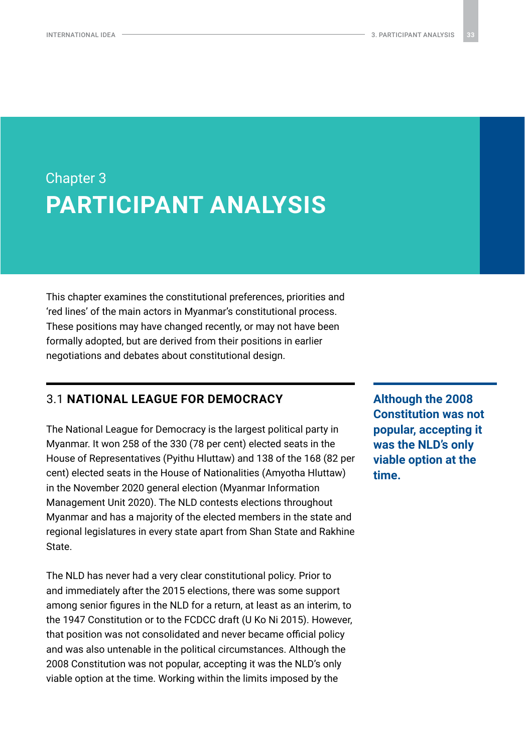Chapter 3

# PARTICIPANT ANALYSIS

This chapter examines the constitutional preferences, priorities and 'red lines' of the main actors in Myanmar's constitutional process. These positions may have changed recently, or may not have been formally adopted, but are derived from their positions in earlier negotiations and debates about constitutional design.

## 3.1 NATIONAL LEAGUE FOR DEMOCRACY

The National League for Democracy is the largest political party in Myanmar. It won 258 of the 330 (78 per cent) elected seats in the House of Representatives (Pyithu Hluttaw) and 138 of the 168 (82 per cent) elected seats in the House of Nationalities (Amyotha Hluttaw) in the November 2020 general election (Myanmar Information Management Unit 2020). The NLD contests elections throughout Myanmar and has a majority of the elected members in the state and regional legislatures in every state apart from Shan State and Rakhine State.

**Although the 2008 Constitution was not popular, accepting it was the NLD's only viable option at the time.**

The NLD has never had a very clear constitutional policy. Prior to and immediately after the 2015 elections, there was some support among senior figures in the NLD for a return, at least as an interim, to the 1947 Constitution or to the FCDCC draft (U Ko Ni 2015). However, that position was not consolidated and never became official policy and was also untenable in the political circumstances. Although the 2008 Constitution was not popular, accepting it was the NLD's only viable option at the time. Working within the limits imposed by the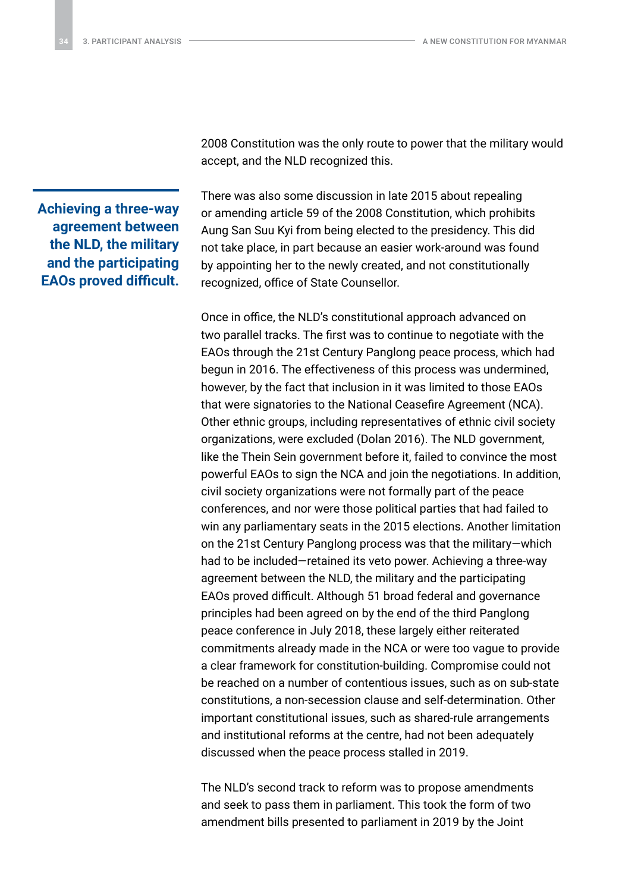2008 Constitution was the only route to power that the military would accept, and the NLD recognized this.

> **Achieving a three-way agreement between the NLD, the military and the participating EAOs proved difficult.**

There was also some discussion in late 2015 about repealing or amending article 59 of the 2008 Constitution, which prohibits Aung San Suu Kyi from being elected to the presidency. This did not take place, in part because an easier work-around was found by appointing her to the newly created, and not constitutionally recognized, office of State Counsellor.

Once in office, the NLD's constitutional approach advanced on two parallel tracks. The first was to continue to negotiate with the EAOs through the 21st Century Panglong peace process, which had begun in 2016. The effectiveness of this process was undermined, however, by the fact that inclusion in it was limited to those EAOs that were signatories to the National Ceasefire Agreement (NCA). Other ethnic groups, including representatives of ethnic civil society organizations, were excluded (Dolan 2016). The NLD government, like the Thein Sein government before it, failed to convince the most powerful EAOs to sign the NCA and join the negotiations. In addition, civil society organizations were not formally part of the peace conferences, and nor were those political parties that had failed to win any parliamentary seats in the 2015 elections. Another limitation on the 21st Century Panglong process was that the military—which had to be included—retained its veto power. Achieving a three-way agreement between the NLD, the military and the participating EAOs proved difficult. Although 51 broad federal and governance principles had been agreed on by the end of the third Panglong peace conference in July 2018, these largely either reiterated commitments already made in the NCA or were too vague to provide a clear framework for constitution-building. Compromise could not be reached on a number of contentious issues, such as on sub-state constitutions, a non-secession clause and self-determination. Other important constitutional issues, such as shared-rule arrangements and institutional reforms at the centre, had not been adequately discussed when the peace process stalled in 2019.

The NLD's second track to reform was to propose amendments and seek to pass them in parliament. This took the form of two amendment bills presented to parliament in 2019 by the Joint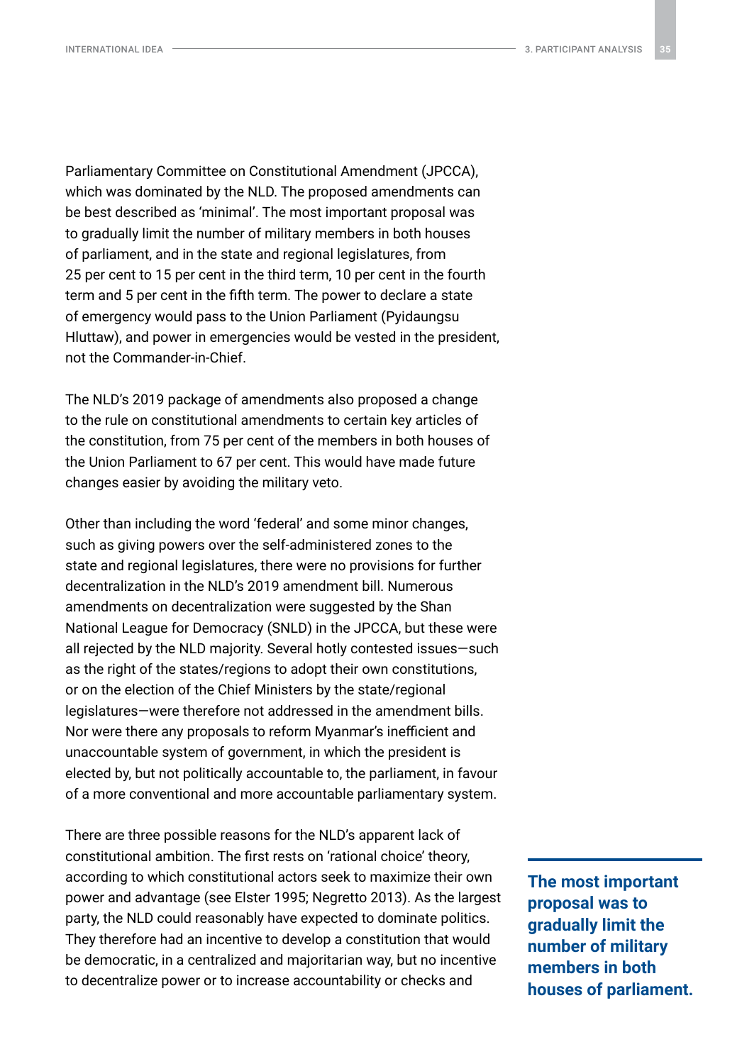Parliamentary Committee on Constitutional Amendment (JPCCA), which was dominated by the NLD. The proposed amendments can be best described as 'minimal'. The most important proposal was to gradually limit the number of military members in both houses of parliament, and in the state and regional legislatures, from 25 per cent to 15 per cent in the third term, 10 per cent in the fourth term and 5 per cent in the fifth term. The power to declare a state of emergency would pass to the Union Parliament (Pyidaungsu Hluttaw), and power in emergencies would be vested in the president, not the Commander-in-Chief.

The NLD's 2019 package of amendments also proposed a change to the rule on constitutional amendments to certain key articles of the constitution, from 75 per cent of the members in both houses of the Union Parliament to 67 per cent. This would have made future changes easier by avoiding the military veto.

Other than including the word 'federal' and some minor changes, such as giving powers over the self-administered zones to the state and regional legislatures, there were no provisions for further decentralization in the NLD's 2019 amendment bill. Numerous amendments on decentralization were suggested by the Shan National League for Democracy (SNLD) in the JPCCA, but these were all rejected by the NLD majority. Several hotly contested issues—such as the right of the states/regions to adopt their own constitutions, or on the election of the Chief Ministers by the state/regional legislatures—were therefore not addressed in the amendment bills. Nor were there any proposals to reform Myanmar's inefficient and unaccountable system of government, in which the president is elected by, but not politically accountable to, the parliament, in favour of a more conventional and more accountable parliamentary system.

There are three possible reasons for the NLD's apparent lack of constitutional ambition. The first rests on 'rational choice' theory, according to which constitutional actors seek to maximize their own power and advantage (see Elster 1995; Negretto 2013). As the largest party, the NLD could reasonably have expected to dominate politics. They therefore had an incentive to develop a constitution that would be democratic, in a centralized and majoritarian way, but no incentive to decentralize power or to increase accountability or checks and

**The most important proposal was to gradually limit the number of military members in both houses of parliament.**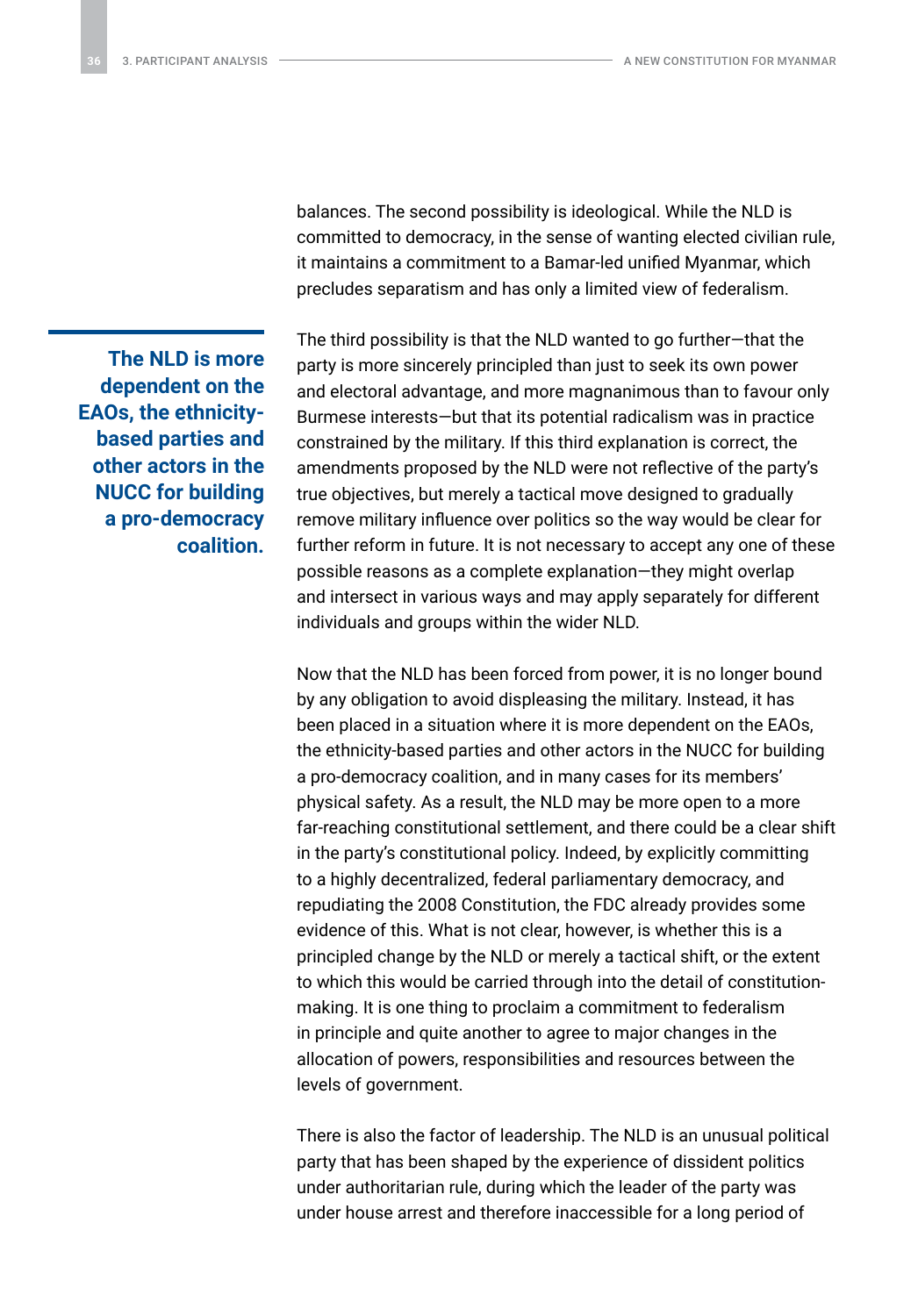balances. The second possibility is ideological. While the NLD is committed to democracy, in the sense of wanting elected civilian rule, it maintains a commitment to a Bamar-led unified Myanmar, which precludes separatism and has only a limited view of federalism.

**The NLD is more dependent on the EAOs, the ethnicity-based parties and other actors in the NUCC for building a pro-democracy coalition.**

The third possibility is that the NLD wanted to go further—that the party is more sincerely principled than just to seek its own power and electoral advantage, and more magnanimous than to favour only Burmese interests—but that its potential radicalism was in practice constrained by the military. If this third explanation is correct, the amendments proposed by the NLD were not reflective of the party's true objectives, but merely a tactical move designed to gradually remove military influence over politics so the way would be clear for further reform in future. It is not necessary to accept any one of these possible reasons as a complete explanation—they might overlap and intersect in various ways and may apply separately for different individuals and groups within the wider NLD.

Now that the NLD has been forced from power, it is no longer bound by any obligation to avoid displeasing the military. Instead, it has been placed in a situation where it is more dependent on the EAOs, the ethnicity-based parties and other actors in the NUCC for building a pro-democracy coalition, and in many cases for its members' physical safety. As a result, the NLD may be more open to a more far-reaching constitutional settlement, and there could be a clear shift in the party's constitutional policy. Indeed, by explicitly committing to a highly decentralized, federal parliamentary democracy, and repudiating the 2008 Constitution, the FDC already provides some evidence of this. What is not clear, however, is whether this is a principled change by the NLD or merely a tactical shift, or the extent to which this would be carried through into the detail of constitution-making. It is one thing to proclaim a commitment to federalism in principle and quite another to agree to major changes in the allocation of powers, responsibilities and resources between the levels of government.

There is also the factor of leadership. The NLD is an unusual political party that has been shaped by the experience of dissident politics under authoritarian rule, during which the leader of the party was under house arrest and therefore inaccessible for a long period of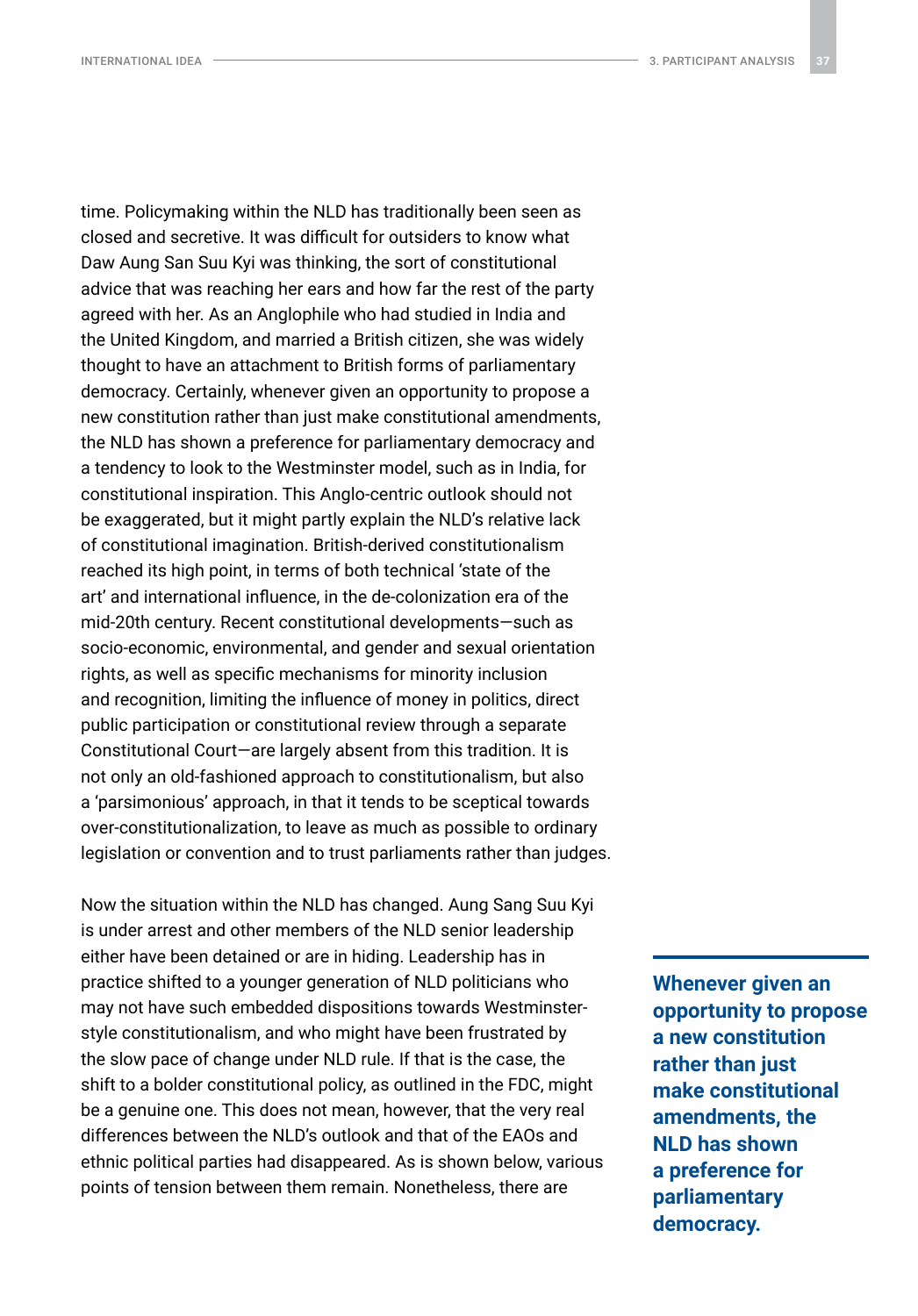time. Policymaking within the NLD has traditionally been seen as closed and secretive. It was difficult for outsiders to know what Daw Aung San Suu Kyi was thinking, the sort of constitutional advice that was reaching her ears and how far the rest of the party agreed with her. As an Anglophile who had studied in India and the United Kingdom, and married a British citizen, she was widely thought to have an attachment to British forms of parliamentary democracy. Certainly, whenever given an opportunity to propose a new constitution rather than just make constitutional amendments, the NLD has shown a preference for parliamentary democracy and a tendency to look to the Westminster model, such as in India, for constitutional inspiration. This Anglo-centric outlook should not be exaggerated, but it might partly explain the NLD's relative lack of constitutional imagination. British-derived constitutionalism reached its high point, in terms of both technical 'state of the art' and international influence, in the de-colonization era of the mid-20th century. Recent constitutional developments—such as socio-economic, environmental, and gender and sexual orientation rights, as well as specific mechanisms for minority inclusion and recognition, limiting the influence of money in politics, direct public participation or constitutional review through a separate Constitutional Court—are largely absent from this tradition. It is not only an old-fashioned approach to constitutionalism, but also a 'parsimonious' approach, in that it tends to be sceptical towards over-constitutionalization, to leave as much as possible to ordinary legislation or convention and to trust parliaments rather than judges.

Now the situation within the NLD has changed. Aung Sang Suu Kyi is under arrest and other members of the NLD senior leadership either have been detained or are in hiding. Leadership has in practice shifted to a younger generation of NLD politicians who may not have such embedded dispositions towards Westminster-style constitutionalism, and who might have been frustrated by the slow pace of change under NLD rule. If that is the case, the shift to a bolder constitutional policy, as outlined in the FDC, might be a genuine one. This does not mean, however, that the very real differences between the NLD's outlook and that of the EAOs and ethnic political parties had disappeared. As is shown below, various points of tension between them remain. Nonetheless, there are

**Whenever given an opportunity to propose a new constitution rather than just make constitutional amendments, the NLD has shown a preference for parliamentary democracy.**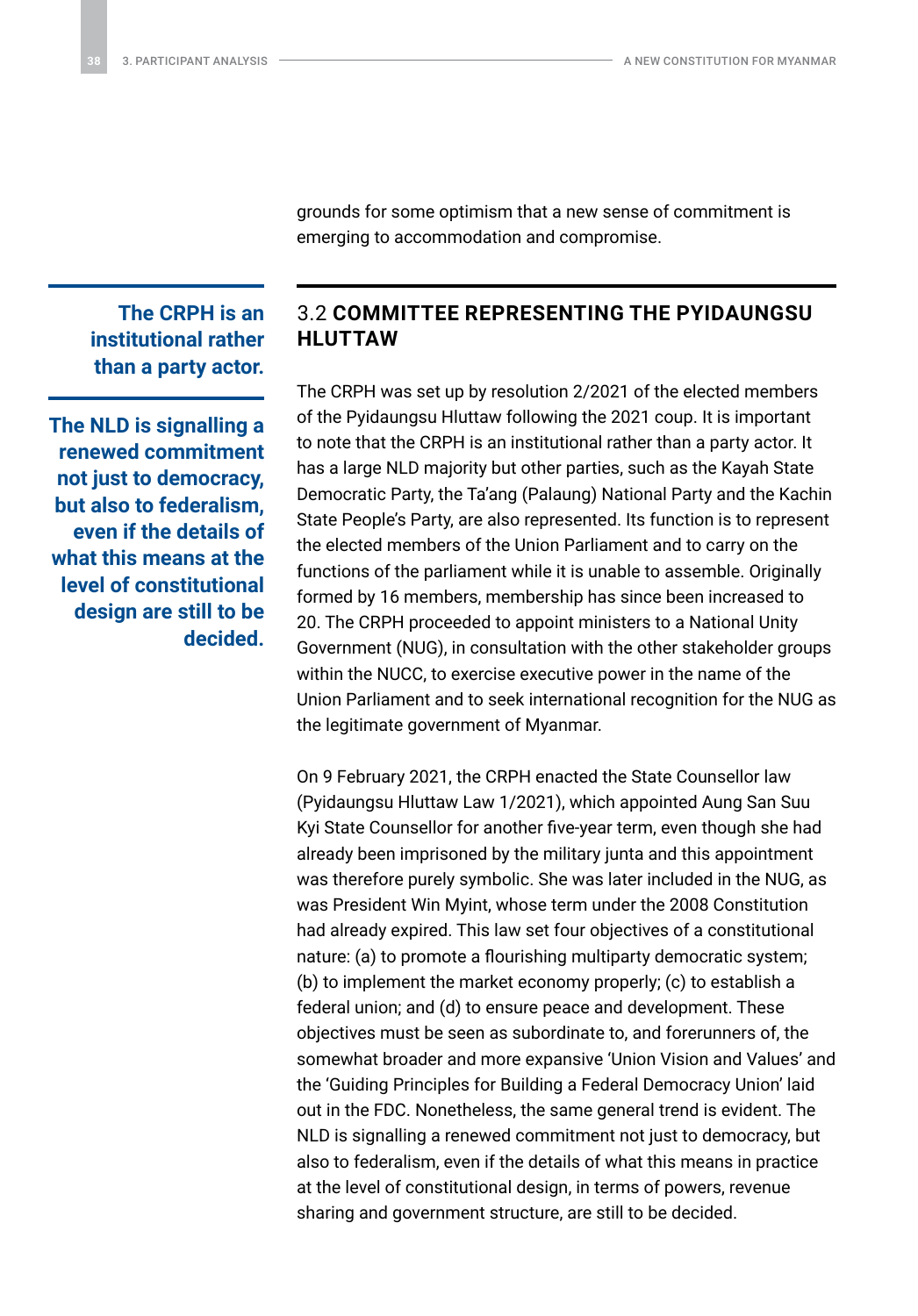grounds for some optimism that a new sense of commitment is emerging to accommodation and compromise.

> **The CRPH is an institutional rather than a party actor.**

> **The NLD is signalling a renewed commitment not just to democracy, but also to federalism, even if the details of what this means at the level of constitutional design are still to be decided.**

## 3.2 COMMITTEE REPRESENTING THE PYIDAUNGSU HLUTTAW

The CRPH was set up by resolution 2/2021 of the elected members of the Pyidaungsu Hluttaw following the 2021 coup. It is important to note that the CRPH is an institutional rather than a party actor. It has a large NLD majority but other parties, such as the Kayah State Democratic Party, the Ta'ang (Palaung) National Party and the Kachin State People's Party, are also represented. Its function is to represent the elected members of the Union Parliament and to carry on the functions of the parliament while it is unable to assemble. Originally formed by 16 members, membership has since been increased to 20. The CRPH proceeded to appoint ministers to a National Unity Government (NUG), in consultation with the other stakeholder groups within the NUCC, to exercise executive power in the name of the Union Parliament and to seek international recognition for the NUG as the legitimate government of Myanmar.

On 9 February 2021, the CRPH enacted the State Counsellor law (Pyidaungsu Hluttaw Law 1/2021), which appointed Aung San Suu Kyi State Counsellor for another five-year term, even though she had already been imprisoned by the military junta and this appointment was therefore purely symbolic. She was later included in the NUG, as was President Win Myint, whose term under the 2008 Constitution had already expired. This law set four objectives of a constitutional nature: (a) to promote a flourishing multiparty democratic system; (b) to implement the market economy properly; (c) to establish a federal union; and (d) to ensure peace and development. These objectives must be seen as subordinate to, and forerunners of, the somewhat broader and more expansive 'Union Vision and Values' and the 'Guiding Principles for Building a Federal Democracy Union' laid out in the FDC. Nonetheless, the same general trend is evident. The NLD is signalling a renewed commitment not just to democracy, but also to federalism, even if the details of what this means in practice at the level of constitutional design, in terms of powers, revenue sharing and government structure, are still to be decided.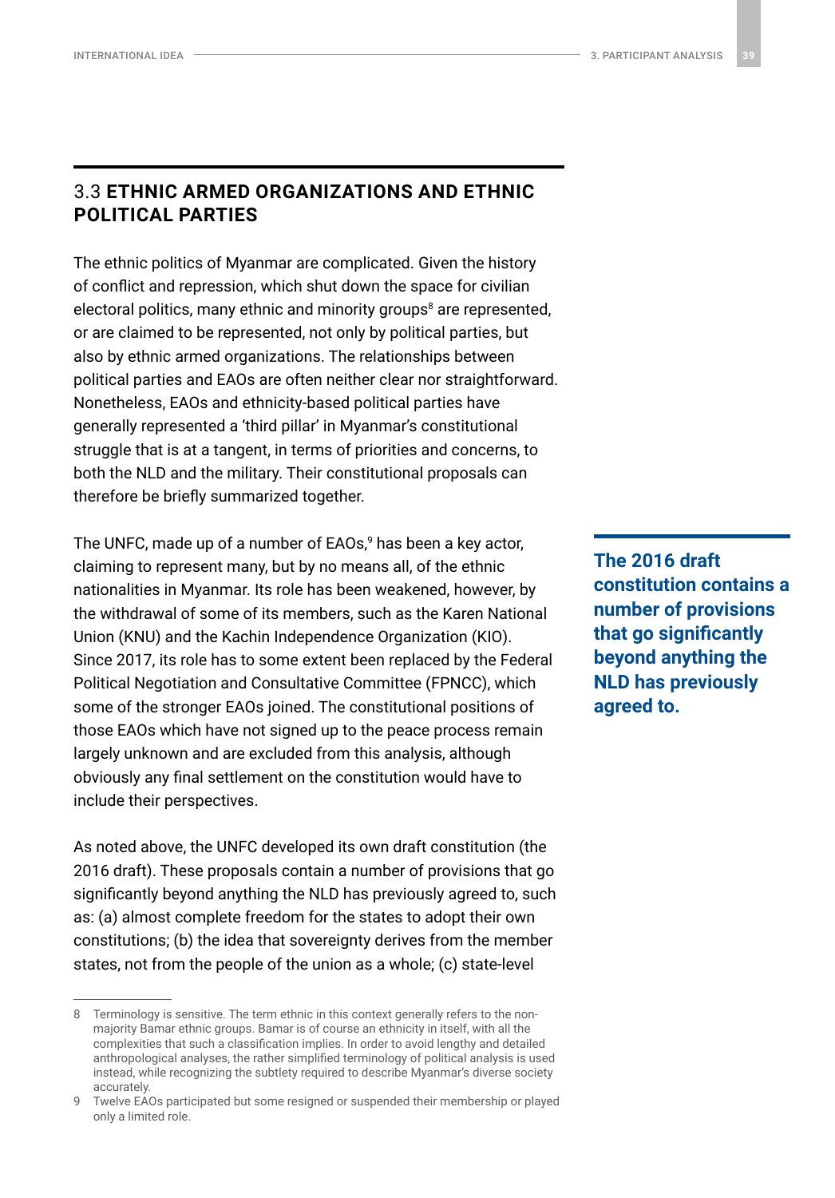## 3.3 ETHNIC ARMED ORGANIZATIONS AND ETHNIC POLITICAL PARTIES

The ethnic politics of Myanmar are complicated. Given the history of conflict and repression, which shut down the space for civilian electoral politics, many ethnic and minority groups[8] are represented, or are claimed to be represented, not only by political parties, but also by ethnic armed organizations. The relationships between political parties and EAOs are often neither clear nor straightforward. Nonetheless, EAOs and ethnicity-based political parties have generally represented a 'third pillar' in Myanmar's constitutional struggle that is at a tangent, in terms of priorities and concerns, to both the NLD and the military. Their constitutional proposals can therefore be briefly summarized together.

The UNFC, made up of a number of EAOs,[9] has been a key actor, claiming to represent many, but by no means all, of the ethnic nationalities in Myanmar. Its role has been weakened, however, by the withdrawal of some of its members, such as the Karen National Union (KNU) and the Kachin Independence Organization (KIO). Since 2017, its role has to some extent been replaced by the Federal Political Negotiation and Consultative Committee (FPNCC), which some of the stronger EAOs joined. The constitutional positions of those EAOs which have not signed up to the peace process remain largely unknown and are excluded from this analysis, although obviously any final settlement on the constitution would have to include their perspectives.

**The 2016 draft constitution contains a number of provisions that go significantly beyond anything the NLD has previously agreed to.**

As noted above, the UNFC developed its own draft constitution (the 2016 draft). These proposals contain a number of provisions that go significantly beyond anything the NLD has previously agreed to, such as: (a) almost complete freedom for the states to adopt their own constitutions; (b) the idea that sovereignty derives from the member states, not from the people of the union as a whole; (c) state-level

---

8 Terminology is sensitive. The term ethnic in this context generally refers to the non-majority Bamar ethnic groups. Bamar is of course an ethnicity in itself, with all the complexities that such a classification implies. In order to avoid lengthy and detailed anthropological analyses, the rather simplified terminology of political analysis is used instead, while recognizing the subtlety required to describe Myanmar's diverse society accurately.

9 Twelve EAOs participated but some resigned or suspended their membership or played only a limited role.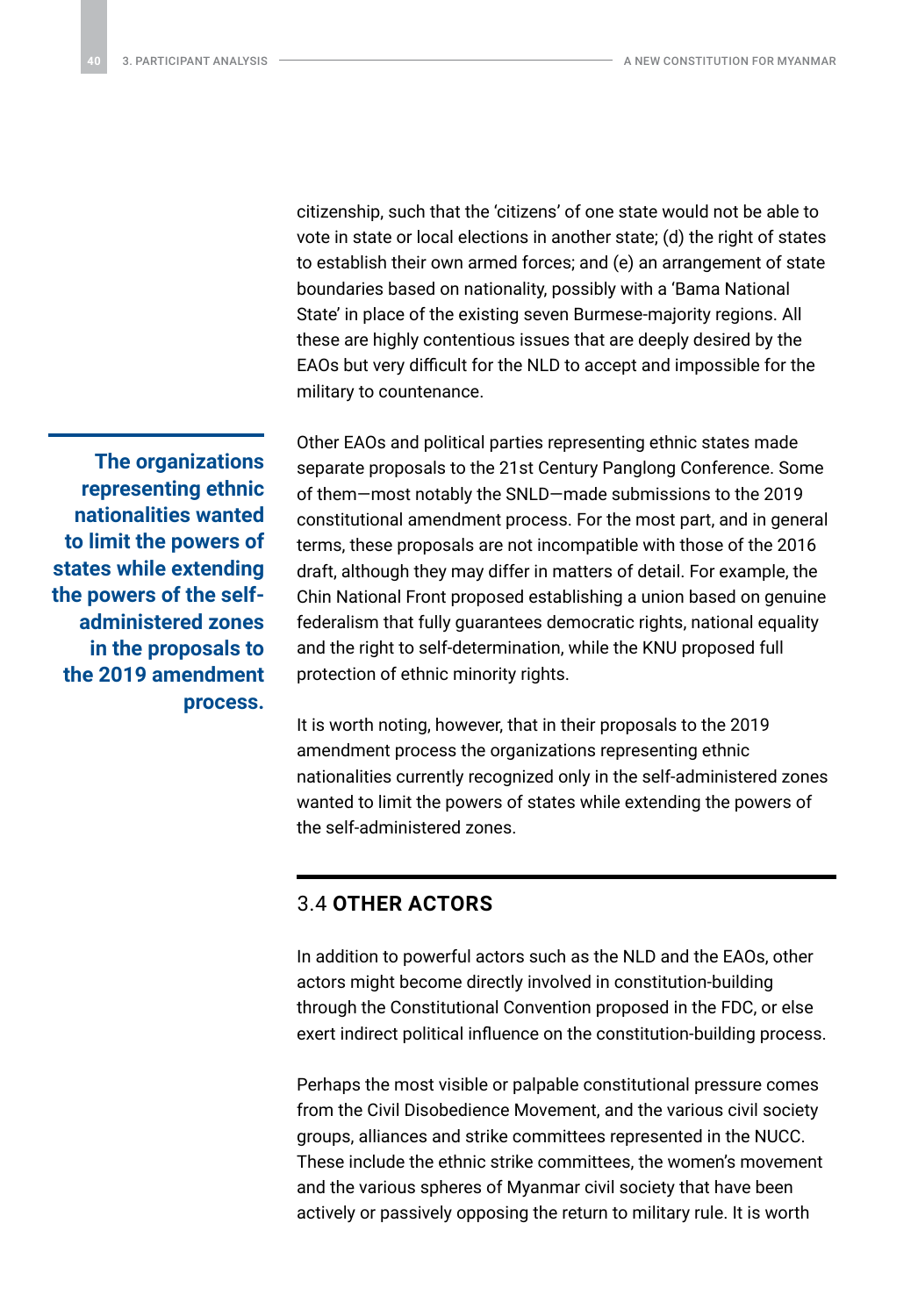citizenship, such that the 'citizens' of one state would not be able to vote in state or local elections in another state; (d) the right of states to establish their own armed forces; and (e) an arrangement of state boundaries based on nationality, possibly with a 'Bama National State' in place of the existing seven Burmese-majority regions. All these are highly contentious issues that are deeply desired by the EAOs but very difficult for the NLD to accept and impossible for the military to countenance.

**The organizations representing ethnic nationalities wanted to limit the powers of states while extending the powers of the self-administered zones in the proposals to the 2019 amendment process.**

Other EAOs and political parties representing ethnic states made separate proposals to the 21st Century Panglong Conference. Some of them—most notably the SNLD—made submissions to the 2019 constitutional amendment process. For the most part, and in general terms, these proposals are not incompatible with those of the 2016 draft, although they may differ in matters of detail. For example, the Chin National Front proposed establishing a union based on genuine federalism that fully guarantees democratic rights, national equality and the right to self-determination, while the KNU proposed full protection of ethnic minority rights.

It is worth noting, however, that in their proposals to the 2019 amendment process the organizations representing ethnic nationalities currently recognized only in the self-administered zones wanted to limit the powers of states while extending the powers of the self-administered zones.

## 3.4 OTHER ACTORS

In addition to powerful actors such as the NLD and the EAOs, other actors might become directly involved in constitution-building through the Constitutional Convention proposed in the FDC, or else exert indirect political influence on the constitution-building process.

Perhaps the most visible or palpable constitutional pressure comes from the Civil Disobedience Movement, and the various civil society groups, alliances and strike committees represented in the NUCC. These include the ethnic strike committees, the women's movement and the various spheres of Myanmar civil society that have been actively or passively opposing the return to military rule. It is worth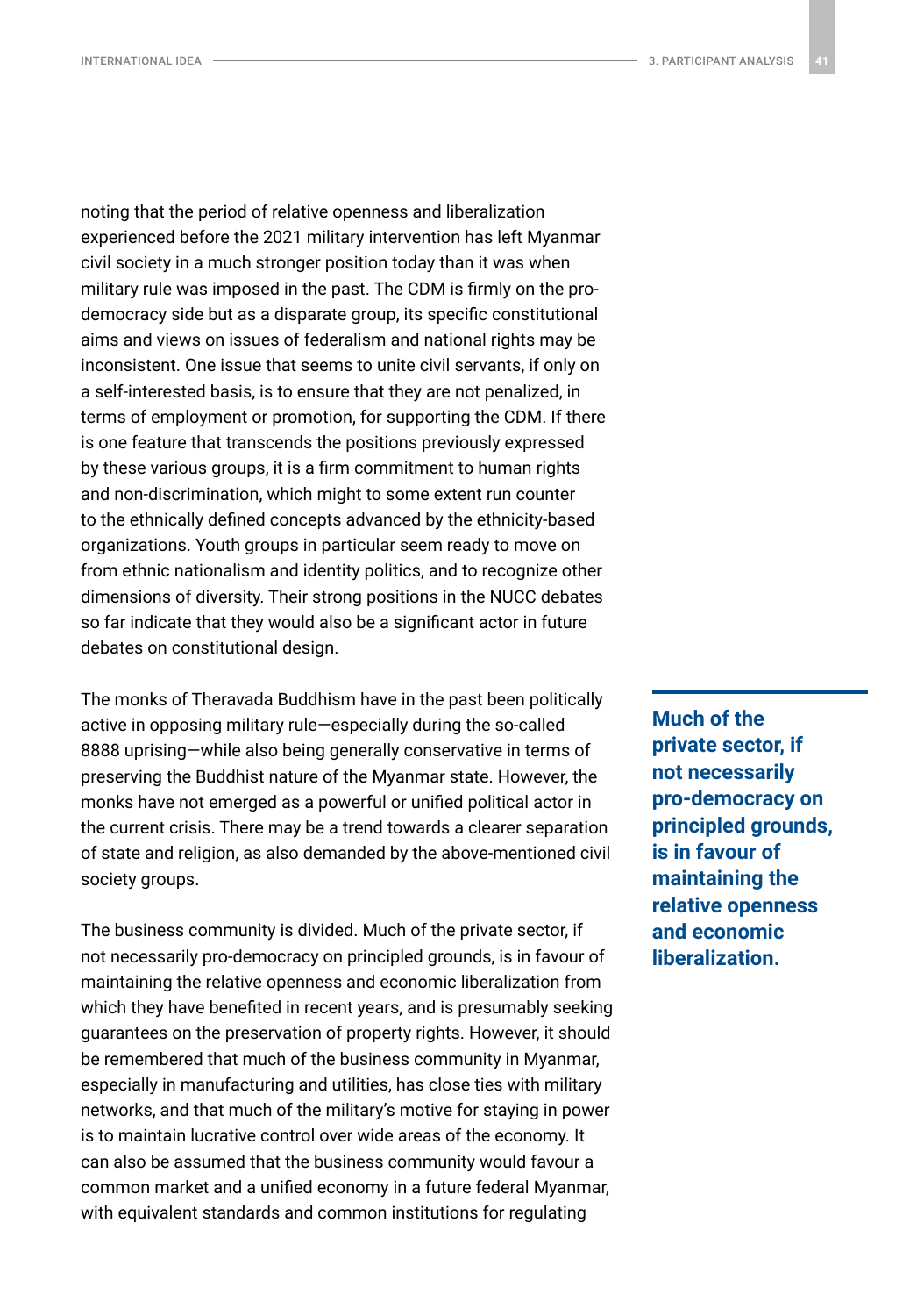noting that the period of relative openness and liberalization experienced before the 2021 military intervention has left Myanmar civil society in a much stronger position today than it was when military rule was imposed in the past. The CDM is firmly on the pro-democracy side but as a disparate group, its specific constitutional aims and views on issues of federalism and national rights may be inconsistent. One issue that seems to unite civil servants, if only on a self-interested basis, is to ensure that they are not penalized, in terms of employment or promotion, for supporting the CDM. If there is one feature that transcends the positions previously expressed by these various groups, it is a firm commitment to human rights and non-discrimination, which might to some extent run counter to the ethnically defined concepts advanced by the ethnicity-based organizations. Youth groups in particular seem ready to move on from ethnic nationalism and identity politics, and to recognize other dimensions of diversity. Their strong positions in the NUCC debates so far indicate that they would also be a significant actor in future debates on constitutional design.

The monks of Theravada Buddhism have in the past been politically active in opposing military rule—especially during the so-called 8888 uprising—while also being generally conservative in terms of preserving the Buddhist nature of the Myanmar state. However, the monks have not emerged as a powerful or unified political actor in the current crisis. There may be a trend towards a clearer separation of state and religion, as also demanded by the above-mentioned civil society groups.

**Much of the private sector, if not necessarily pro-democracy on principled grounds, is in favour of maintaining the relative openness and economic liberalization.**

The business community is divided. Much of the private sector, if not necessarily pro-democracy on principled grounds, is in favour of maintaining the relative openness and economic liberalization from which they have benefited in recent years, and is presumably seeking guarantees on the preservation of property rights. However, it should be remembered that much of the business community in Myanmar, especially in manufacturing and utilities, has close ties with military networks, and that much of the military's motive for staying in power is to maintain lucrative control over wide areas of the economy. It can also be assumed that the business community would favour a common market and a unified economy in a future federal Myanmar, with equivalent standards and common institutions for regulating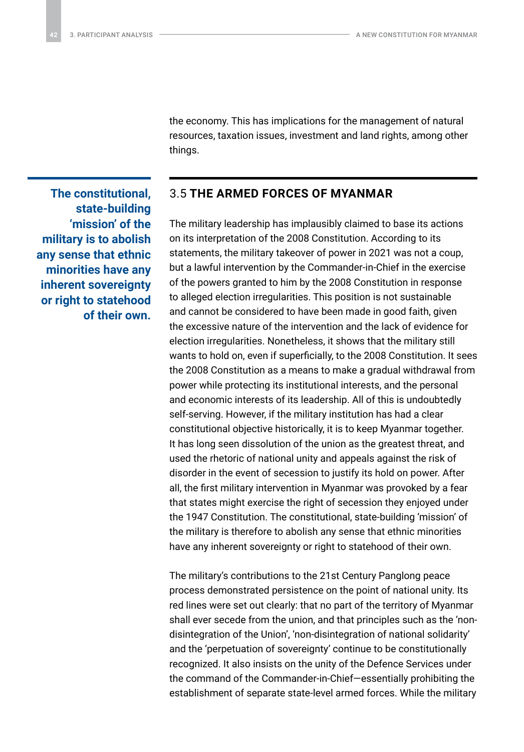the economy. This has implications for the management of natural resources, taxation issues, investment and land rights, among other things.

## 3.5 THE ARMED FORCES OF MYANMAR

**The constitutional, state-building 'mission' of the military is to abolish any sense that ethnic minorities have any inherent sovereignty or right to statehood of their own.**

The military leadership has implausibly claimed to base its actions on its interpretation of the 2008 Constitution. According to its statements, the military takeover of power in 2021 was not a coup, but a lawful intervention by the Commander-in-Chief in the exercise of the powers granted to him by the 2008 Constitution in response to alleged election irregularities. This position is not sustainable and cannot be considered to have been made in good faith, given the excessive nature of the intervention and the lack of evidence for election irregularities. Nonetheless, it shows that the military still wants to hold on, even if superficially, to the 2008 Constitution. It sees the 2008 Constitution as a means to make a gradual withdrawal from power while protecting its institutional interests, and the personal and economic interests of its leadership. All of this is undoubtedly self-serving. However, if the military institution has had a clear constitutional objective historically, it is to keep Myanmar together. It has long seen dissolution of the union as the greatest threat, and used the rhetoric of national unity and appeals against the risk of disorder in the event of secession to justify its hold on power. After all, the first military intervention in Myanmar was provoked by a fear that states might exercise the right of secession they enjoyed under the 1947 Constitution. The constitutional, state-building 'mission' of the military is therefore to abolish any sense that ethnic minorities have any inherent sovereignty or right to statehood of their own.

The military's contributions to the 21st Century Panglong peace process demonstrated persistence on the point of national unity. Its red lines were set out clearly: that no part of the territory of Myanmar shall ever secede from the union, and that principles such as the 'non-disintegration of the Union', 'non-disintegration of national solidarity' and the 'perpetuation of sovereignty' continue to be constitutionally recognized. It also insists on the unity of the Defence Services under the command of the Commander-in-Chief—essentially prohibiting the establishment of separate state-level armed forces. While the military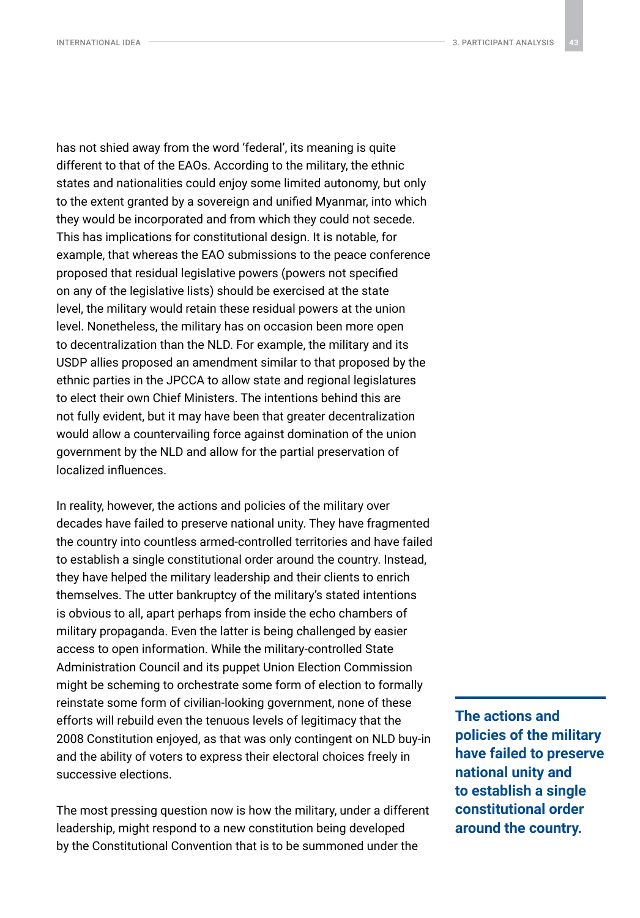has not shied away from the word 'federal', its meaning is quite different to that of the EAOs. According to the military, the ethnic states and nationalities could enjoy some limited autonomy, but only to the extent granted by a sovereign and unified Myanmar, into which they would be incorporated and from which they could not secede. This has implications for constitutional design. It is notable, for example, that whereas the EAO submissions to the peace conference proposed that residual legislative powers (powers not specified on any of the legislative lists) should be exercised at the state level, the military would retain these residual powers at the union level. Nonetheless, the military has on occasion been more open to decentralization than the NLD. For example, the military and its USDP allies proposed an amendment similar to that proposed by the ethnic parties in the JPCCA to allow state and regional legislatures to elect their own Chief Ministers. The intentions behind this are not fully evident, but it may have been that greater decentralization would allow a countervailing force against domination of the union government by the NLD and allow for the partial preservation of localized influences.

In reality, however, the actions and policies of the military over decades have failed to preserve national unity. They have fragmented the country into countless armed-controlled territories and have failed to establish a single constitutional order around the country. Instead, they have helped the military leadership and their clients to enrich themselves. The utter bankruptcy of the military's stated intentions is obvious to all, apart perhaps from inside the echo chambers of military propaganda. Even the latter is being challenged by easier access to open information. While the military-controlled State Administration Council and its puppet Union Election Commission might be scheming to orchestrate some form of election to formally reinstate some form of civilian-looking government, none of these efforts will rebuild even the tenuous levels of legitimacy that the 2008 Constitution enjoyed, as that was only contingent on NLD buy-in and the ability of voters to express their electoral choices freely in successive elections.

**The actions and policies of the military have failed to preserve national unity and to establish a single constitutional order around the country.**

The most pressing question now is how the military, under a different leadership, might respond to a new constitution being developed by the Constitutional Convention that is to be summoned under the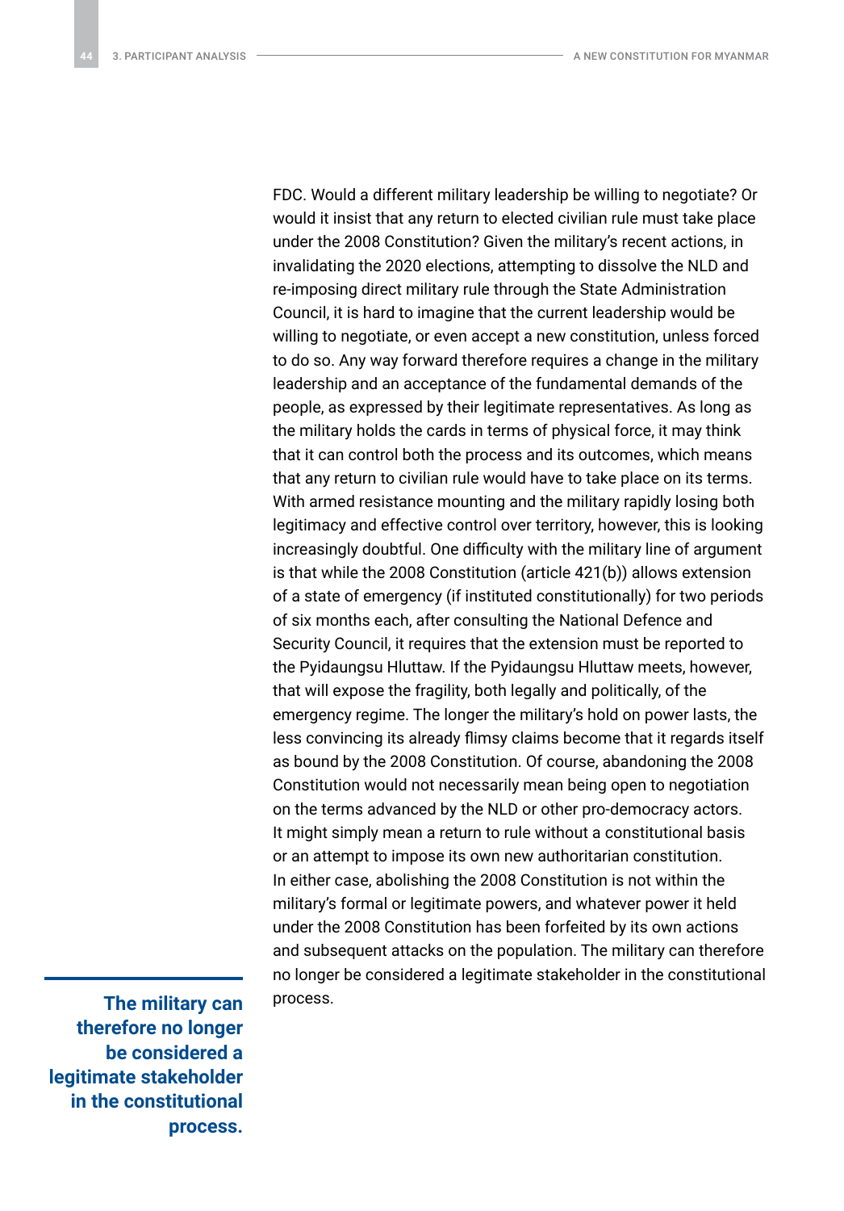FDC. Would a different military leadership be willing to negotiate? Or would it insist that any return to elected civilian rule must take place under the 2008 Constitution? Given the military's recent actions, in invalidating the 2020 elections, attempting to dissolve the NLD and re-imposing direct military rule through the State Administration Council, it is hard to imagine that the current leadership would be willing to negotiate, or even accept a new constitution, unless forced to do so. Any way forward therefore requires a change in the military leadership and an acceptance of the fundamental demands of the people, as expressed by their legitimate representatives. As long as the military holds the cards in terms of physical force, it may think that it can control both the process and its outcomes, which means that any return to civilian rule would have to take place on its terms. With armed resistance mounting and the military rapidly losing both legitimacy and effective control over territory, however, this is looking increasingly doubtful. One difficulty with the military line of argument is that while the 2008 Constitution (article 421(b)) allows extension of a state of emergency (if instituted constitutionally) for two periods of six months each, after consulting the National Defence and Security Council, it requires that the extension must be reported to the Pyidaungsu Hluttaw. If the Pyidaungsu Hluttaw meets, however, that will expose the fragility, both legally and politically, of the emergency regime. The longer the military's hold on power lasts, the less convincing its already flimsy claims become that it regards itself as bound by the 2008 Constitution. Of course, abandoning the 2008 Constitution would not necessarily mean being open to negotiation on the terms advanced by the NLD or other pro-democracy actors. It might simply mean a return to rule without a constitutional basis or an attempt to impose its own new authoritarian constitution. In either case, abolishing the 2008 Constitution is not within the military's formal or legitimate powers, and whatever power it held under the 2008 Constitution has been forfeited by its own actions and subsequent attacks on the population. The military can therefore no longer be considered a legitimate stakeholder in the constitutional process.

**The military can therefore no longer be considered a legitimate stakeholder in the constitutional process.**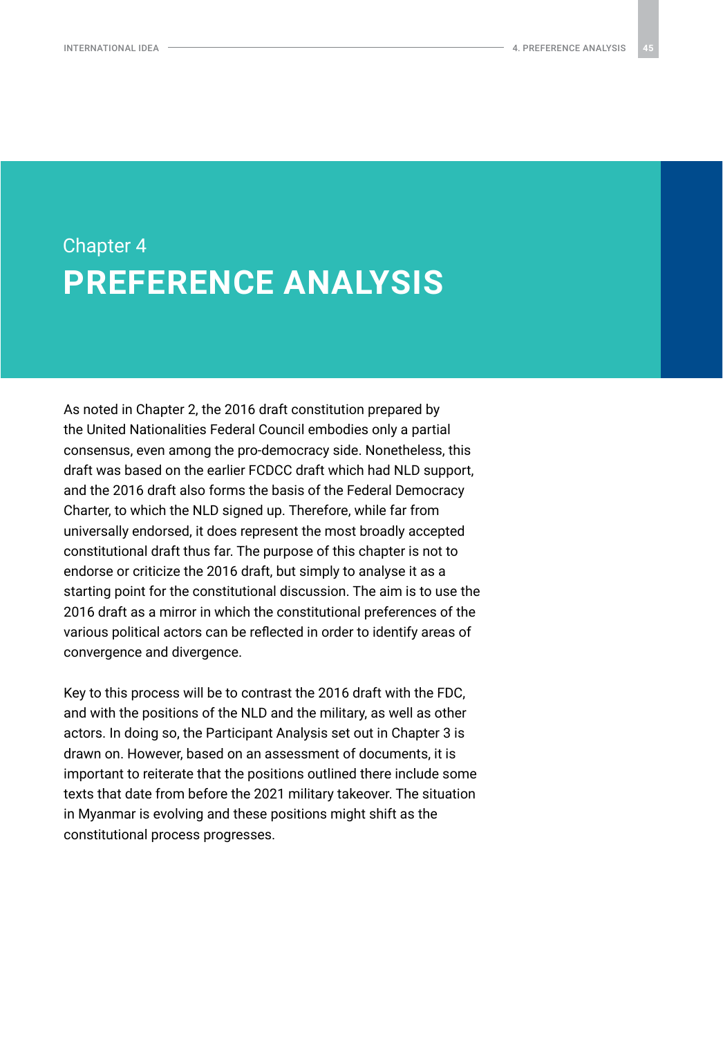# Chapter 4
# PREFERENCE ANALYSIS

As noted in Chapter 2, the 2016 draft constitution prepared by the United Nationalities Federal Council embodies only a partial consensus, even among the pro-democracy side. Nonetheless, this draft was based on the earlier FCDCC draft which had NLD support, and the 2016 draft also forms the basis of the Federal Democracy Charter, to which the NLD signed up. Therefore, while far from universally endorsed, it does represent the most broadly accepted constitutional draft thus far. The purpose of this chapter is not to endorse or criticize the 2016 draft, but simply to analyse it as a starting point for the constitutional discussion. The aim is to use the 2016 draft as a mirror in which the constitutional preferences of the various political actors can be reflected in order to identify areas of convergence and divergence.

Key to this process will be to contrast the 2016 draft with the FDC, and with the positions of the NLD and the military, as well as other actors. In doing so, the Participant Analysis set out in Chapter 3 is drawn on. However, based on an assessment of documents, it is important to reiterate that the positions outlined there include some texts that date from before the 2021 military takeover. The situation in Myanmar is evolving and these positions might shift as the constitutional process progresses.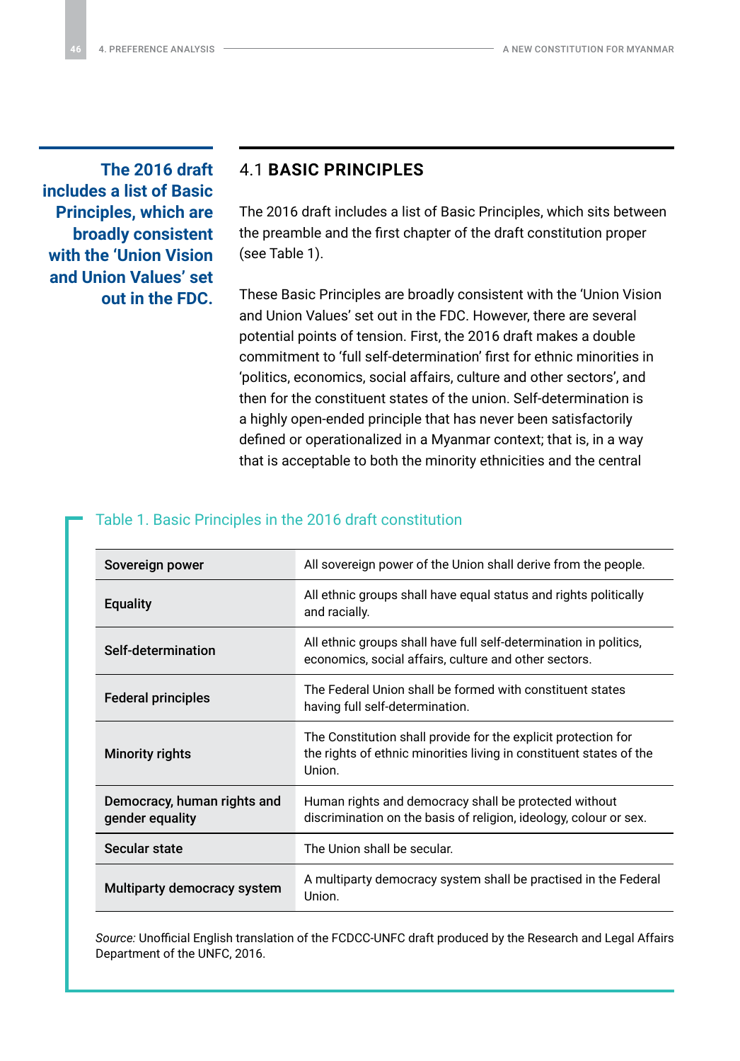**The 2016 draft includes a list of Basic Principles, which are broadly consistent with the 'Union Vision and Union Values' set out in the FDC.**

## 4.1 BASIC PRINCIPLES

The 2016 draft includes a list of Basic Principles, which sits between the preamble and the first chapter of the draft constitution proper (see Table 1).

These Basic Principles are broadly consistent with the 'Union Vision and Union Values' set out in the FDC. However, there are several potential points of tension. First, the 2016 draft makes a double commitment to 'full self-determination' first for ethnic minorities in 'politics, economics, social affairs, culture and other sectors', and then for the constituent states of the union. Self-determination is a highly open-ended principle that has never been satisfactorily defined or operationalized in a Myanmar context; that is, in a way that is acceptable to both the minority ethnicities and the central

Table 1. Basic Principles in the 2016 draft constitution

| | |
|---|---|
| **Sovereign power** | All sovereign power of the Union shall derive from the people. |
| **Equality** | All ethnic groups shall have equal status and rights politically and racially. |
| **Self-determination** | All ethnic groups shall have full self-determination in politics, economics, social affairs, culture and other sectors. |
| **Federal principles** | The Federal Union shall be formed with constituent states having full self-determination. |
| **Minority rights** | The Constitution shall provide for the explicit protection for the rights of ethnic minorities living in constituent states of the Union. |
| **Democracy, human rights and gender equality** | Human rights and democracy shall be protected without discrimination on the basis of religion, ideology, colour or sex. |
| **Secular state** | The Union shall be secular. |
| **Multiparty democracy system** | A multiparty democracy system shall be practised in the Federal Union. |

*Source:* Unofficial English translation of the FCDCC-UNFC draft produced by the Research and Legal Affairs Department of the UNFC, 2016.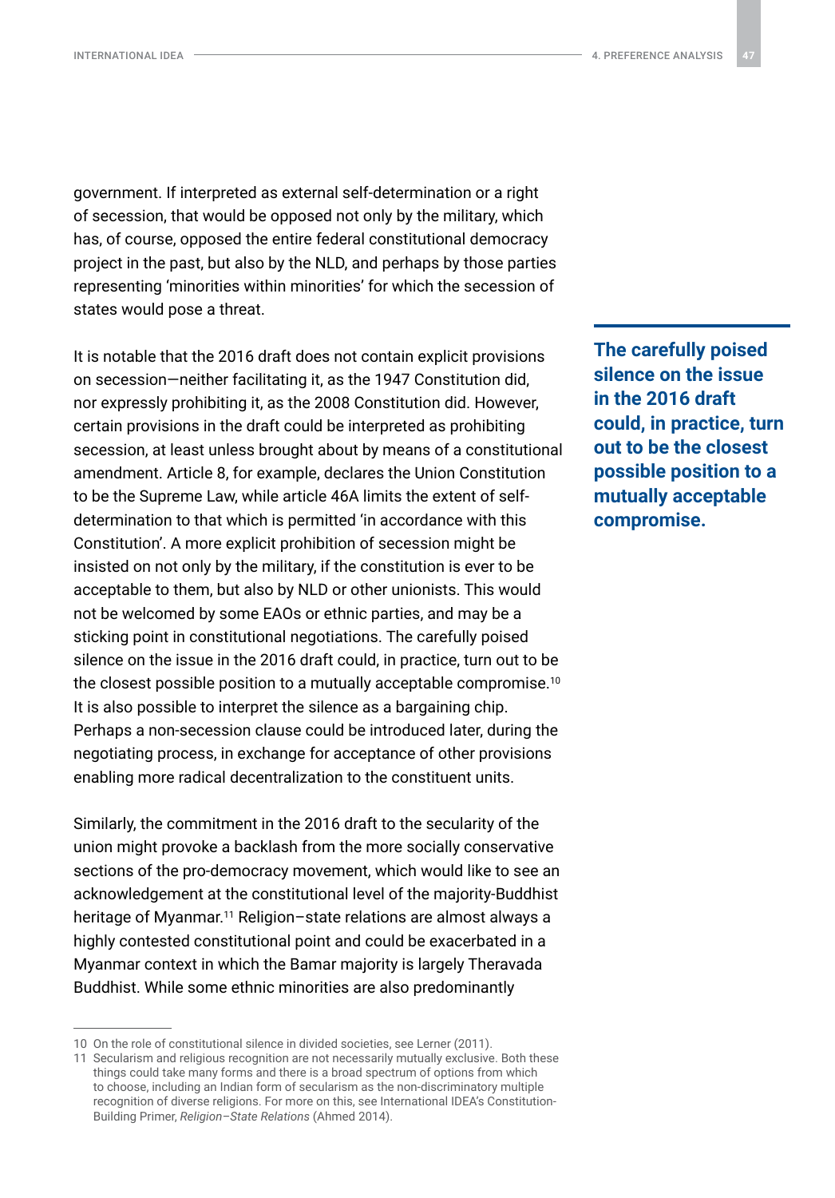government. If interpreted as external self-determination or a right of secession, that would be opposed not only by the military, which has, of course, opposed the entire federal constitutional democracy project in the past, but also by the NLD, and perhaps by those parties representing 'minorities within minorities' for which the secession of states would pose a threat.

It is notable that the 2016 draft does not contain explicit provisions on secession—neither facilitating it, as the 1947 Constitution did, nor expressly prohibiting it, as the 2008 Constitution did. However, certain provisions in the draft could be interpreted as prohibiting secession, at least unless brought about by means of a constitutional amendment. Article 8, for example, declares the Union Constitution to be the Supreme Law, while article 46A limits the extent of self-determination to that which is permitted 'in accordance with this Constitution'. A more explicit prohibition of secession might be insisted on not only by the military, if the constitution is ever to be acceptable to them, but also by NLD or other unionists. This would not be welcomed by some EAOs or ethnic parties, and may be a sticking point in constitutional negotiations. The carefully poised silence on the issue in the 2016 draft could, in practice, turn out to be the closest possible position to a mutually acceptable compromise.[10] It is also possible to interpret the silence as a bargaining chip. Perhaps a non-secession clause could be introduced later, during the negotiating process, in exchange for acceptance of other provisions enabling more radical decentralization to the constituent units.

**The carefully poised silence on the issue in the 2016 draft could, in practice, turn out to be the closest possible position to a mutually acceptable compromise.**

Similarly, the commitment in the 2016 draft to the secularity of the union might provoke a backlash from the more socially conservative sections of the pro-democracy movement, which would like to see an acknowledgement at the constitutional level of the majority-Buddhist heritage of Myanmar.[11] Religion–state relations are almost always a highly contested constitutional point and could be exacerbated in a Myanmar context in which the Bamar majority is largely Theravada Buddhist. While some ethnic minorities are also predominantly

---

10 On the role of constitutional silence in divided societies, see Lerner (2011).

11 Secularism and religious recognition are not necessarily mutually exclusive. Both these things could take many forms and there is a broad spectrum of options from which to choose, including an Indian form of secularism as the non-discriminatory multiple recognition of diverse religions. For more on this, see International IDEA's Constitution-Building Primer, *Religion–State Relations* (Ahmed 2014).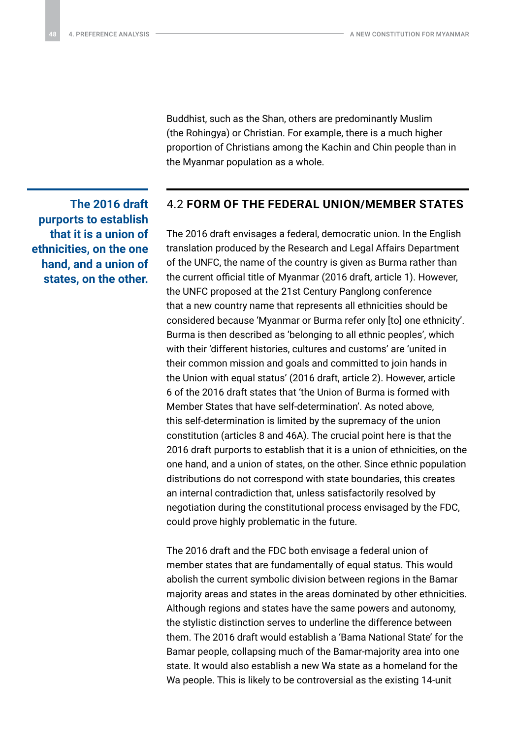Buddhist, such as the Shan, others are predominantly Muslim (the Rohingya) or Christian. For example, there is a much higher proportion of Christians among the Kachin and Chin people than in the Myanmar population as a whole.

**The 2016 draft purports to establish that it is a union of ethnicities, on the one hand, and a union of states, on the other.**

## 4.2 FORM OF THE FEDERAL UNION/MEMBER STATES

The 2016 draft envisages a federal, democratic union. In the English translation produced by the Research and Legal Affairs Department of the UNFC, the name of the country is given as Burma rather than the current official title of Myanmar (2016 draft, article 1). However, the UNFC proposed at the 21st Century Panglong conference that a new country name that represents all ethnicities should be considered because 'Myanmar or Burma refer only [to] one ethnicity'. Burma is then described as 'belonging to all ethnic peoples', which with their 'different histories, cultures and customs' are 'united in their common mission and goals and committed to join hands in the Union with equal status' (2016 draft, article 2). However, article 6 of the 2016 draft states that 'the Union of Burma is formed with Member States that have self-determination'. As noted above, this self-determination is limited by the supremacy of the union constitution (articles 8 and 46A). The crucial point here is that the 2016 draft purports to establish that it is a union of ethnicities, on the one hand, and a union of states, on the other. Since ethnic population distributions do not correspond with state boundaries, this creates an internal contradiction that, unless satisfactorily resolved by negotiation during the constitutional process envisaged by the FDC, could prove highly problematic in the future.

The 2016 draft and the FDC both envisage a federal union of member states that are fundamentally of equal status. This would abolish the current symbolic division between regions in the Bamar majority areas and states in the areas dominated by other ethnicities. Although regions and states have the same powers and autonomy, the stylistic distinction serves to underline the difference between them. The 2016 draft would establish a 'Bama National State' for the Bamar people, collapsing much of the Bamar-majority area into one state. It would also establish a new Wa state as a homeland for the Wa people. This is likely to be controversial as the existing 14-unit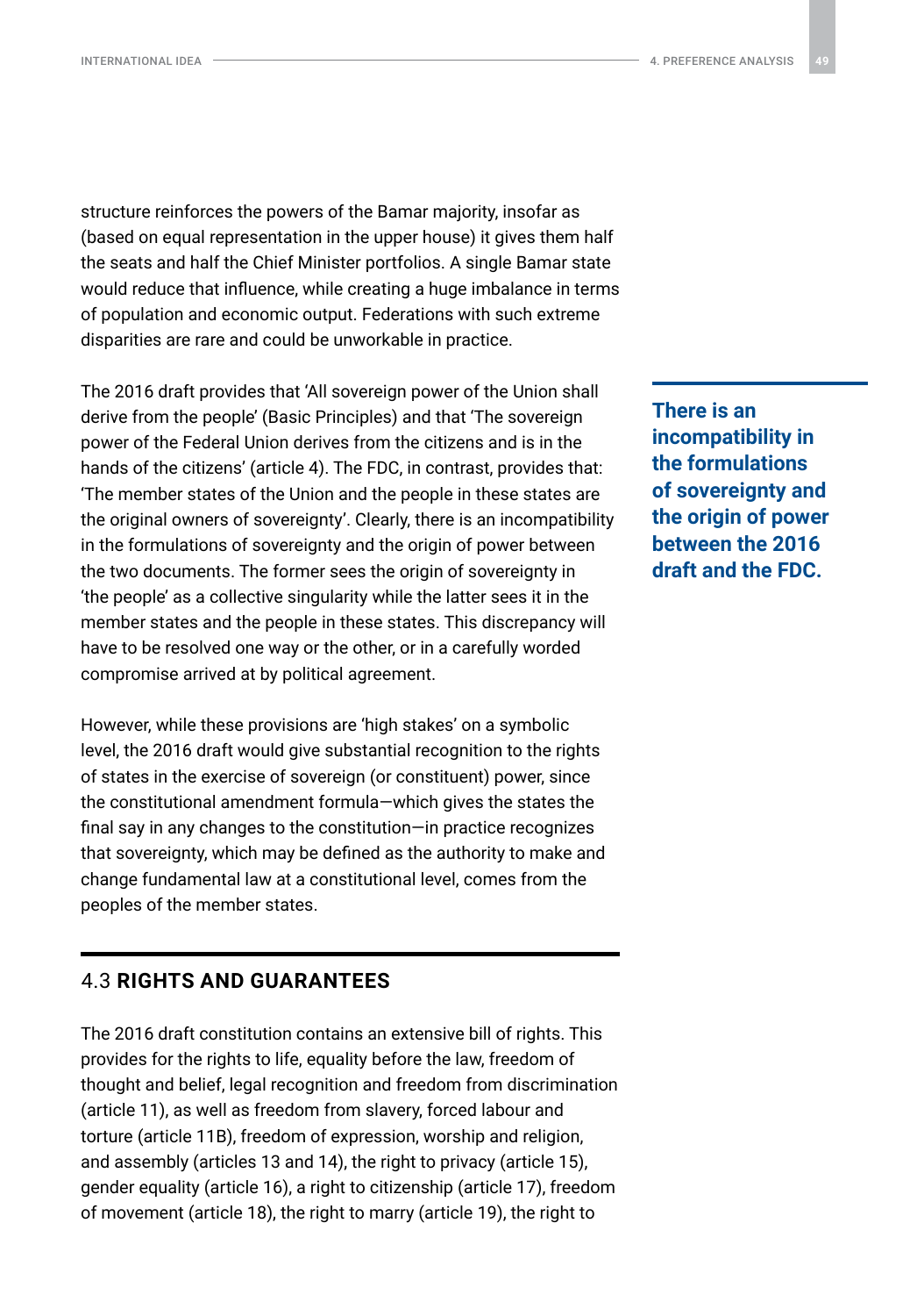structure reinforces the powers of the Bamar majority, insofar as (based on equal representation in the upper house) it gives them half the seats and half the Chief Minister portfolios. A single Bamar state would reduce that influence, while creating a huge imbalance in terms of population and economic output. Federations with such extreme disparities are rare and could be unworkable in practice.

The 2016 draft provides that 'All sovereign power of the Union shall derive from the people' (Basic Principles) and that 'The sovereign power of the Federal Union derives from the citizens and is in the hands of the citizens' (article 4). The FDC, in contrast, provides that: 'The member states of the Union and the people in these states are the original owners of sovereignty'. Clearly, there is an incompatibility in the formulations of sovereignty and the origin of power between the two documents. The former sees the origin of sovereignty in 'the people' as a collective singularity while the latter sees it in the member states and the people in these states. This discrepancy will have to be resolved one way or the other, or in a carefully worded compromise arrived at by political agreement.

**There is an incompatibility in the formulations of sovereignty and the origin of power between the 2016 draft and the FDC.**

However, while these provisions are 'high stakes' on a symbolic level, the 2016 draft would give substantial recognition to the rights of states in the exercise of sovereign (or constituent) power, since the constitutional amendment formula—which gives the states the final say in any changes to the constitution—in practice recognizes that sovereignty, which may be defined as the authority to make and change fundamental law at a constitutional level, comes from the peoples of the member states.

## 4.3 RIGHTS AND GUARANTEES

The 2016 draft constitution contains an extensive bill of rights. This provides for the rights to life, equality before the law, freedom of thought and belief, legal recognition and freedom from discrimination (article 11), as well as freedom from slavery, forced labour and torture (article 11B), freedom of expression, worship and religion, and assembly (articles 13 and 14), the right to privacy (article 15), gender equality (article 16), a right to citizenship (article 17), freedom of movement (article 18), the right to marry (article 19), the right to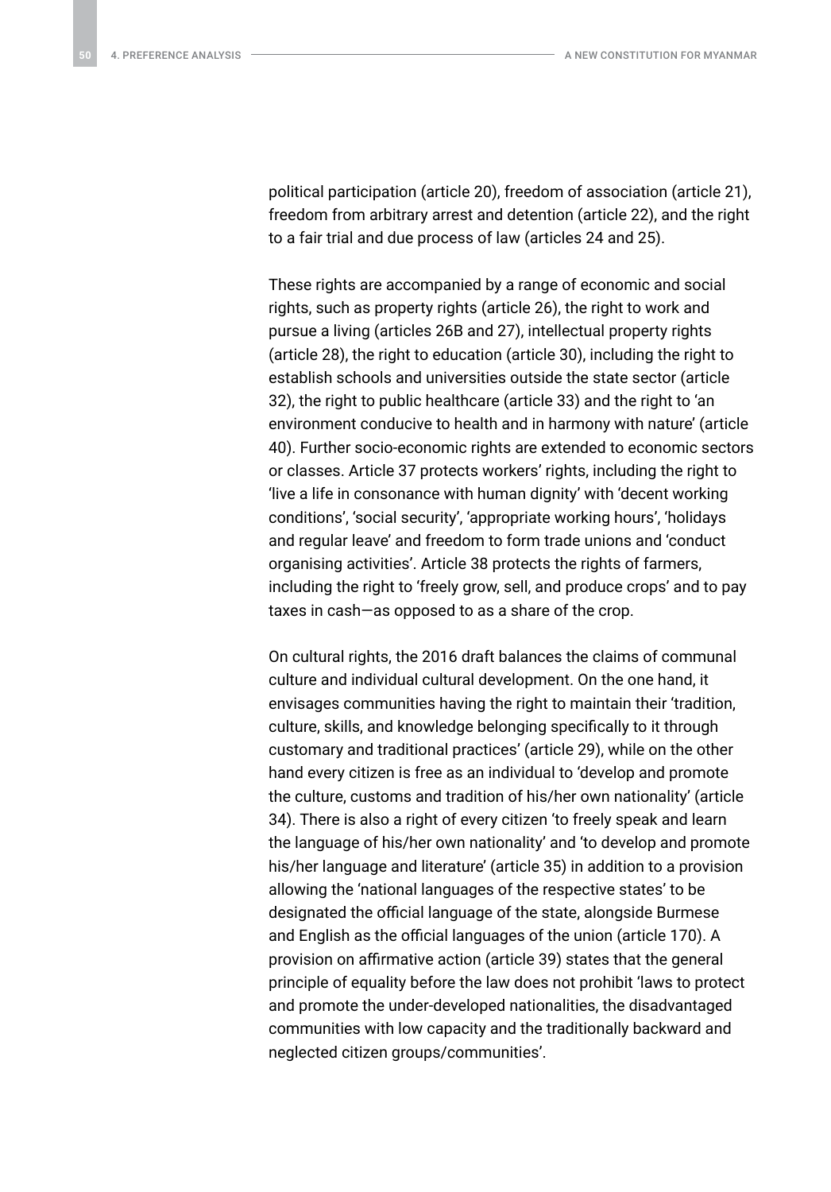political participation (article 20), freedom of association (article 21), freedom from arbitrary arrest and detention (article 22), and the right to a fair trial and due process of law (articles 24 and 25).

These rights are accompanied by a range of economic and social rights, such as property rights (article 26), the right to work and pursue a living (articles 26B and 27), intellectual property rights (article 28), the right to education (article 30), including the right to establish schools and universities outside the state sector (article 32), the right to public healthcare (article 33) and the right to 'an environment conducive to health and in harmony with nature' (article 40). Further socio-economic rights are extended to economic sectors or classes. Article 37 protects workers' rights, including the right to 'live a life in consonance with human dignity' with 'decent working conditions', 'social security', 'appropriate working hours', 'holidays and regular leave' and freedom to form trade unions and 'conduct organising activities'. Article 38 protects the rights of farmers, including the right to 'freely grow, sell, and produce crops' and to pay taxes in cash—as opposed to as a share of the crop.

On cultural rights, the 2016 draft balances the claims of communal culture and individual cultural development. On the one hand, it envisages communities having the right to maintain their 'tradition, culture, skills, and knowledge belonging specifically to it through customary and traditional practices' (article 29), while on the other hand every citizen is free as an individual to 'develop and promote the culture, customs and tradition of his/her own nationality' (article 34). There is also a right of every citizen 'to freely speak and learn the language of his/her own nationality' and 'to develop and promote his/her language and literature' (article 35) in addition to a provision allowing the 'national languages of the respective states' to be designated the official language of the state, alongside Burmese and English as the official languages of the union (article 170). A provision on affirmative action (article 39) states that the general principle of equality before the law does not prohibit 'laws to protect and promote the under-developed nationalities, the disadvantaged communities with low capacity and the traditionally backward and neglected citizen groups/communities'.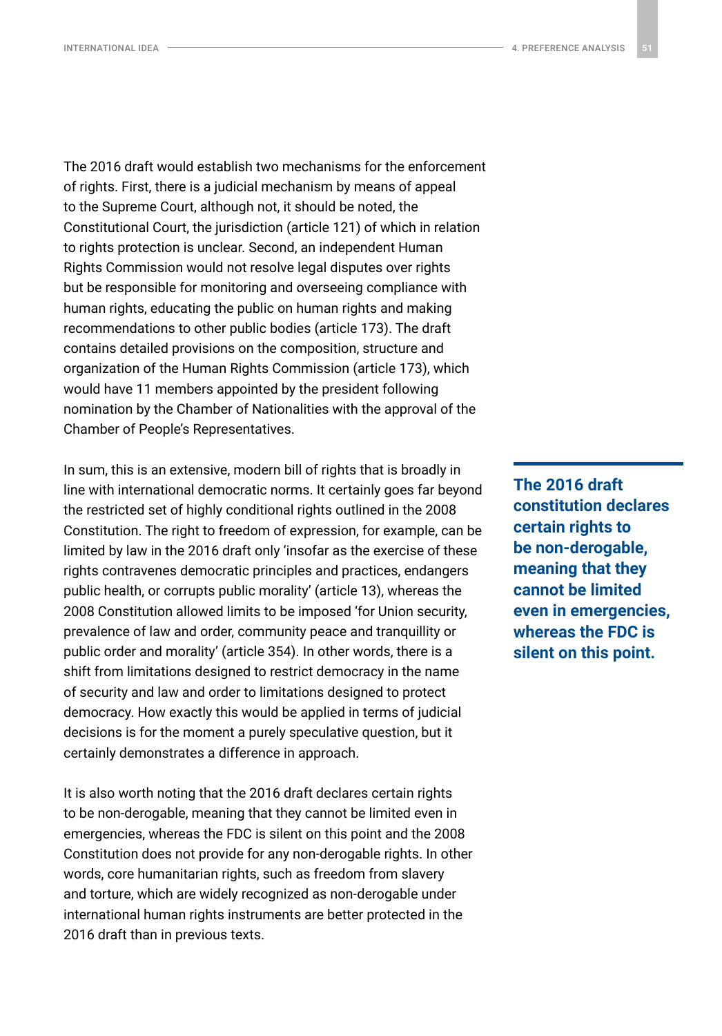The 2016 draft would establish two mechanisms for the enforcement of rights. First, there is a judicial mechanism by means of appeal to the Supreme Court, although not, it should be noted, the Constitutional Court, the jurisdiction (article 121) of which in relation to rights protection is unclear. Second, an independent Human Rights Commission would not resolve legal disputes over rights but be responsible for monitoring and overseeing compliance with human rights, educating the public on human rights and making recommendations to other public bodies (article 173). The draft contains detailed provisions on the composition, structure and organization of the Human Rights Commission (article 173), which would have 11 members appointed by the president following nomination by the Chamber of Nationalities with the approval of the Chamber of People's Representatives.

In sum, this is an extensive, modern bill of rights that is broadly in line with international democratic norms. It certainly goes far beyond the restricted set of highly conditional rights outlined in the 2008 Constitution. The right to freedom of expression, for example, can be limited by law in the 2016 draft only 'insofar as the exercise of these rights contravenes democratic principles and practices, endangers public health, or corrupts public morality' (article 13), whereas the 2008 Constitution allowed limits to be imposed 'for Union security, prevalence of law and order, community peace and tranquillity or public order and morality' (article 354). In other words, there is a shift from limitations designed to restrict democracy in the name of security and law and order to limitations designed to protect democracy. How exactly this would be applied in terms of judicial decisions is for the moment a purely speculative question, but it certainly demonstrates a difference in approach.

**The 2016 draft constitution declares certain rights to be non-derogable, meaning that they cannot be limited even in emergencies, whereas the FDC is silent on this point.**

It is also worth noting that the 2016 draft declares certain rights to be non-derogable, meaning that they cannot be limited even in emergencies, whereas the FDC is silent on this point and the 2008 Constitution does not provide for any non-derogable rights. In other words, core humanitarian rights, such as freedom from slavery and torture, which are widely recognized as non-derogable under international human rights instruments are better protected in the 2016 draft than in previous texts.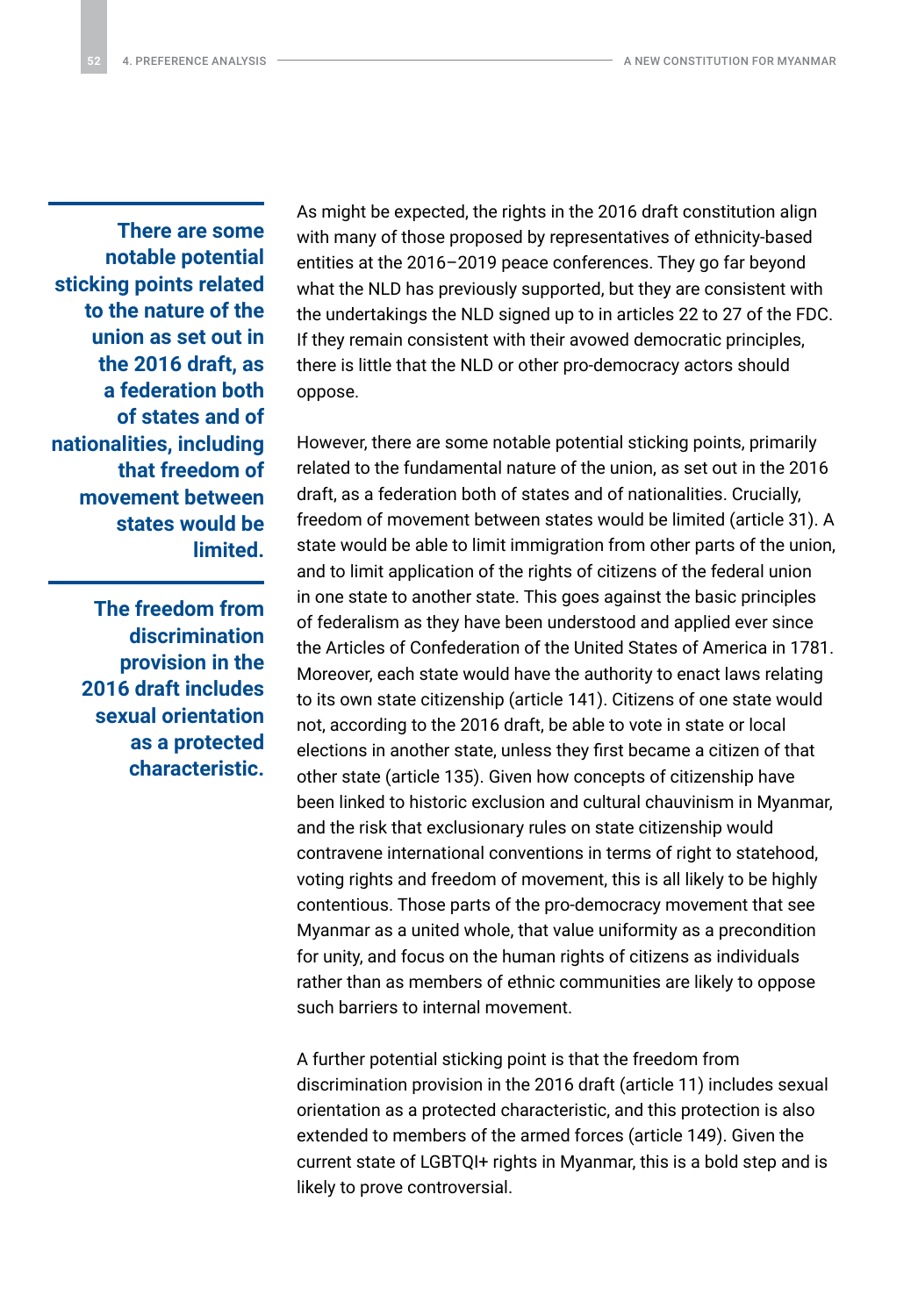**There are some notable potential sticking points related to the nature of the union as set out in the 2016 draft, as a federation both of states and of nationalities, including that freedom of movement between states would be limited.**

**The freedom from discrimination provision in the 2016 draft includes sexual orientation as a protected characteristic.**

As might be expected, the rights in the 2016 draft constitution align with many of those proposed by representatives of ethnicity-based entities at the 2016–2019 peace conferences. They go far beyond what the NLD has previously supported, but they are consistent with the undertakings the NLD signed up to in articles 22 to 27 of the FDC. If they remain consistent with their avowed democratic principles, there is little that the NLD or other pro-democracy actors should oppose.

However, there are some notable potential sticking points, primarily related to the fundamental nature of the union, as set out in the 2016 draft, as a federation both of states and of nationalities. Crucially, freedom of movement between states would be limited (article 31). A state would be able to limit immigration from other parts of the union, and to limit application of the rights of citizens of the federal union in one state to another state. This goes against the basic principles of federalism as they have been understood and applied ever since the Articles of Confederation of the United States of America in 1781. Moreover, each state would have the authority to enact laws relating to its own state citizenship (article 141). Citizens of one state would not, according to the 2016 draft, be able to vote in state or local elections in another state, unless they first became a citizen of that other state (article 135). Given how concepts of citizenship have been linked to historic exclusion and cultural chauvinism in Myanmar, and the risk that exclusionary rules on state citizenship would contravene international conventions in terms of right to statehood, voting rights and freedom of movement, this is all likely to be highly contentious. Those parts of the pro-democracy movement that see Myanmar as a united whole, that value uniformity as a precondition for unity, and focus on the human rights of citizens as individuals rather than as members of ethnic communities are likely to oppose such barriers to internal movement.

A further potential sticking point is that the freedom from discrimination provision in the 2016 draft (article 11) includes sexual orientation as a protected characteristic, and this protection is also extended to members of the armed forces (article 149). Given the current state of LGBTQI+ rights in Myanmar, this is a bold step and is likely to prove controversial.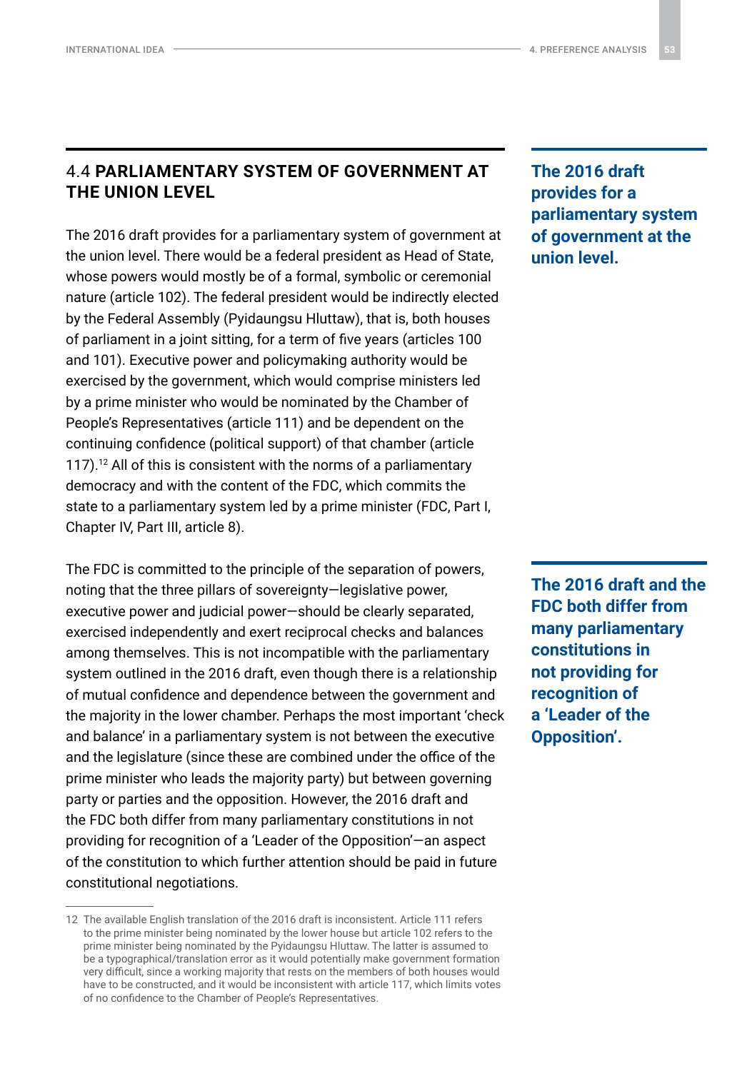## 4.4 PARLIAMENTARY SYSTEM OF GOVERNMENT AT THE UNION LEVEL

**The 2016 draft provides for a parliamentary system of government at the union level.**

The 2016 draft provides for a parliamentary system of government at the union level. There would be a federal president as Head of State, whose powers would mostly be of a formal, symbolic or ceremonial nature (article 102). The federal president would be indirectly elected by the Federal Assembly (Pyidaungsu Hluttaw), that is, both houses of parliament in a joint sitting, for a term of five years (articles 100 and 101). Executive power and policymaking authority would be exercised by the government, which would comprise ministers led by a prime minister who would be nominated by the Chamber of People's Representatives (article 111) and be dependent on the continuing confidence (political support) of that chamber (article 117).[12] All of this is consistent with the norms of a parliamentary democracy and with the content of the FDC, which commits the state to a parliamentary system led by a prime minister (FDC, Part I, Chapter IV, Part III, article 8).

**The 2016 draft and the FDC both differ from many parliamentary constitutions in not providing for recognition of a 'Leader of the Opposition'.**

The FDC is committed to the principle of the separation of powers, noting that the three pillars of sovereignty—legislative power, executive power and judicial power—should be clearly separated, exercised independently and exert reciprocal checks and balances among themselves. This is not incompatible with the parliamentary system outlined in the 2016 draft, even though there is a relationship of mutual confidence and dependence between the government and the majority in the lower chamber. Perhaps the most important 'check and balance' in a parliamentary system is not between the executive and the legislature (since these are combined under the office of the prime minister who leads the majority party) but between governing party or parties and the opposition. However, the 2016 draft and the FDC both differ from many parliamentary constitutions in not providing for recognition of a 'Leader of the Opposition'—an aspect of the constitution to which further attention should be paid in future constitutional negotiations.

---

12 The available English translation of the 2016 draft is inconsistent. Article 111 refers to the prime minister being nominated by the lower house but article 102 refers to the prime minister being nominated by the Pyidaungsu Hluttaw. The latter is assumed to be a typographical/translation error as it would potentially make government formation very difficult, since a working majority that rests on the members of both houses would have to be constructed, and it would be inconsistent with article 117, which limits votes of no confidence to the Chamber of People's Representatives.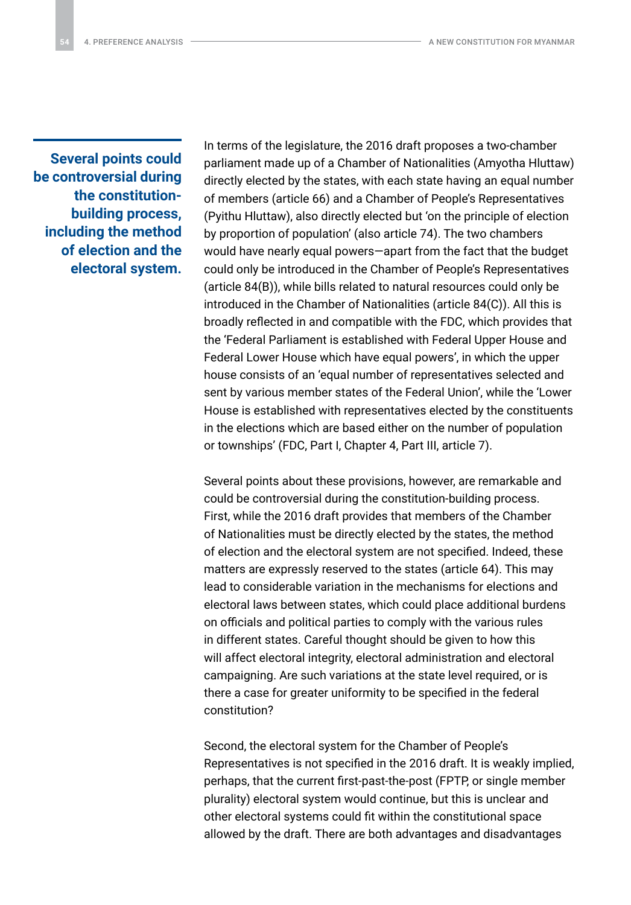> **Several points could be controversial during the constitution-building process, including the method of election and the electoral system.**

In terms of the legislature, the 2016 draft proposes a two-chamber parliament made up of a Chamber of Nationalities (Amyotha Hluttaw) directly elected by the states, with each state having an equal number of members (article 66) and a Chamber of People's Representatives (Pyithu Hluttaw), also directly elected but 'on the principle of election by proportion of population' (also article 74). The two chambers would have nearly equal powers—apart from the fact that the budget could only be introduced in the Chamber of People's Representatives (article 84(B)), while bills related to natural resources could only be introduced in the Chamber of Nationalities (article 84(C)). All this is broadly reflected in and compatible with the FDC, which provides that the 'Federal Parliament is established with Federal Upper House and Federal Lower House which have equal powers', in which the upper house consists of an 'equal number of representatives selected and sent by various member states of the Federal Union', while the 'Lower House is established with representatives elected by the constituents in the elections which are based either on the number of population or townships' (FDC, Part I, Chapter 4, Part III, article 7).

Several points about these provisions, however, are remarkable and could be controversial during the constitution-building process. First, while the 2016 draft provides that members of the Chamber of Nationalities must be directly elected by the states, the method of election and the electoral system are not specified. Indeed, these matters are expressly reserved to the states (article 64). This may lead to considerable variation in the mechanisms for elections and electoral laws between states, which could place additional burdens on officials and political parties to comply with the various rules in different states. Careful thought should be given to how this will affect electoral integrity, electoral administration and electoral campaigning. Are such variations at the state level required, or is there a case for greater uniformity to be specified in the federal constitution?

Second, the electoral system for the Chamber of People's Representatives is not specified in the 2016 draft. It is weakly implied, perhaps, that the current first-past-the-post (FPTP, or single member plurality) electoral system would continue, but this is unclear and other electoral systems could fit within the constitutional space allowed by the draft. There are both advantages and disadvantages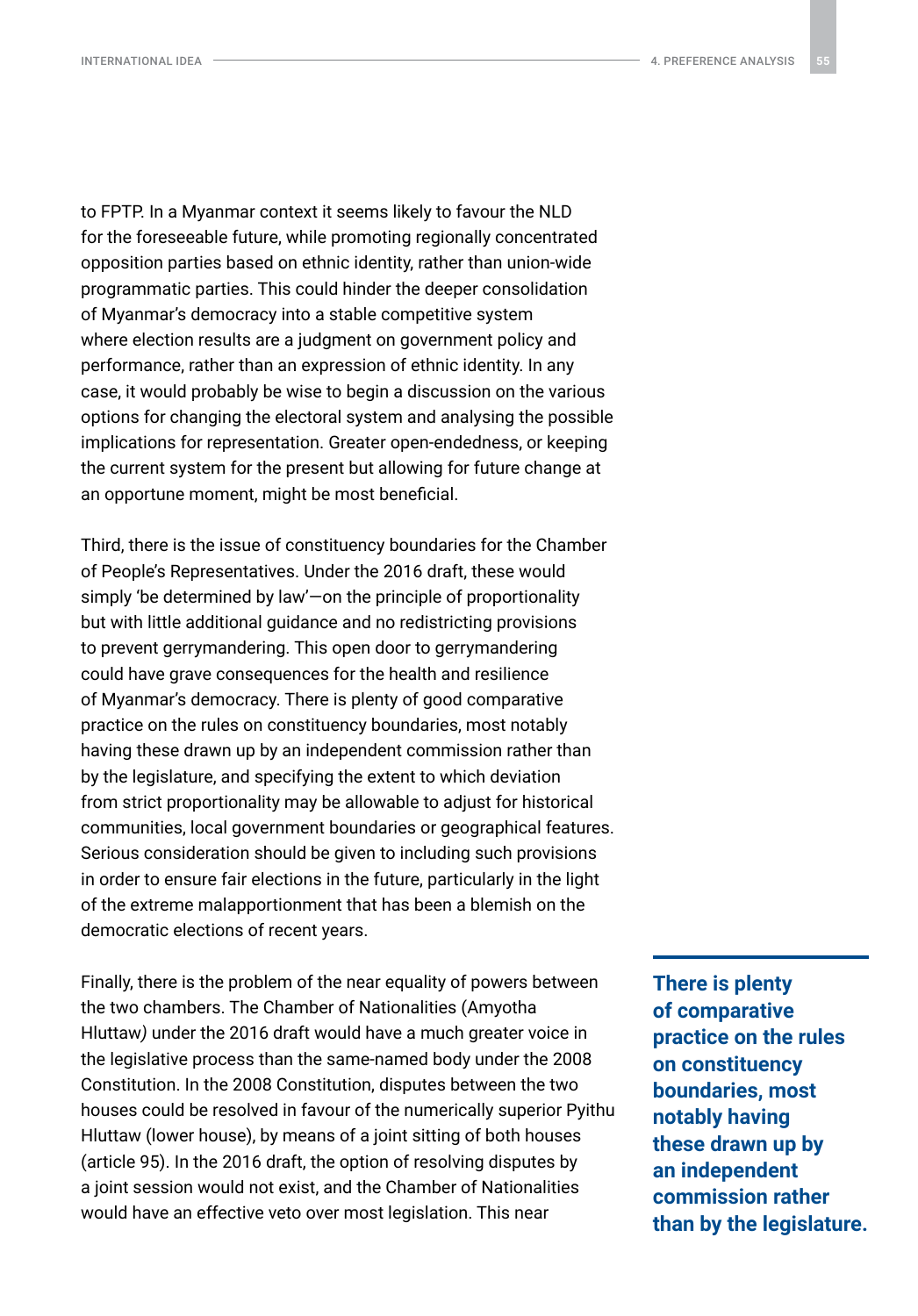to FPTP. In a Myanmar context it seems likely to favour the NLD for the foreseeable future, while promoting regionally concentrated opposition parties based on ethnic identity, rather than union-wide programmatic parties. This could hinder the deeper consolidation of Myanmar's democracy into a stable competitive system where election results are a judgment on government policy and performance, rather than an expression of ethnic identity. In any case, it would probably be wise to begin a discussion on the various options for changing the electoral system and analysing the possible implications for representation. Greater open-endedness, or keeping the current system for the present but allowing for future change at an opportune moment, might be most beneficial.

Third, there is the issue of constituency boundaries for the Chamber of People's Representatives. Under the 2016 draft, these would simply 'be determined by law'—on the principle of proportionality but with little additional guidance and no redistricting provisions to prevent gerrymandering. This open door to gerrymandering could have grave consequences for the health and resilience of Myanmar's democracy. There is plenty of good comparative practice on the rules on constituency boundaries, most notably having these drawn up by an independent commission rather than by the legislature, and specifying the extent to which deviation from strict proportionality may be allowable to adjust for historical communities, local government boundaries or geographical features. Serious consideration should be given to including such provisions in order to ensure fair elections in the future, particularly in the light of the extreme malapportionment that has been a blemish on the democratic elections of recent years.

**There is plenty of comparative practice on the rules on constituency boundaries, most notably having these drawn up by an independent commission rather than by the legislature.**

Finally, there is the problem of the near equality of powers between the two chambers. The Chamber of Nationalities (Amyotha Hluttaw) under the 2016 draft would have a much greater voice in the legislative process than the same-named body under the 2008 Constitution. In the 2008 Constitution, disputes between the two houses could be resolved in favour of the numerically superior Pyithu Hluttaw (lower house), by means of a joint sitting of both houses (article 95). In the 2016 draft, the option of resolving disputes by a joint session would not exist, and the Chamber of Nationalities would have an effective veto over most legislation. This near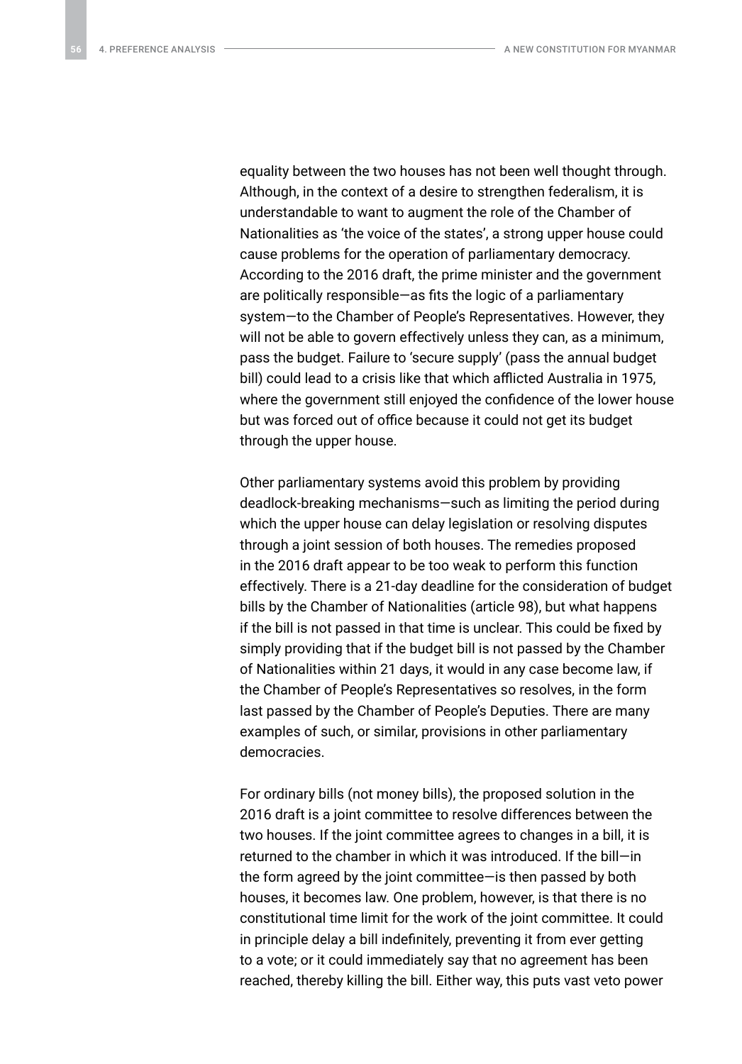equality between the two houses has not been well thought through. Although, in the context of a desire to strengthen federalism, it is understandable to want to augment the role of the Chamber of Nationalities as 'the voice of the states', a strong upper house could cause problems for the operation of parliamentary democracy. According to the 2016 draft, the prime minister and the government are politically responsible—as fits the logic of a parliamentary system—to the Chamber of People's Representatives. However, they will not be able to govern effectively unless they can, as a minimum, pass the budget. Failure to 'secure supply' (pass the annual budget bill) could lead to a crisis like that which afflicted Australia in 1975, where the government still enjoyed the confidence of the lower house but was forced out of office because it could not get its budget through the upper house.

Other parliamentary systems avoid this problem by providing deadlock-breaking mechanisms—such as limiting the period during which the upper house can delay legislation or resolving disputes through a joint session of both houses. The remedies proposed in the 2016 draft appear to be too weak to perform this function effectively. There is a 21-day deadline for the consideration of budget bills by the Chamber of Nationalities (article 98), but what happens if the bill is not passed in that time is unclear. This could be fixed by simply providing that if the budget bill is not passed by the Chamber of Nationalities within 21 days, it would in any case become law, if the Chamber of People's Representatives so resolves, in the form last passed by the Chamber of People's Deputies. There are many examples of such, or similar, provisions in other parliamentary democracies.

For ordinary bills (not money bills), the proposed solution in the 2016 draft is a joint committee to resolve differences between the two houses. If the joint committee agrees to changes in a bill, it is returned to the chamber in which it was introduced. If the bill—in the form agreed by the joint committee—is then passed by both houses, it becomes law. One problem, however, is that there is no constitutional time limit for the work of the joint committee. It could in principle delay a bill indefinitely, preventing it from ever getting to a vote; or it could immediately say that no agreement has been reached, thereby killing the bill. Either way, this puts vast veto power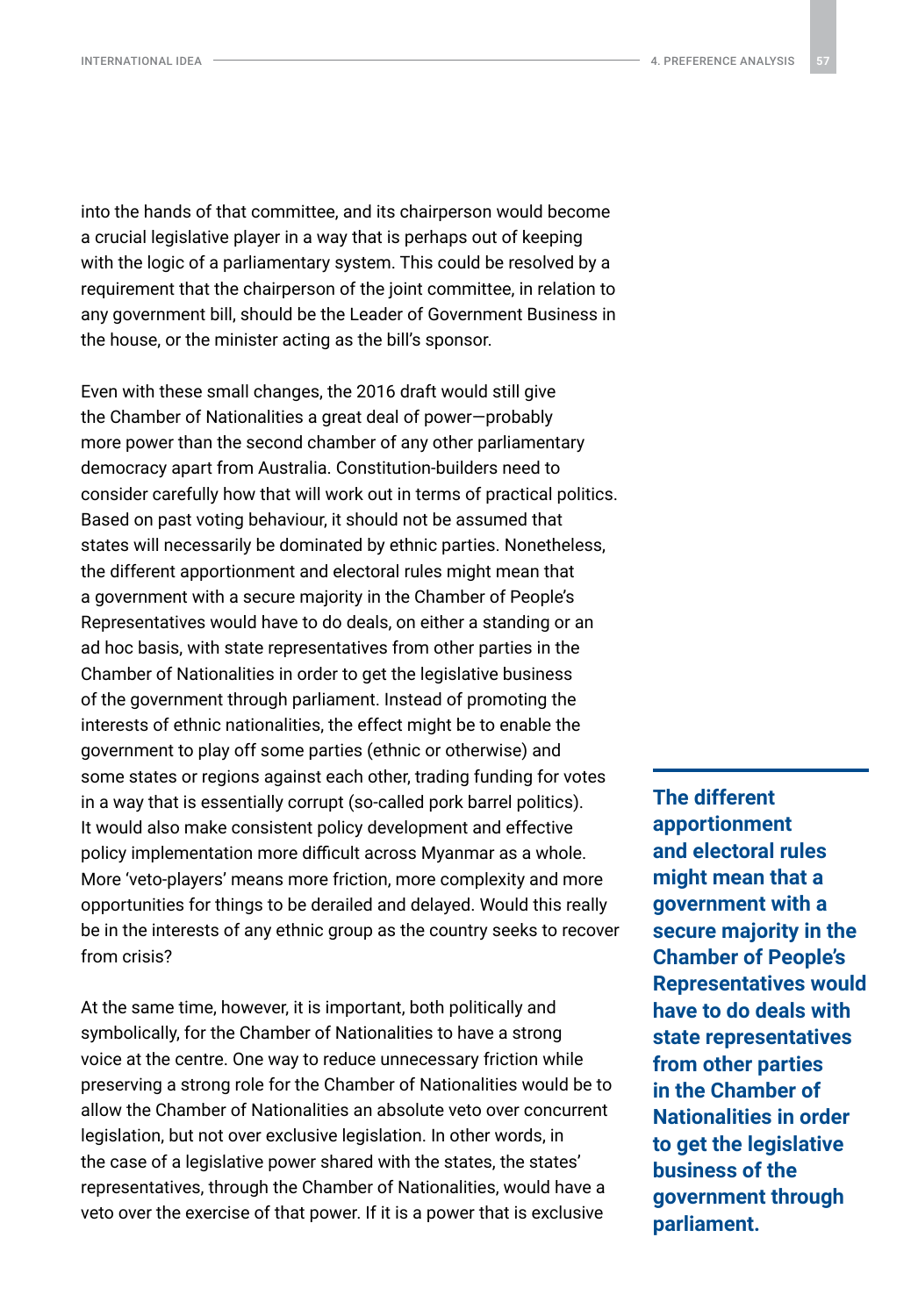into the hands of that committee, and its chairperson would become a crucial legislative player in a way that is perhaps out of keeping with the logic of a parliamentary system. This could be resolved by a requirement that the chairperson of the joint committee, in relation to any government bill, should be the Leader of Government Business in the house, or the minister acting as the bill's sponsor.

Even with these small changes, the 2016 draft would still give the Chamber of Nationalities a great deal of power—probably more power than the second chamber of any other parliamentary democracy apart from Australia. Constitution-builders need to consider carefully how that will work out in terms of practical politics. Based on past voting behaviour, it should not be assumed that states will necessarily be dominated by ethnic parties. Nonetheless, the different apportionment and electoral rules might mean that a government with a secure majority in the Chamber of People's Representatives would have to do deals, on either a standing or an ad hoc basis, with state representatives from other parties in the Chamber of Nationalities in order to get the legislative business of the government through parliament. Instead of promoting the interests of ethnic nationalities, the effect might be to enable the government to play off some parties (ethnic or otherwise) and some states or regions against each other, trading funding for votes in a way that is essentially corrupt (so-called pork barrel politics). It would also make consistent policy development and effective policy implementation more difficult across Myanmar as a whole. More 'veto-players' means more friction, more complexity and more opportunities for things to be derailed and delayed. Would this really be in the interests of any ethnic group as the country seeks to recover from crisis?

**The different apportionment and electoral rules might mean that a government with a secure majority in the Chamber of People's Representatives would have to do deals with state representatives from other parties in the Chamber of Nationalities in order to get the legislative business of the government through parliament.**

At the same time, however, it is important, both politically and symbolically, for the Chamber of Nationalities to have a strong voice at the centre. One way to reduce unnecessary friction while preserving a strong role for the Chamber of Nationalities would be to allow the Chamber of Nationalities an absolute veto over concurrent legislation, but not over exclusive legislation. In other words, in the case of a legislative power shared with the states, the states' representatives, through the Chamber of Nationalities, would have a veto over the exercise of that power. If it is a power that is exclusive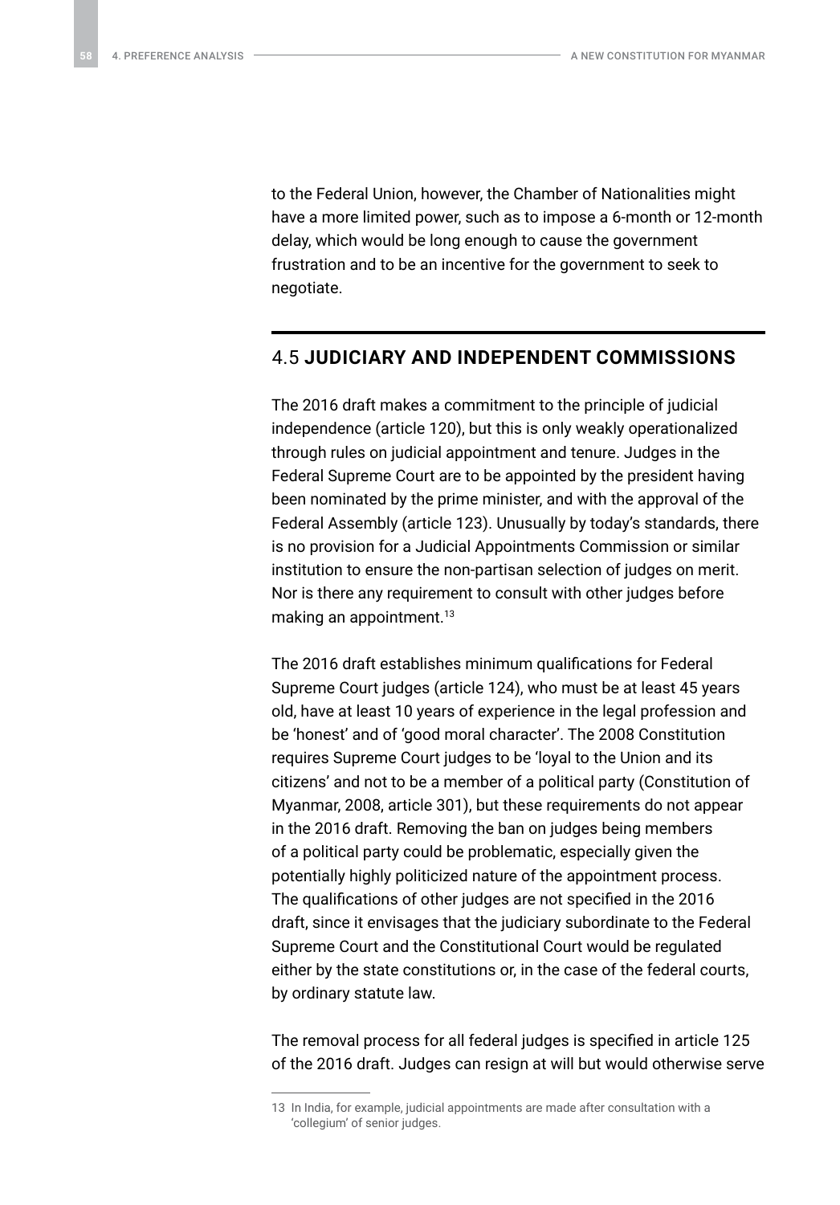to the Federal Union, however, the Chamber of Nationalities might have a more limited power, such as to impose a 6-month or 12-month delay, which would be long enough to cause the government frustration and to be an incentive for the government to seek to negotiate.

## 4.5 **JUDICIARY AND INDEPENDENT COMMISSIONS**

The 2016 draft makes a commitment to the principle of judicial independence (article 120), but this is only weakly operationalized through rules on judicial appointment and tenure. Judges in the Federal Supreme Court are to be appointed by the president having been nominated by the prime minister, and with the approval of the Federal Assembly (article 123). Unusually by today's standards, there is no provision for a Judicial Appointments Commission or similar institution to ensure the non-partisan selection of judges on merit. Nor is there any requirement to consult with other judges before making an appointment.[13]

The 2016 draft establishes minimum qualifications for Federal Supreme Court judges (article 124), who must be at least 45 years old, have at least 10 years of experience in the legal profession and be 'honest' and of 'good moral character'. The 2008 Constitution requires Supreme Court judges to be 'loyal to the Union and its citizens' and not to be a member of a political party (Constitution of Myanmar, 2008, article 301), but these requirements do not appear in the 2016 draft. Removing the ban on judges being members of a political party could be problematic, especially given the potentially highly politicized nature of the appointment process. The qualifications of other judges are not specified in the 2016 draft, since it envisages that the judiciary subordinate to the Federal Supreme Court and the Constitutional Court would be regulated either by the state constitutions or, in the case of the federal courts, by ordinary statute law.

The removal process for all federal judges is specified in article 125 of the 2016 draft. Judges can resign at will but would otherwise serve

---

13 In India, for example, judicial appointments are made after consultation with a 'collegium' of senior judges.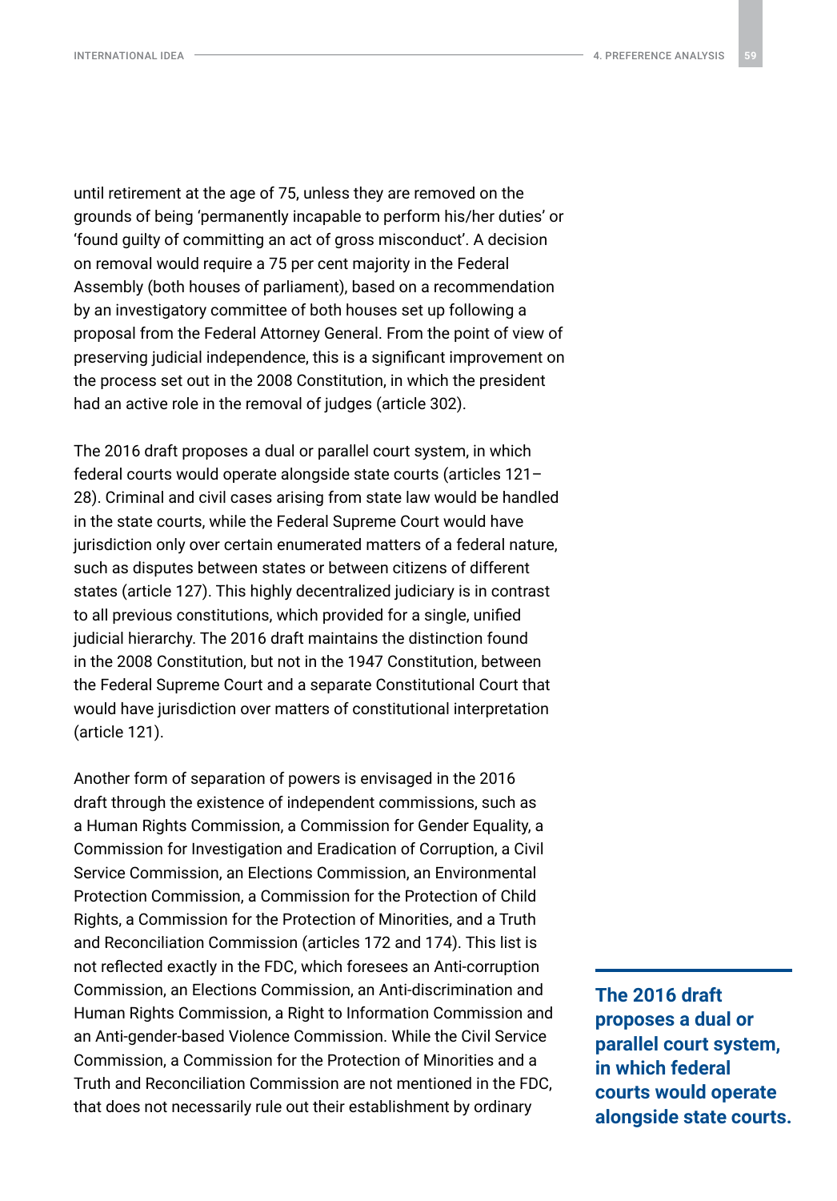until retirement at the age of 75, unless they are removed on the grounds of being 'permanently incapable to perform his/her duties' or 'found guilty of committing an act of gross misconduct'. A decision on removal would require a 75 per cent majority in the Federal Assembly (both houses of parliament), based on a recommendation by an investigatory committee of both houses set up following a proposal from the Federal Attorney General. From the point of view of preserving judicial independence, this is a significant improvement on the process set out in the 2008 Constitution, in which the president had an active role in the removal of judges (article 302).

The 2016 draft proposes a dual or parallel court system, in which federal courts would operate alongside state courts (articles 121–28). Criminal and civil cases arising from state law would be handled in the state courts, while the Federal Supreme Court would have jurisdiction only over certain enumerated matters of a federal nature, such as disputes between states or between citizens of different states (article 127). This highly decentralized judiciary is in contrast to all previous constitutions, which provided for a single, unified judicial hierarchy. The 2016 draft maintains the distinction found in the 2008 Constitution, but not in the 1947 Constitution, between the Federal Supreme Court and a separate Constitutional Court that would have jurisdiction over matters of constitutional interpretation (article 121).

**The 2016 draft proposes a dual or parallel court system, in which federal courts would operate alongside state courts.**

Another form of separation of powers is envisaged in the 2016 draft through the existence of independent commissions, such as a Human Rights Commission, a Commission for Gender Equality, a Commission for Investigation and Eradication of Corruption, a Civil Service Commission, an Elections Commission, an Environmental Protection Commission, a Commission for the Protection of Child Rights, a Commission for the Protection of Minorities, and a Truth and Reconciliation Commission (articles 172 and 174). This list is not reflected exactly in the FDC, which foresees an Anti-corruption Commission, an Elections Commission, an Anti-discrimination and Human Rights Commission, a Right to Information Commission and an Anti-gender-based Violence Commission. While the Civil Service Commission, a Commission for the Protection of Minorities and a Truth and Reconciliation Commission are not mentioned in the FDC, that does not necessarily rule out their establishment by ordinary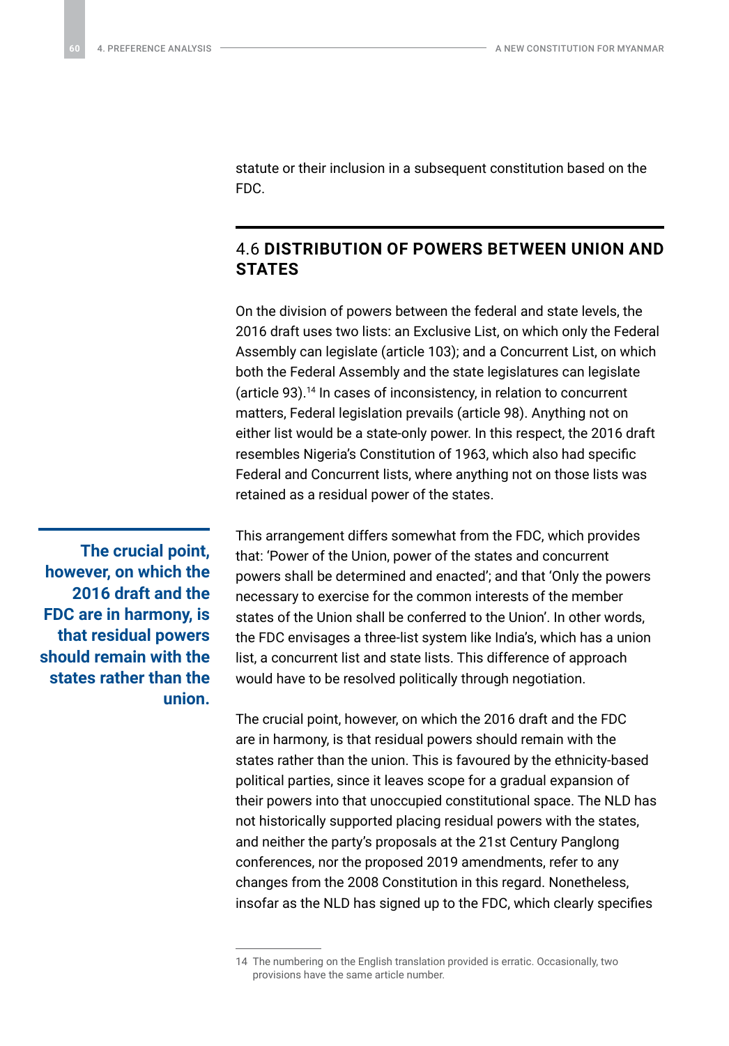statute or their inclusion in a subsequent constitution based on the FDC.

## 4.6 DISTRIBUTION OF POWERS BETWEEN UNION AND STATES

On the division of powers between the federal and state levels, the 2016 draft uses two lists: an Exclusive List, on which only the Federal Assembly can legislate (article 103); and a Concurrent List, on which both the Federal Assembly and the state legislatures can legislate (article 93).[14] In cases of inconsistency, in relation to concurrent matters, Federal legislation prevails (article 98). Anything not on either list would be a state-only power. In this respect, the 2016 draft resembles Nigeria's Constitution of 1963, which also had specific Federal and Concurrent lists, where anything not on those lists was retained as a residual power of the states.

**The crucial point, however, on which the 2016 draft and the FDC are in harmony, is that residual powers should remain with the states rather than the union.**

This arrangement differs somewhat from the FDC, which provides that: 'Power of the Union, power of the states and concurrent powers shall be determined and enacted'; and that 'Only the powers necessary to exercise for the common interests of the member states of the Union shall be conferred to the Union'. In other words, the FDC envisages a three-list system like India's, which has a union list, a concurrent list and state lists. This difference of approach would have to be resolved politically through negotiation.

The crucial point, however, on which the 2016 draft and the FDC are in harmony, is that residual powers should remain with the states rather than the union. This is favoured by the ethnicity-based political parties, since it leaves scope for a gradual expansion of their powers into that unoccupied constitutional space. The NLD has not historically supported placing residual powers with the states, and neither the party's proposals at the 21st Century Panglong conferences, nor the proposed 2019 amendments, refer to any changes from the 2008 Constitution in this regard. Nonetheless, insofar as the NLD has signed up to the FDC, which clearly specifies

14 The numbering on the English translation provided is erratic. Occasionally, two provisions have the same article number.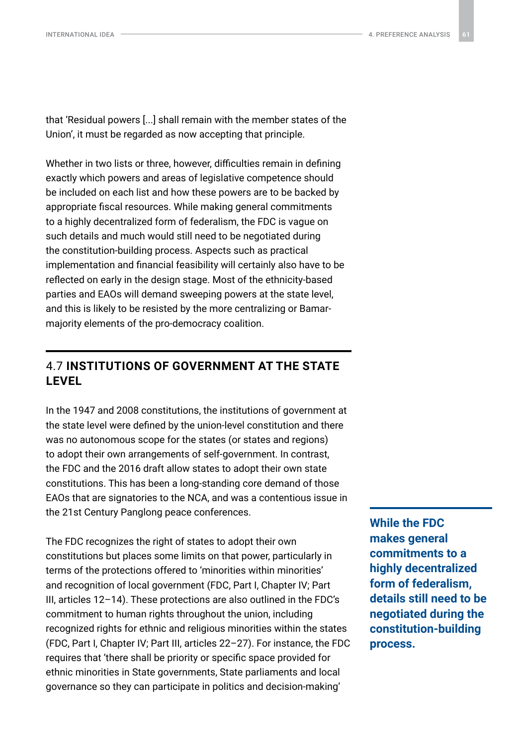that 'Residual powers [...] shall remain with the member states of the Union', it must be regarded as now accepting that principle.

Whether in two lists or three, however, difficulties remain in defining exactly which powers and areas of legislative competence should be included on each list and how these powers are to be backed by appropriate fiscal resources. While making general commitments to a highly decentralized form of federalism, the FDC is vague on such details and much would still need to be negotiated during the constitution-building process. Aspects such as practical implementation and financial feasibility will certainly also have to be reflected on early in the design stage. Most of the ethnicity-based parties and EAOs will demand sweeping powers at the state level, and this is likely to be resisted by the more centralizing or Bamar-majority elements of the pro-democracy coalition.

## 4.7 INSTITUTIONS OF GOVERNMENT AT THE STATE LEVEL

In the 1947 and 2008 constitutions, the institutions of government at the state level were defined by the union-level constitution and there was no autonomous scope for the states (or states and regions) to adopt their own arrangements of self-government. In contrast, the FDC and the 2016 draft allow states to adopt their own state constitutions. This has been a long-standing core demand of those EAOs that are signatories to the NCA, and was a contentious issue in the 21st Century Panglong peace conferences.

**While the FDC makes general commitments to a highly decentralized form of federalism, details still need to be negotiated during the constitution-building process.**

The FDC recognizes the right of states to adopt their own constitutions but places some limits on that power, particularly in terms of the protections offered to 'minorities within minorities' and recognition of local government (FDC, Part I, Chapter IV; Part III, articles 12–14). These protections are also outlined in the FDC's commitment to human rights throughout the union, including recognized rights for ethnic and religious minorities within the states (FDC, Part I, Chapter IV; Part III, articles 22–27). For instance, the FDC requires that 'there shall be priority or specific space provided for ethnic minorities in State governments, State parliaments and local governance so they can participate in politics and decision-making'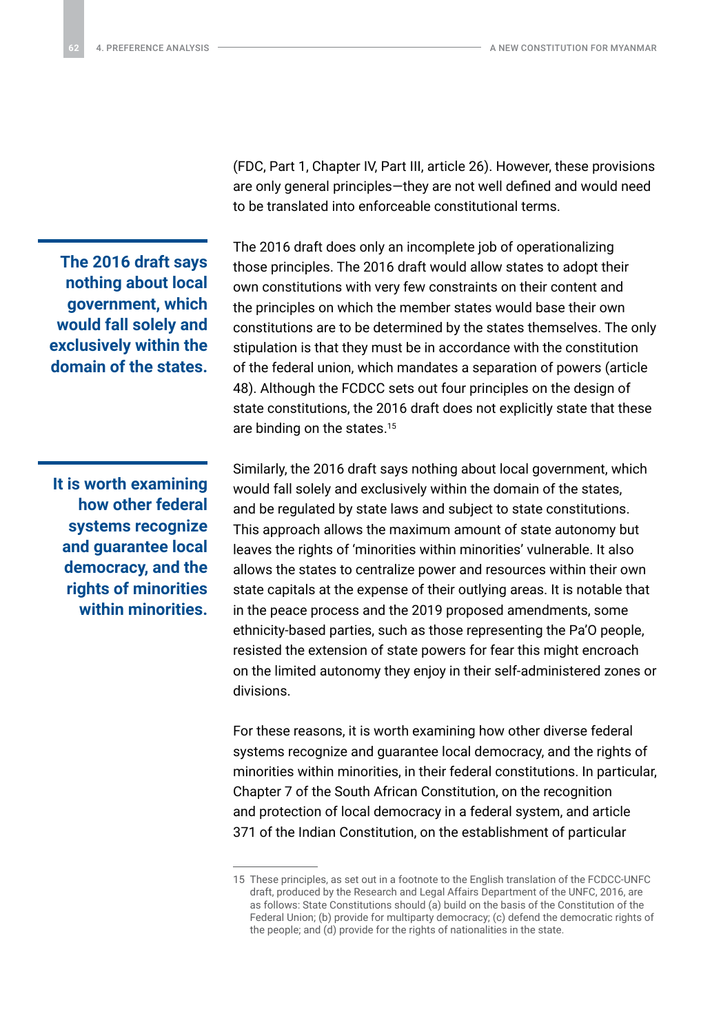(FDC, Part 1, Chapter IV, Part III, article 26). However, these provisions are only general principles—they are not well defined and would need to be translated into enforceable constitutional terms.

**The 2016 draft says nothing about local government, which would fall solely and exclusively within the domain of the states.**

The 2016 draft does only an incomplete job of operationalizing those principles. The 2016 draft would allow states to adopt their own constitutions with very few constraints on their content and the principles on which the member states would base their own constitutions are to be determined by the states themselves. The only stipulation is that they must be in accordance with the constitution of the federal union, which mandates a separation of powers (article 48). Although the FCDCC sets out four principles on the design of state constitutions, the 2016 draft does not explicitly state that these are binding on the states.[15]

**It is worth examining how other federal systems recognize and guarantee local democracy, and the rights of minorities within minorities.**

Similarly, the 2016 draft says nothing about local government, which would fall solely and exclusively within the domain of the states, and be regulated by state laws and subject to state constitutions. This approach allows the maximum amount of state autonomy but leaves the rights of 'minorities within minorities' vulnerable. It also allows the states to centralize power and resources within their own state capitals at the expense of their outlying areas. It is notable that in the peace process and the 2019 proposed amendments, some ethnicity-based parties, such as those representing the Pa'O people, resisted the extension of state powers for fear this might encroach on the limited autonomy they enjoy in their self-administered zones or divisions.

For these reasons, it is worth examining how other diverse federal systems recognize and guarantee local democracy, and the rights of minorities within minorities, in their federal constitutions. In particular, Chapter 7 of the South African Constitution, on the recognition and protection of local democracy in a federal system, and article 371 of the Indian Constitution, on the establishment of particular

---

15 These principles, as set out in a footnote to the English translation of the FCDCC-UNFC draft, produced by the Research and Legal Affairs Department of the UNFC, 2016, are as follows: State Constitutions should (a) build on the basis of the Constitution of the Federal Union; (b) provide for multiparty democracy; (c) defend the democratic rights of the people; and (d) provide for the rights of nationalities in the state.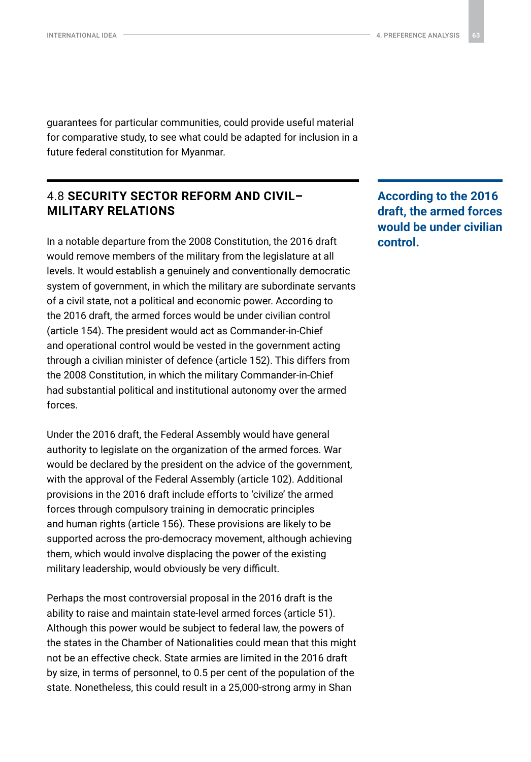guarantees for particular communities, could provide useful material for comparative study, to see what could be adapted for inclusion in a future federal constitution for Myanmar.

## 4.8 SECURITY SECTOR REFORM AND CIVIL–MILITARY RELATIONS

**According to the 2016 draft, the armed forces would be under civilian control.**

In a notable departure from the 2008 Constitution, the 2016 draft would remove members of the military from the legislature at all levels. It would establish a genuinely and conventionally democratic system of government, in which the military are subordinate servants of a civil state, not a political and economic power. According to the 2016 draft, the armed forces would be under civilian control (article 154). The president would act as Commander-in-Chief and operational control would be vested in the government acting through a civilian minister of defence (article 152). This differs from the 2008 Constitution, in which the military Commander-in-Chief had substantial political and institutional autonomy over the armed forces.

Under the 2016 draft, the Federal Assembly would have general authority to legislate on the organization of the armed forces. War would be declared by the president on the advice of the government, with the approval of the Federal Assembly (article 102). Additional provisions in the 2016 draft include efforts to 'civilize' the armed forces through compulsory training in democratic principles and human rights (article 156). These provisions are likely to be supported across the pro-democracy movement, although achieving them, which would involve displacing the power of the existing military leadership, would obviously be very difficult.

Perhaps the most controversial proposal in the 2016 draft is the ability to raise and maintain state-level armed forces (article 51). Although this power would be subject to federal law, the powers of the states in the Chamber of Nationalities could mean that this might not be an effective check. State armies are limited in the 2016 draft by size, in terms of personnel, to 0.5 per cent of the population of the state. Nonetheless, this could result in a 25,000-strong army in Shan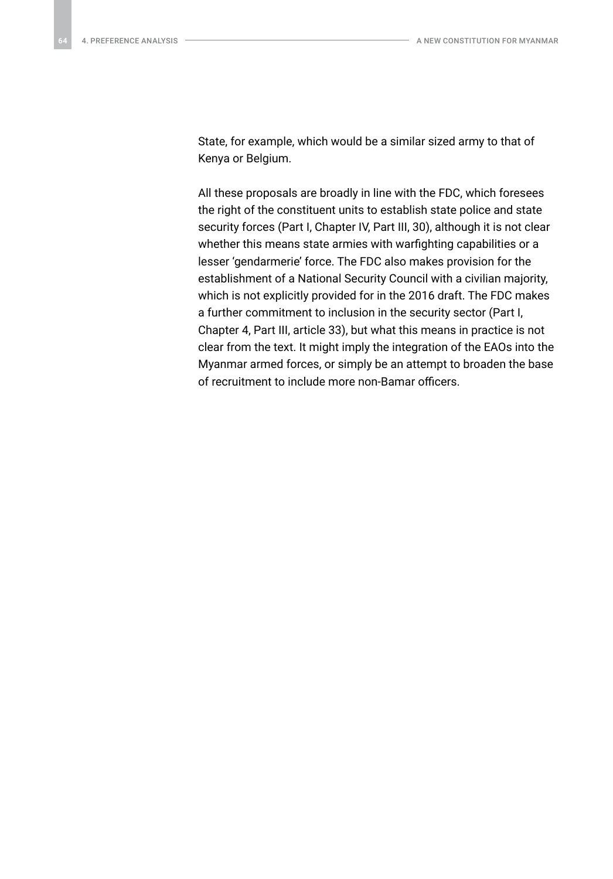State, for example, which would be a similar sized army to that of Kenya or Belgium.

All these proposals are broadly in line with the FDC, which foresees the right of the constituent units to establish state police and state security forces (Part I, Chapter IV, Part III, 30), although it is not clear whether this means state armies with warfighting capabilities or a lesser 'gendarmerie' force. The FDC also makes provision for the establishment of a National Security Council with a civilian majority, which is not explicitly provided for in the 2016 draft. The FDC makes a further commitment to inclusion in the security sector (Part I, Chapter 4, Part III, article 33), but what this means in practice is not clear from the text. It might imply the integration of the EAOs into the Myanmar armed forces, or simply be an attempt to broaden the base of recruitment to include more non-Bamar officers.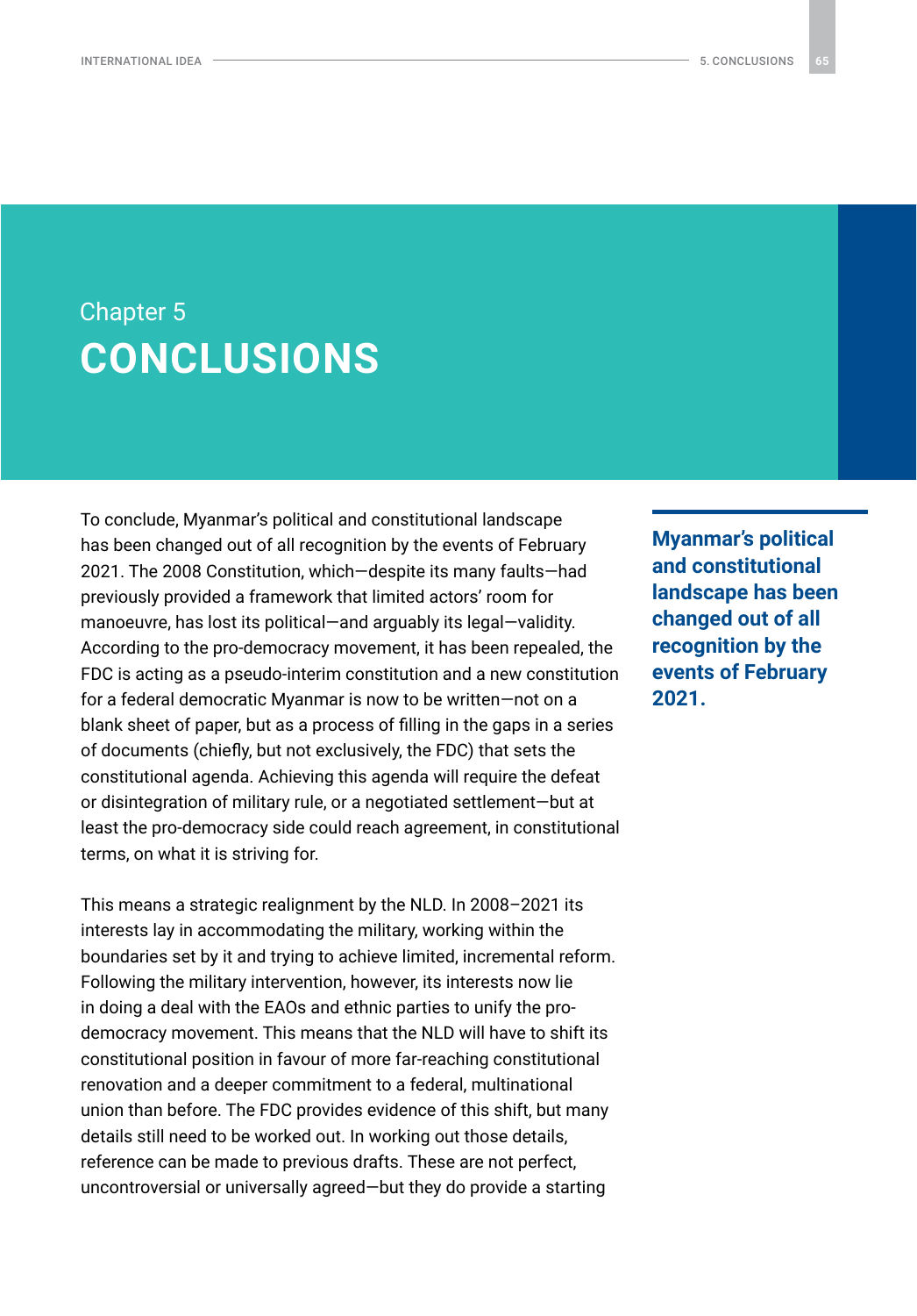Chapter 5

# CONCLUSIONS

To conclude, Myanmar's political and constitutional landscape has been changed out of all recognition by the events of February 2021. The 2008 Constitution, which—despite its many faults—had previously provided a framework that limited actors' room for manoeuvre, has lost its political—and arguably its legal—validity. According to the pro-democracy movement, it has been repealed, the FDC is acting as a pseudo-interim constitution and a new constitution for a federal democratic Myanmar is now to be written—not on a blank sheet of paper, but as a process of filling in the gaps in a series of documents (chiefly, but not exclusively, the FDC) that sets the constitutional agenda. Achieving this agenda will require the defeat or disintegration of military rule, or a negotiated settlement—but at least the pro-democracy side could reach agreement, in constitutional terms, on what it is striving for.

**Myanmar's political and constitutional landscape has been changed out of all recognition by the events of February 2021.**

This means a strategic realignment by the NLD. In 2008–2021 its interests lay in accommodating the military, working within the boundaries set by it and trying to achieve limited, incremental reform. Following the military intervention, however, its interests now lie in doing a deal with the EAOs and ethnic parties to unify the pro-democracy movement. This means that the NLD will have to shift its constitutional position in favour of more far-reaching constitutional renovation and a deeper commitment to a federal, multinational union than before. The FDC provides evidence of this shift, but many details still need to be worked out. In working out those details, reference can be made to previous drafts. These are not perfect, uncontroversial or universally agreed—but they do provide a starting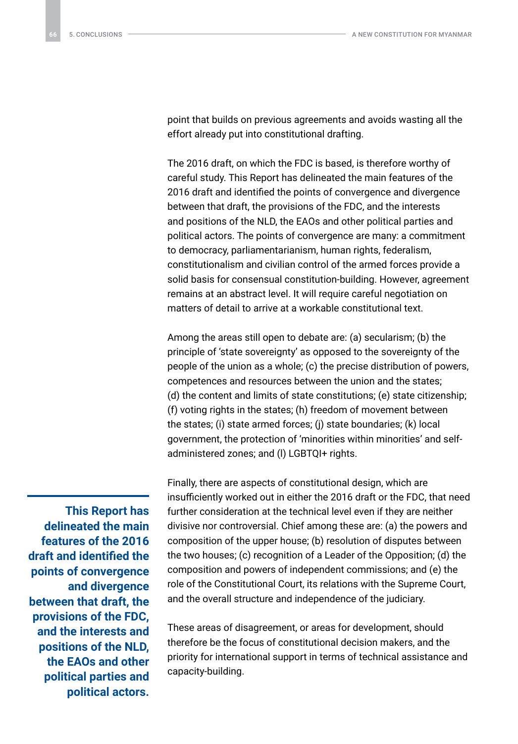point that builds on previous agreements and avoids wasting all the effort already put into constitutional drafting.

The 2016 draft, on which the FDC is based, is therefore worthy of careful study. This Report has delineated the main features of the 2016 draft and identified the points of convergence and divergence between that draft, the provisions of the FDC, and the interests and positions of the NLD, the EAOs and other political parties and political actors. The points of convergence are many: a commitment to democracy, parliamentarianism, human rights, federalism, constitutionalism and civilian control of the armed forces provide a solid basis for consensual constitution-building. However, agreement remains at an abstract level. It will require careful negotiation on matters of detail to arrive at a workable constitutional text.

Among the areas still open to debate are: (a) secularism; (b) the principle of 'state sovereignty' as opposed to the sovereignty of the people of the union as a whole; (c) the precise distribution of powers, competences and resources between the union and the states; (d) the content and limits of state constitutions; (e) state citizenship; (f) voting rights in the states; (h) freedom of movement between the states; (i) state armed forces; (j) state boundaries; (k) local government, the protection of 'minorities within minorities' and self-administered zones; and (l) LGBTQI+ rights.

**This Report has delineated the main features of the 2016 draft and identified the points of convergence and divergence between that draft, the provisions of the FDC, and the interests and positions of the NLD, the EAOs and other political parties and political actors.**

Finally, there are aspects of constitutional design, which are insufficiently worked out in either the 2016 draft or the FDC, that need further consideration at the technical level even if they are neither divisive nor controversial. Chief among these are: (a) the powers and composition of the upper house; (b) resolution of disputes between the two houses; (c) recognition of a Leader of the Opposition; (d) the composition and powers of independent commissions; and (e) the role of the Constitutional Court, its relations with the Supreme Court, and the overall structure and independence of the judiciary.

These areas of disagreement, or areas for development, should therefore be the focus of constitutional decision makers, and the priority for international support in terms of technical assistance and capacity-building.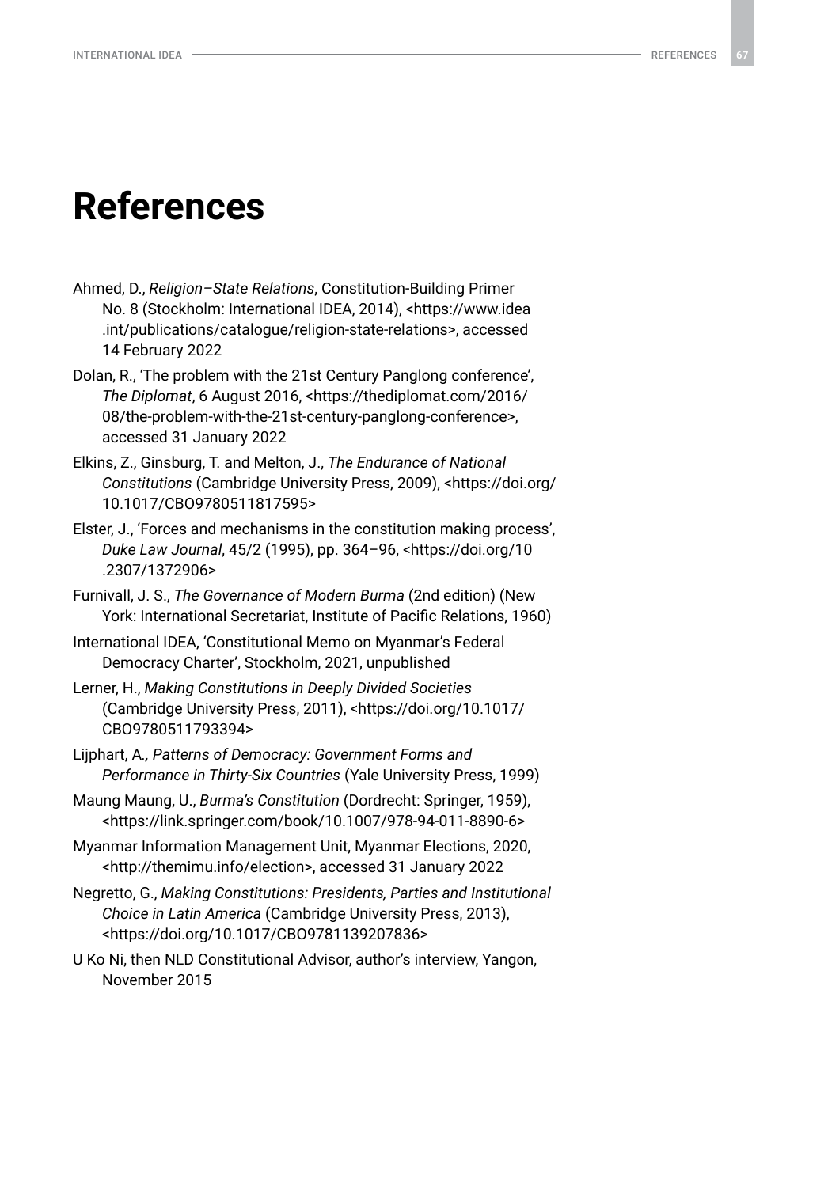# References

Ahmed, D., *Religion–State Relations*, Constitution-Building Primer No. 8 (Stockholm: International IDEA, 2014), <https://www.idea.int/publications/catalogue/religion-state-relations>, accessed 14 February 2022

Dolan, R., 'The problem with the 21st Century Panglong conference', *The Diplomat*, 6 August 2016, <https://thediplomat.com/2016/08/the-problem-with-the-21st-century-panglong-conference>, accessed 31 January 2022

Elkins, Z., Ginsburg, T. and Melton, J., *The Endurance of National Constitutions* (Cambridge University Press, 2009), <https://doi.org/10.1017/CBO9780511817595>

Elster, J., 'Forces and mechanisms in the constitution making process', *Duke Law Journal*, 45/2 (1995), pp. 364–96, <https://doi.org/10.2307/1372906>

Furnivall, J. S., *The Governance of Modern Burma* (2nd edition) (New York: International Secretariat, Institute of Pacific Relations, 1960)

International IDEA, 'Constitutional Memo on Myanmar's Federal Democracy Charter', Stockholm, 2021, unpublished

Lerner, H., *Making Constitutions in Deeply Divided Societies* (Cambridge University Press, 2011), <https://doi.org/10.1017/CBO9780511793394>

Lijphart, A*., Patterns of Democracy: Government Forms and Performance in Thirty-Six Countries* (Yale University Press, 1999)

Maung Maung, U., *Burma's Constitution* (Dordrecht: Springer, 1959), <https://link.springer.com/book/10.1007/978-94-011-8890-6>

Myanmar Information Management Unit, Myanmar Elections, 2020, <http://themimu.info/election>, accessed 31 January 2022

Negretto, G., *Making Constitutions: Presidents, Parties and Institutional Choice in Latin America* (Cambridge University Press, 2013), <https://doi.org/10.1017/CBO9781139207836>

U Ko Ni, then NLD Constitutional Advisor, author's interview, Yangon, November 2015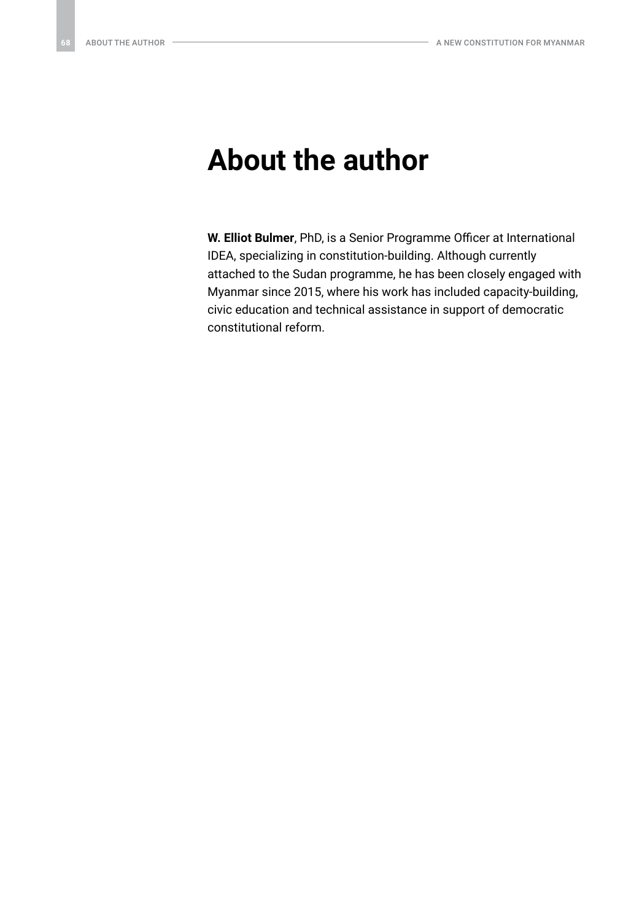# About the author

**W. Elliot Bulmer**, PhD, is a Senior Programme Officer at International IDEA, specializing in constitution-building. Although currently attached to the Sudan programme, he has been closely engaged with Myanmar since 2015, where his work has included capacity-building, civic education and technical assistance in support of democratic constitutional reform.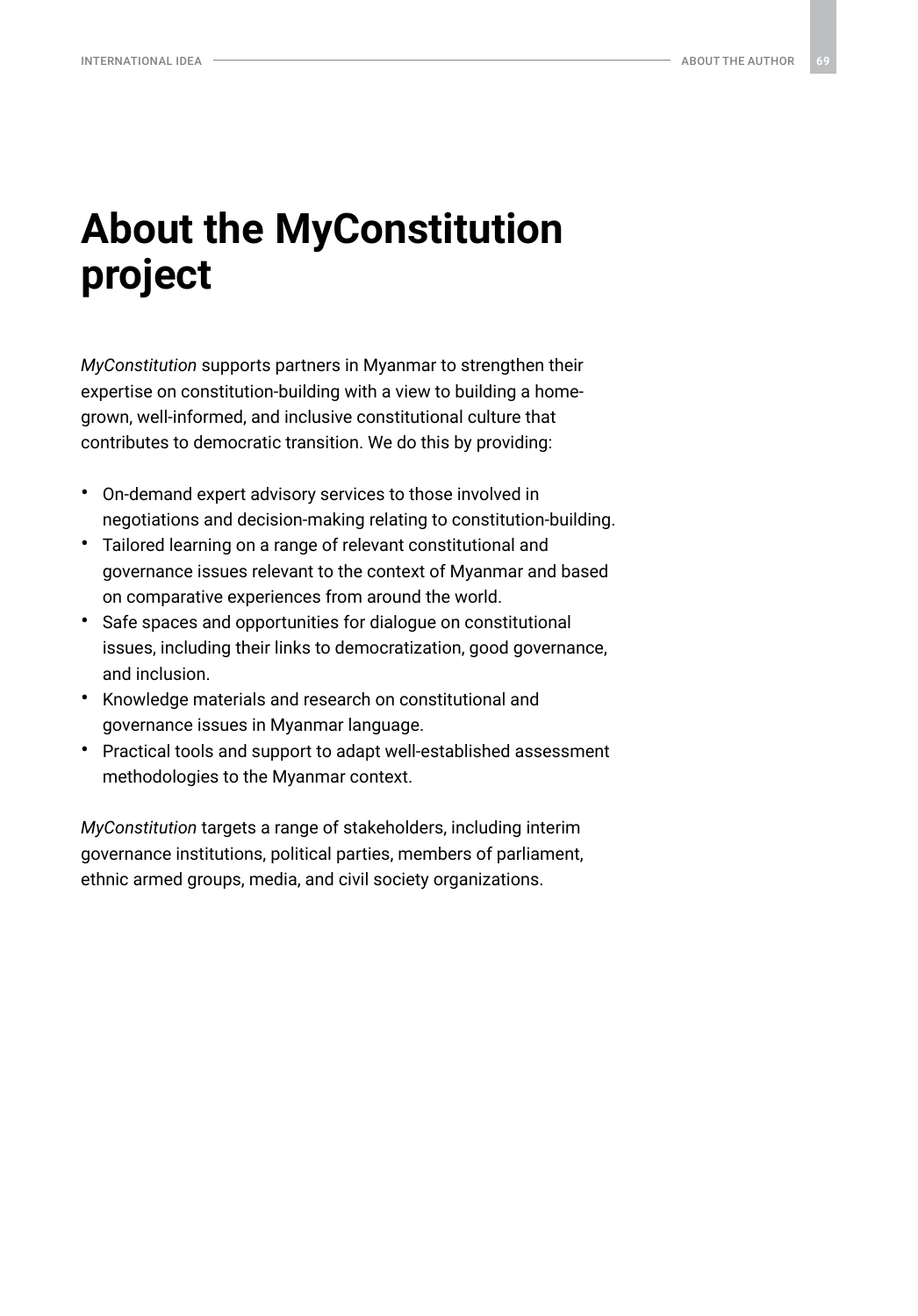# About the MyConstitution project

*MyConstitution* supports partners in Myanmar to strengthen their expertise on constitution-building with a view to building a home-grown, well-informed, and inclusive constitutional culture that contributes to democratic transition. We do this by providing:

- On-demand expert advisory services to those involved in negotiations and decision-making relating to constitution-building.
- Tailored learning on a range of relevant constitutional and governance issues relevant to the context of Myanmar and based on comparative experiences from around the world.
- Safe spaces and opportunities for dialogue on constitutional issues, including their links to democratization, good governance, and inclusion.
- Knowledge materials and research on constitutional and governance issues in Myanmar language.
- Practical tools and support to adapt well-established assessment methodologies to the Myanmar context.

*MyConstitution* targets a range of stakeholders, including interim governance institutions, political parties, members of parliament, ethnic armed groups, media, and civil society organizations.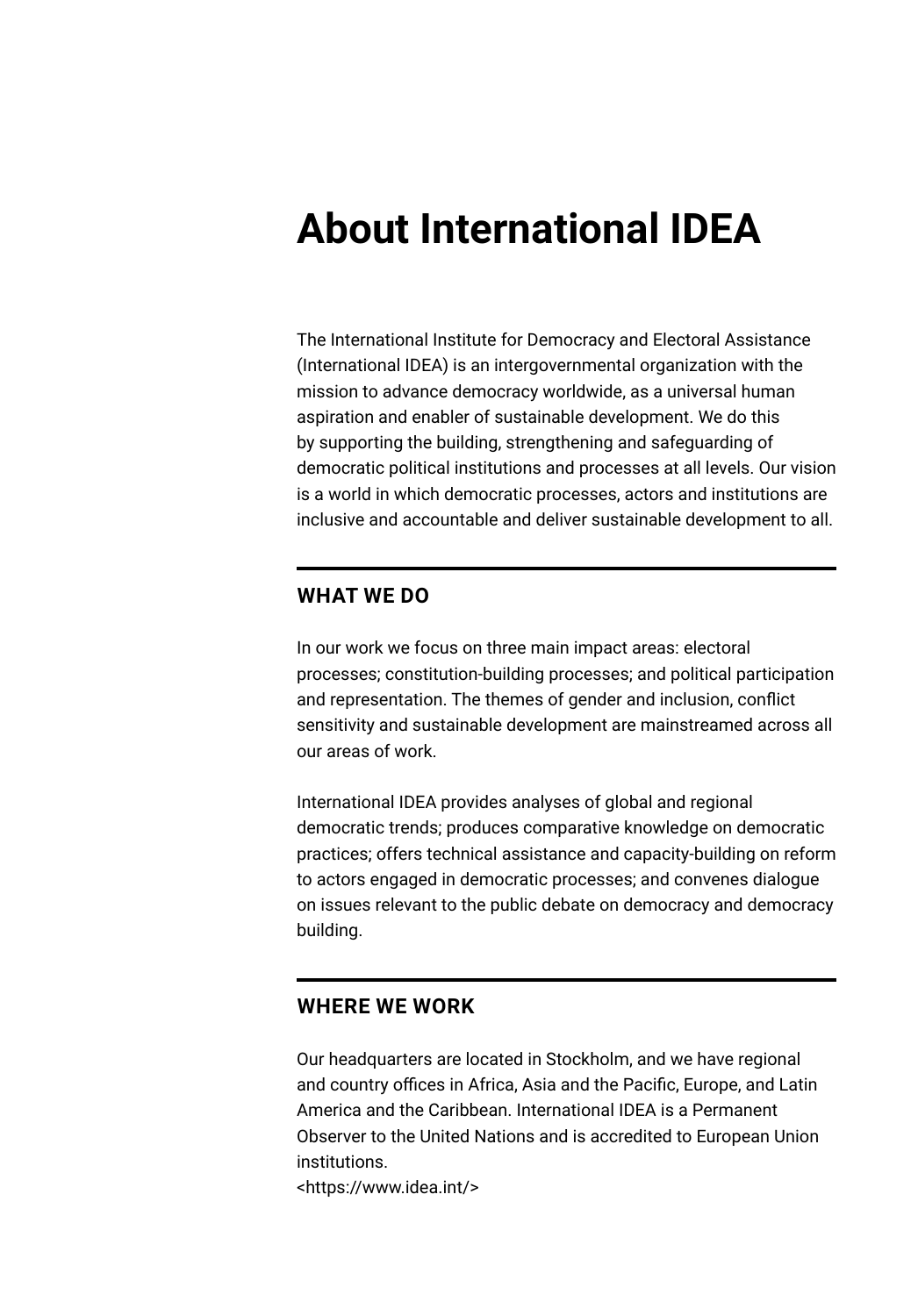# About International IDEA

The International Institute for Democracy and Electoral Assistance (International IDEA) is an intergovernmental organization with the mission to advance democracy worldwide, as a universal human aspiration and enabler of sustainable development. We do this by supporting the building, strengthening and safeguarding of democratic political institutions and processes at all levels. Our vision is a world in which democratic processes, actors and institutions are inclusive and accountable and deliver sustainable development to all.

## WHAT WE DO

In our work we focus on three main impact areas: electoral processes; constitution-building processes; and political participation and representation. The themes of gender and inclusion, conflict sensitivity and sustainable development are mainstreamed across all our areas of work.

International IDEA provides analyses of global and regional democratic trends; produces comparative knowledge on democratic practices; offers technical assistance and capacity-building on reform to actors engaged in democratic processes; and convenes dialogue on issues relevant to the public debate on democracy and democracy building.

## WHERE WE WORK

Our headquarters are located in Stockholm, and we have regional and country offices in Africa, Asia and the Pacific, Europe, and Latin America and the Caribbean. International IDEA is a Permanent Observer to the United Nations and is accredited to European Union institutions.
<https://www.idea.int/>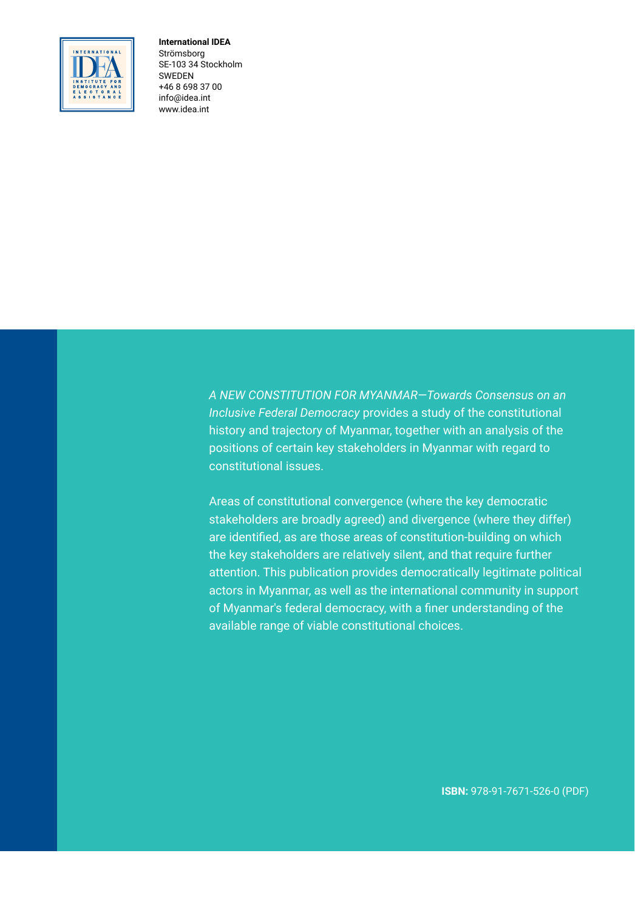**International IDEA**
Strömsborg
SE-103 34 Stockholm
SWEDEN
+46 8 698 37 00
info@idea.int
www.idea.int

*A NEW CONSTITUTION FOR MYANMAR—Towards Consensus on an Inclusive Federal Democracy* provides a study of the constitutional history and trajectory of Myanmar, together with an analysis of the positions of certain key stakeholders in Myanmar with regard to constitutional issues.

Areas of constitutional convergence (where the key democratic stakeholders are broadly agreed) and divergence (where they differ) are identified, as are those areas of constitution-building on which the key stakeholders are relatively silent, and that require further attention. This publication provides democratically legitimate political actors in Myanmar, as well as the international community in support of Myanmar's federal democracy, with a finer understanding of the available range of viable constitutional choices.

**ISBN:** 978-91-7671-526-0 (PDF)